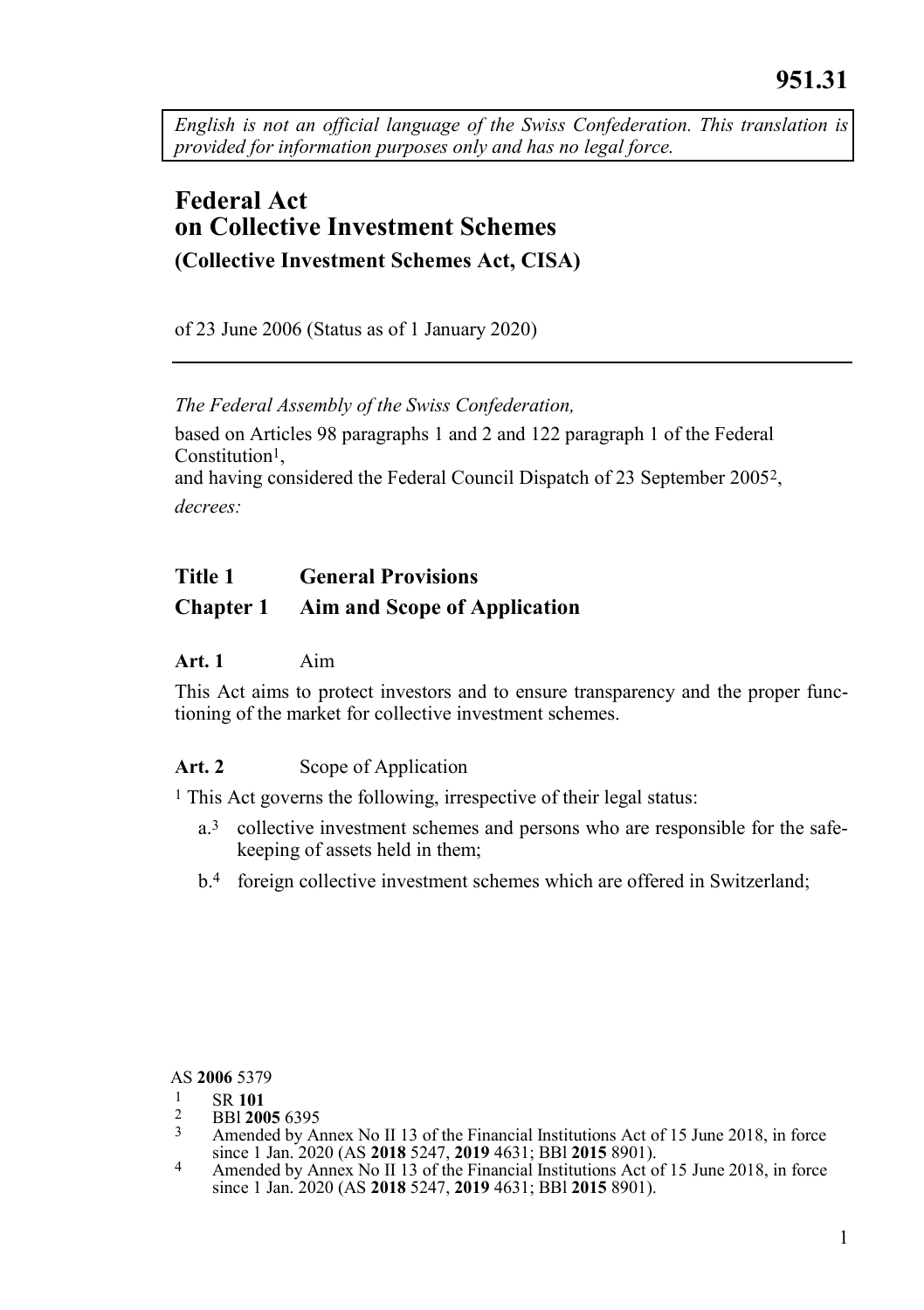951.31

*English is not an official language of the Swiss Confederation. This translation is provided for information purposes only and has no legal force.*

# Federal Act on Collective Investment Schemes

## (Collective Investment Schemes Act, CISA)

of 23 June 2006 (Status as of 1 January 2020)

---

*The Federal Assembly of the Swiss Confederation,*

based on Articles 98 paragraphs 1 and 2 and 122 paragraph 1 of the Federal Constitution[1],
and having considered the Federal Council Dispatch of 23 September 2005[2],

*decrees:*

## Title 1 General Provisions

## Chapter 1 Aim and Scope of Application

### Art. 1 Aim

This Act aims to protect investors and to ensure transparency and the proper functioning of the market for collective investment schemes.

### Art. 2 Scope of Application

[1] This Act governs the following, irrespective of their legal status:

a.[3] collective investment schemes and persons who are responsible for the safekeeping of assets held in them;

b.[4] foreign collective investment schemes which are offered in Switzerland;

---

AS **2006** 5379

[1] SR **101**

[2] BBl **2005** 6395

[3] Amended by Annex No II 13 of the Financial Institutions Act of 15 June 2018, in force since 1 Jan. 2020 (AS **2018** 5247, **2019** 4631; BBl **2015** 8901).

[4] Amended by Annex No II 13 of the Financial Institutions Act of 15 June 2018, in force since 1 Jan. 2020 (AS **2018** 5247, **2019** 4631; BBl **2015** 8901).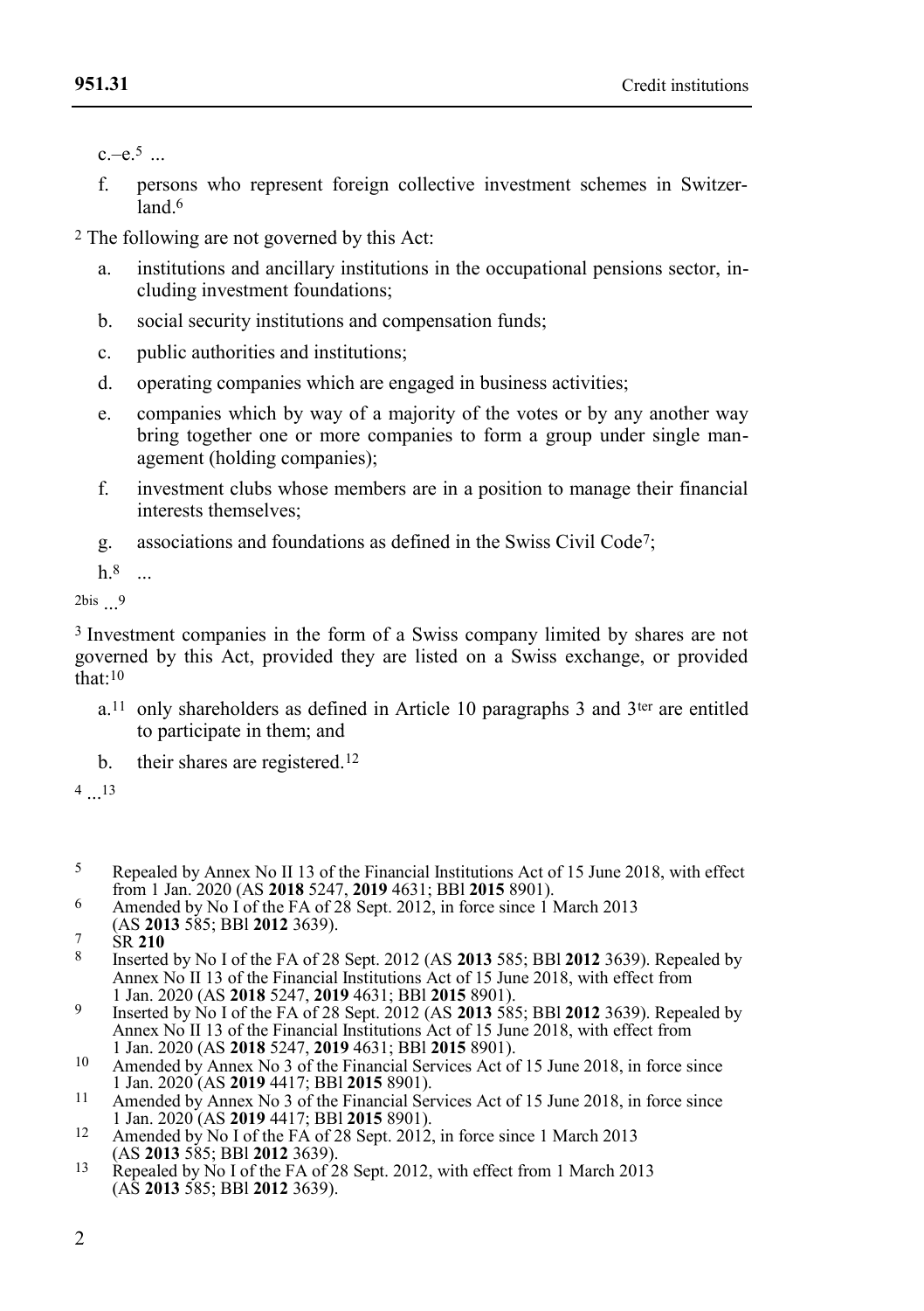c.–e.[5] ...

f. persons who represent foreign collective investment schemes in Switzerland.[6]

[2] The following are not governed by this Act:

a. institutions and ancillary institutions in the occupational pensions sector, including investment foundations;

b. social security institutions and compensation funds;

c. public authorities and institutions;

d. operating companies which are engaged in business activities;

e. companies which by way of a majority of the votes or by any another way bring together one or more companies to form a group under single management (holding companies);

f. investment clubs whose members are in a position to manage their financial interests themselves;

g. associations and foundations as defined in the Swiss Civil Code[7];

h.[8] ...

[2bis] ...[9]

[3] Investment companies in the form of a Swiss company limited by shares are not governed by this Act, provided they are listed on a Swiss exchange, or provided that:[10]

a.[11] only shareholders as defined in Article 10 paragraphs 3 and 3[ter] are entitled to participate in them; and

b. their shares are registered.[12]

[4] ...[13]

---

[5] Repealed by Annex No II 13 of the Financial Institutions Act of 15 June 2018, with effect from 1 Jan. 2020 (AS **2018** 5247, **2019** 4631; BBl **2015** 8901).

[6] Amended by No I of the FA of 28 Sept. 2012, in force since 1 March 2013 (AS **2013** 585; BBl **2012** 3639).

[7] SR **210**

[8] Inserted by No I of the FA of 28 Sept. 2012 (AS **2013** 585; BBl **2012** 3639). Repealed by Annex No II 13 of the Financial Institutions Act of 15 June 2018, with effect from 1 Jan. 2020 (AS **2018** 5247, **2019** 4631; BBl **2015** 8901).

[9] Inserted by No I of the FA of 28 Sept. 2012 (AS **2013** 585; BBl **2012** 3639). Repealed by Annex No II 13 of the Financial Institutions Act of 15 June 2018, with effect from 1 Jan. 2020 (AS **2018** 5247, **2019** 4631; BBl **2015** 8901).

[10] Amended by Annex No 3 of the Financial Services Act of 15 June 2018, in force since 1 Jan. 2020 (AS **2019** 4417; BBl **2015** 8901).

[11] Amended by Annex No 3 of the Financial Services Act of 15 June 2018, in force since 1 Jan. 2020 (AS **2019** 4417; BBl **2015** 8901).

[12] Amended by No I of the FA of 28 Sept. 2012, in force since 1 March 2013 (AS **2013** 585; BBl **2012** 3639).

[13] Repealed by No I of the FA of 28 Sept. 2012, with effect from 1 March 2013 (AS **2013** 585; BBl **2012** 3639).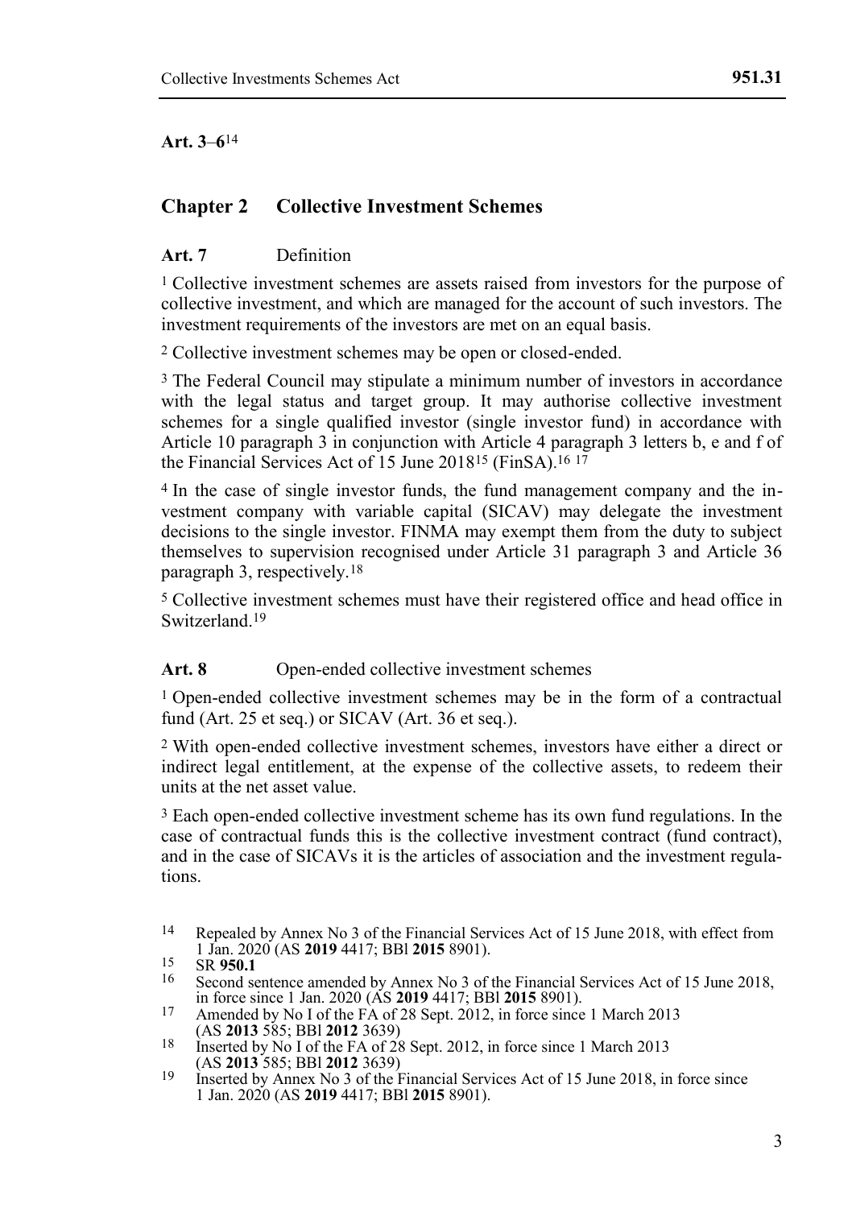**Art. 3**–**6**[14]

## Chapter 2 Collective Investment Schemes

**Art. 7** Definition

[1] Collective investment schemes are assets raised from investors for the purpose of collective investment, and which are managed for the account of such investors. The investment requirements of the investors are met on an equal basis.

[2] Collective investment schemes may be open or closed-ended.

[3] The Federal Council may stipulate a minimum number of investors in accordance with the legal status and target group. It may authorise collective investment schemes for a single qualified investor (single investor fund) in accordance with Article 10 paragraph 3 in conjunction with Article 4 paragraph 3 letters b, e and f of the Financial Services Act of 15 June 2018[15] (FinSA).[16] [17]

[4] In the case of single investor funds, the fund management company and the investment company with variable capital (SICAV) may delegate the investment decisions to the single investor. FINMA may exempt them from the duty to subject themselves to supervision recognised under Article 31 paragraph 3 and Article 36 paragraph 3, respectively.[18]

[5] Collective investment schemes must have their registered office and head office in Switzerland.[19]

**Art. 8** Open-ended collective investment schemes

[1] Open-ended collective investment schemes may be in the form of a contractual fund (Art. 25 et seq.) or SICAV (Art. 36 et seq.).

[2] With open-ended collective investment schemes, investors have either a direct or indirect legal entitlement, at the expense of the collective assets, to redeem their units at the net asset value.

[3] Each open-ended collective investment scheme has its own fund regulations. In the case of contractual funds this is the collective investment contract (fund contract), and in the case of SICAVs it is the articles of association and the investment regulations.

---

[14] Repealed by Annex No 3 of the Financial Services Act of 15 June 2018, with effect from 1 Jan. 2020 (AS **2019** 4417; BBl **2015** 8901).

[15] SR **950.1**

[16] Second sentence amended by Annex No 3 of the Financial Services Act of 15 June 2018, in force since 1 Jan. 2020 (AS **2019** 4417; BBl **2015** 8901).

[17] Amended by No I of the FA of 28 Sept. 2012, in force since 1 March 2013 (AS **2013** 585; BBl **2012** 3639)

[18] Inserted by No I of the FA of 28 Sept. 2012, in force since 1 March 2013 (AS **2013** 585; BBl **2012** 3639)

[19] Inserted by Annex No 3 of the Financial Services Act of 15 June 2018, in force since 1 Jan. 2020 (AS **2019** 4417; BBl **2015** 8901).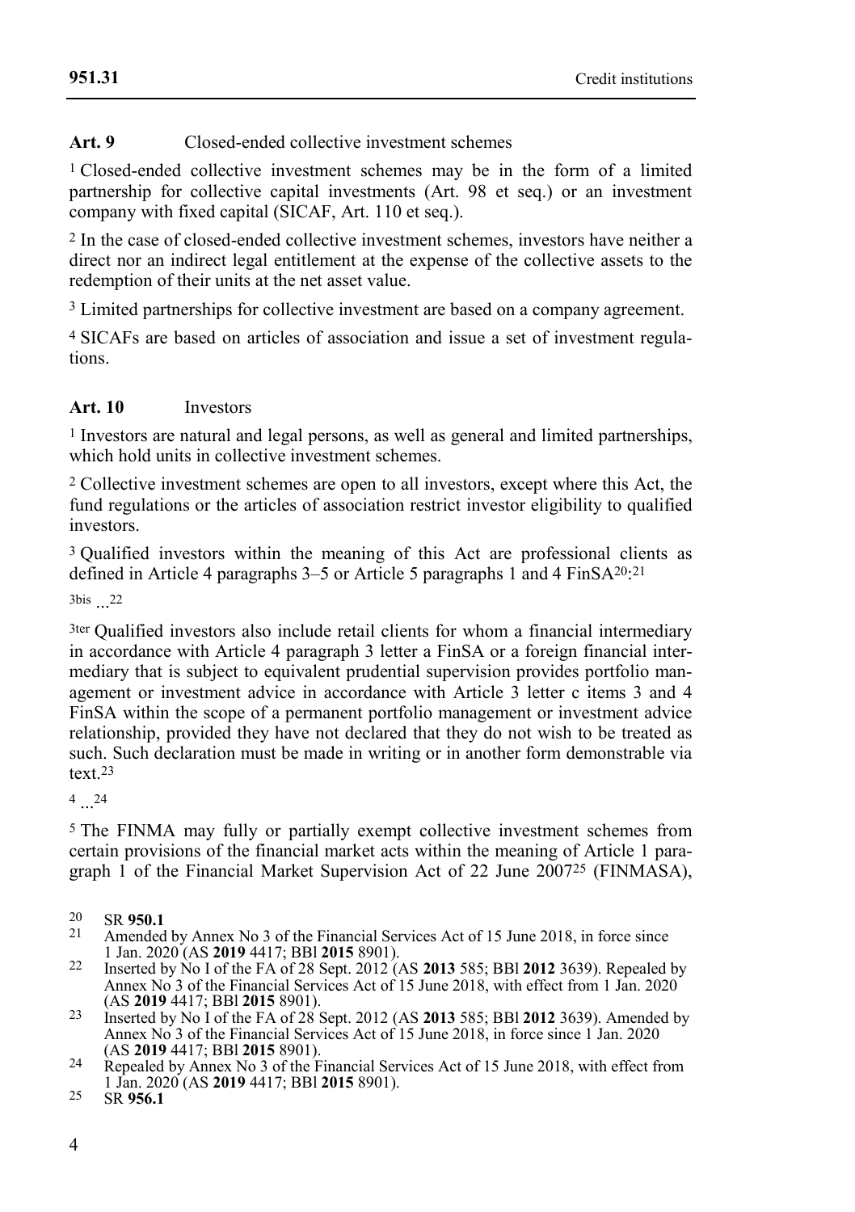**Art. 9** Closed-ended collective investment schemes

[1] Closed-ended collective investment schemes may be in the form of a limited partnership for collective capital investments (Art. 98 et seq.) or an investment company with fixed capital (SICAF, Art. 110 et seq.).

[2] In the case of closed-ended collective investment schemes, investors have neither a direct nor an indirect legal entitlement at the expense of the collective assets to the redemption of their units at the net asset value.

[3] Limited partnerships for collective investment are based on a company agreement.

[4] SICAFs are based on articles of association and issue a set of investment regulations.

**Art. 10** Investors

[1] Investors are natural and legal persons, as well as general and limited partnerships, which hold units in collective investment schemes.

[2] Collective investment schemes are open to all investors, except where this Act, the fund regulations or the articles of association restrict investor eligibility to qualified investors.

[3] Qualified investors within the meaning of this Act are professional clients as defined in Article 4 paragraphs 3–5 or Article 5 paragraphs 1 and 4 FinSA[20]:[21]

[3bis] ...[22]

[3ter] Qualified investors also include retail clients for whom a financial intermediary in accordance with Article 4 paragraph 3 letter a FinSA or a foreign financial intermediary that is subject to equivalent prudential supervision provides portfolio management or investment advice in accordance with Article 3 letter c items 3 and 4 FinSA within the scope of a permanent portfolio management or investment advice relationship, provided they have not declared that they do not wish to be treated as such. Such declaration must be made in writing or in another form demonstrable via text.[23]

[4] ...[24]

[5] The FINMA may fully or partially exempt collective investment schemes from certain provisions of the financial market acts within the meaning of Article 1 paragraph 1 of the Financial Market Supervision Act of 22 June 2007[25] (FINMASA),

---

[20] SR **950.1**

[21] Amended by Annex No 3 of the Financial Services Act of 15 June 2018, in force since 1 Jan. 2020 (AS **2019** 4417; BBl **2015** 8901).

[22] Inserted by No I of the FA of 28 Sept. 2012 (AS **2013** 585; BBl **2012** 3639). Repealed by Annex No 3 of the Financial Services Act of 15 June 2018, with effect from 1 Jan. 2020 (AS **2019** 4417; BBl **2015** 8901).

[23] Inserted by No I of the FA of 28 Sept. 2012 (AS **2013** 585; BBl **2012** 3639). Amended by Annex No 3 of the Financial Services Act of 15 June 2018, in force since 1 Jan. 2020 (AS **2019** 4417; BBl **2015** 8901).

[24] Repealed by Annex No 3 of the Financial Services Act of 15 June 2018, with effect from 1 Jan. 2020 (AS **2019** 4417; BBl **2015** 8901).

[25] SR **956.1**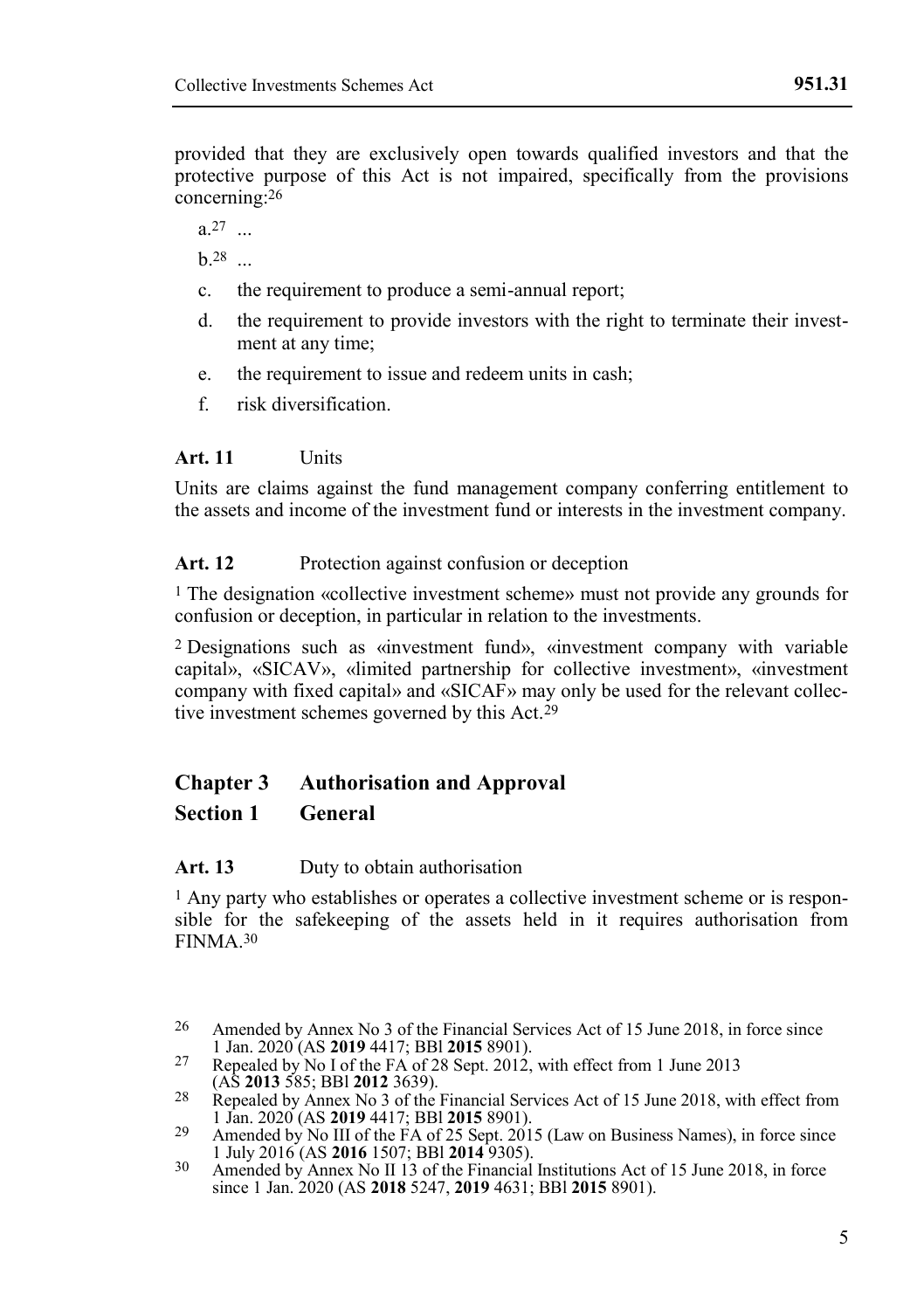provided that they are exclusively open towards qualified investors and that the protective purpose of this Act is not impaired, specifically from the provisions concerning:[26]

a.[27] ...

b.[28] ...

c. the requirement to produce a semi-annual report;

d. the requirement to provide investors with the right to terminate their investment at any time;

e. the requirement to issue and redeem units in cash;

f. risk diversification.

**Art. 11** Units

Units are claims against the fund management company conferring entitlement to the assets and income of the investment fund or interests in the investment company.

**Art. 12** Protection against confusion or deception

[1] The designation «collective investment scheme» must not provide any grounds for confusion or deception, in particular in relation to the investments.

[2] Designations such as «investment fund», «investment company with variable capital», «SICAV», «limited partnership for collective investment», «investment company with fixed capital» and «SICAF» may only be used for the relevant collective investment schemes governed by this Act.[29]

## Chapter 3 Authorisation and Approval

## Section 1 General

**Art. 13** Duty to obtain authorisation

[1] Any party who establishes or operates a collective investment scheme or is responsible for the safekeeping of the assets held in it requires authorisation from FINMA.[30]

---

[26] Amended by Annex No 3 of the Financial Services Act of 15 June 2018, in force since 1 Jan. 2020 (AS **2019** 4417; BBl **2015** 8901).

[27] Repealed by No I of the FA of 28 Sept. 2012, with effect from 1 June 2013 (AS **2013** 585; BBl **2012** 3639).

[28] Repealed by Annex No 3 of the Financial Services Act of 15 June 2018, with effect from 1 Jan. 2020 (AS **2019** 4417; BBl **2015** 8901).

[29] Amended by No III of the FA of 25 Sept. 2015 (Law on Business Names), in force since 1 July 2016 (AS **2016** 1507; BBl **2014** 9305).

[30] Amended by Annex No II 13 of the Financial Institutions Act of 15 June 2018, in force since 1 Jan. 2020 (AS **2018** 5247, **2019** 4631; BBl **2015** 8901).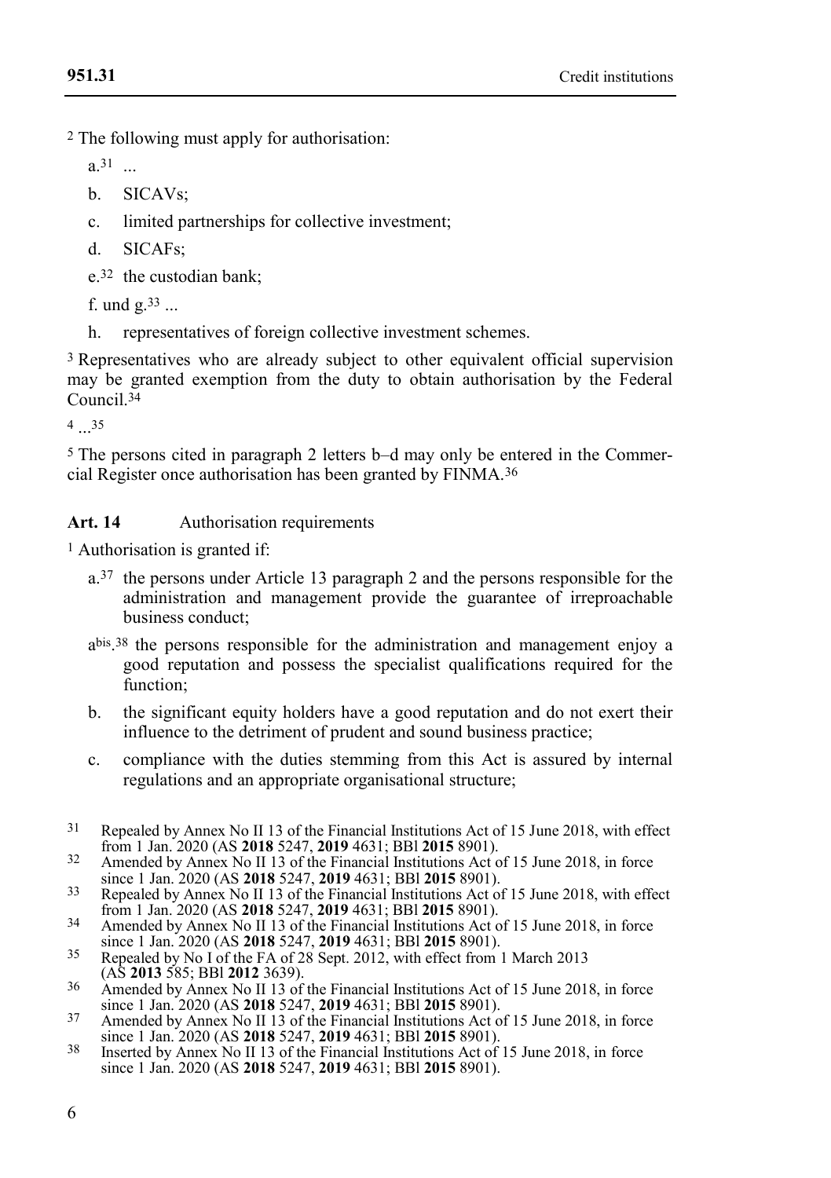[2] The following must apply for authorisation:

a.[31] ...

b. SICAVs;

c. limited partnerships for collective investment;

d. SICAFs;

e.[32] the custodian bank;

f. und g.[33] ...

h. representatives of foreign collective investment schemes.

[3] Representatives who are already subject to other equivalent official supervision may be granted exemption from the duty to obtain authorisation by the Federal Council.[34]

[4] ...[35]

[5] The persons cited in paragraph 2 letters b–d may only be entered in the Commercial Register once authorisation has been granted by FINMA.[36]

**Art. 14** Authorisation requirements

[1] Authorisation is granted if:

a.[37] the persons under Article 13 paragraph 2 and the persons responsible for the administration and management provide the guarantee of irreproachable business conduct;

a^bis.[38] the persons responsible for the administration and management enjoy a good reputation and possess the specialist qualifications required for the function;

b. the significant equity holders have a good reputation and do not exert their influence to the detriment of prudent and sound business practice;

c. compliance with the duties stemming from this Act is assured by internal regulations and an appropriate organisational structure;

---

[31] Repealed by Annex No II 13 of the Financial Institutions Act of 15 June 2018, with effect from 1 Jan. 2020 (AS **2018** 5247, **2019** 4631; BBl **2015** 8901).

[32] Amended by Annex No II 13 of the Financial Institutions Act of 15 June 2018, in force since 1 Jan. 2020 (AS **2018** 5247, **2019** 4631; BBl **2015** 8901).

[33] Repealed by Annex No II 13 of the Financial Institutions Act of 15 June 2018, with effect from 1 Jan. 2020 (AS **2018** 5247, **2019** 4631; BBl **2015** 8901).

[34] Amended by Annex No II 13 of the Financial Institutions Act of 15 June 2018, in force since 1 Jan. 2020 (AS **2018** 5247, **2019** 4631; BBl **2015** 8901).

[35] Repealed by No I of the FA of 28 Sept. 2012, with effect from 1 March 2013 (AS **2013** 585; BBl **2012** 3639).

[36] Amended by Annex No II 13 of the Financial Institutions Act of 15 June 2018, in force since 1 Jan. 2020 (AS **2018** 5247, **2019** 4631; BBl **2015** 8901).

[37] Amended by Annex No II 13 of the Financial Institutions Act of 15 June 2018, in force since 1 Jan. 2020 (AS **2018** 5247, **2019** 4631; BBl **2015** 8901).

[38] Inserted by Annex No II 13 of the Financial Institutions Act of 15 June 2018, in force since 1 Jan. 2020 (AS **2018** 5247, **2019** 4631; BBl **2015** 8901).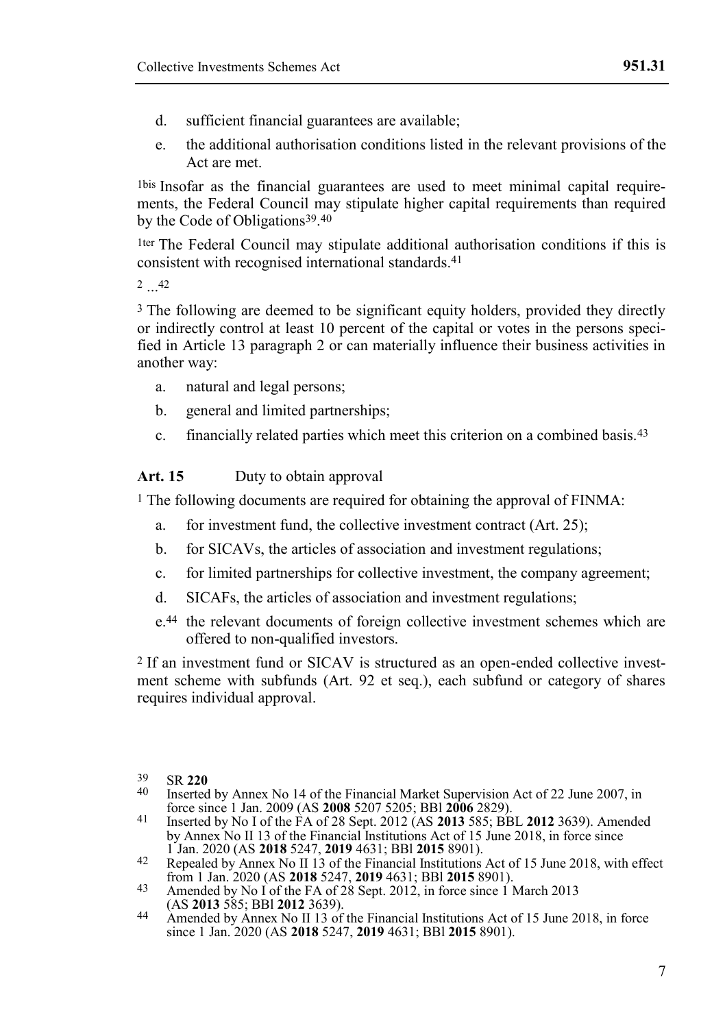d. sufficient financial guarantees are available;

e. the additional authorisation conditions listed in the relevant provisions of the Act are met.

1bis Insofar as the financial guarantees are used to meet minimal capital requirements, the Federal Council may stipulate higher capital requirements than required by the Code of Obligations[39].[40]

1ter The Federal Council may stipulate additional authorisation conditions if this is consistent with recognised international standards.[41]

2 ...[42]

3 The following are deemed to be significant equity holders, provided they directly or indirectly control at least 10 percent of the capital or votes in the persons specified in Article 13 paragraph 2 or can materially influence their business activities in another way:

a. natural and legal persons;

b. general and limited partnerships;

c. financially related parties which meet this criterion on a combined basis.[43]

**Art. 15** Duty to obtain approval

1 The following documents are required for obtaining the approval of FINMA:

a. for investment fund, the collective investment contract (Art. 25);

b. for SICAVs, the articles of association and investment regulations;

c. for limited partnerships for collective investment, the company agreement;

d. SICAFs, the articles of association and investment regulations;

e.[44] the relevant documents of foreign collective investment schemes which are offered to non-qualified investors.

2 If an investment fund or SICAV is structured as an open-ended collective investment scheme with subfunds (Art. 92 et seq.), each subfund or category of shares requires individual approval.

---

39 SR **220**

40 Inserted by Annex No 14 of the Financial Market Supervision Act of 22 June 2007, in force since 1 Jan. 2009 (AS **2008** 5207 5205; BBl **2006** 2829).

41 Inserted by No I of the FA of 28 Sept. 2012 (AS **2013** 585; BBL **2012** 3639). Amended by Annex No II 13 of the Financial Institutions Act of 15 June 2018, in force since 1 Jan. 2020 (AS **2018** 5247, **2019** 4631; BBl **2015** 8901).

42 Repealed by Annex No II 13 of the Financial Institutions Act of 15 June 2018, with effect from 1 Jan. 2020 (AS **2018** 5247, **2019** 4631; BBl **2015** 8901).

43 Amended by No I of the FA of 28 Sept. 2012, in force since 1 March 2013 (AS **2013** 585; BBl **2012** 3639).

44 Amended by Annex No II 13 of the Financial Institutions Act of 15 June 2018, in force since 1 Jan. 2020 (AS **2018** 5247, **2019** 4631; BBl **2015** 8901).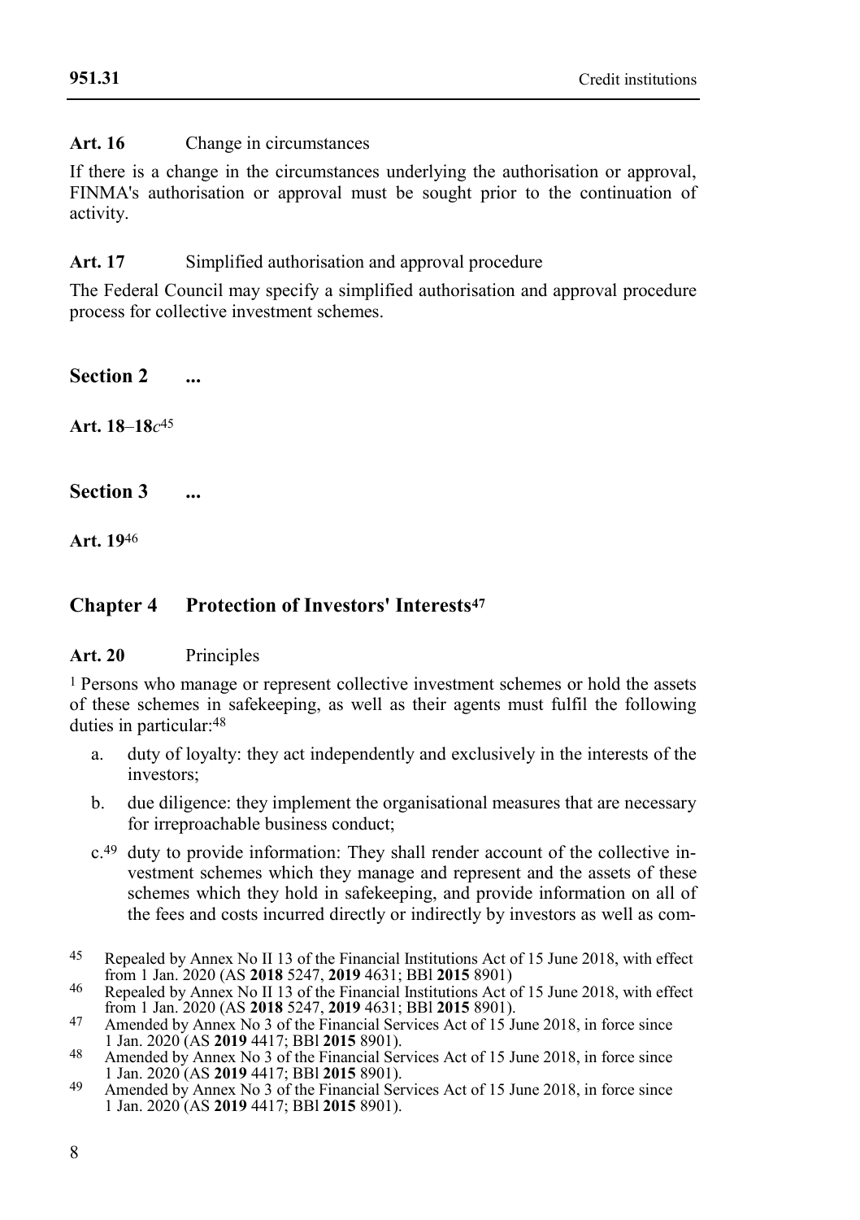**Art. 16** Change in circumstances

If there is a change in the circumstances underlying the authorisation or approval, FINMA's authorisation or approval must be sought prior to the continuation of activity.

**Art. 17** Simplified authorisation and approval procedure

The Federal Council may specify a simplified authorisation and approval procedure process for collective investment schemes.

## Section 2 ...

**Art. 18**–**18*c***[45]

## Section 3 ...

**Art. 19**[46]

# Chapter 4 Protection of Investors' Interests[47]

**Art. 20** Principles

[1] Persons who manage or represent collective investment schemes or hold the assets of these schemes in safekeeping, as well as their agents must fulfil the following duties in particular:[48]

a. duty of loyalty: they act independently and exclusively in the interests of the investors;

b. due diligence: they implement the organisational measures that are necessary for irreproachable business conduct;

c.[49] duty to provide information: They shall render account of the collective investment schemes which they manage and represent and the assets of these schemes which they hold in safekeeping, and provide information on all of the fees and costs incurred directly or indirectly by investors as well as com-

[45] Repealed by Annex No II 13 of the Financial Institutions Act of 15 June 2018, with effect from 1 Jan. 2020 (AS **2018** 5247, **2019** 4631; BBl **2015** 8901)

[46] Repealed by Annex No II 13 of the Financial Institutions Act of 15 June 2018, with effect from 1 Jan. 2020 (AS **2018** 5247, **2019** 4631; BBl **2015** 8901).

[47] Amended by Annex No 3 of the Financial Services Act of 15 June 2018, in force since 1 Jan. 2020 (AS **2019** 4417; BBl **2015** 8901).

[48] Amended by Annex No 3 of the Financial Services Act of 15 June 2018, in force since 1 Jan. 2020 (AS **2019** 4417; BBl **2015** 8901).

[49] Amended by Annex No 3 of the Financial Services Act of 15 June 2018, in force since 1 Jan. 2020 (AS **2019** 4417; BBl **2015** 8901).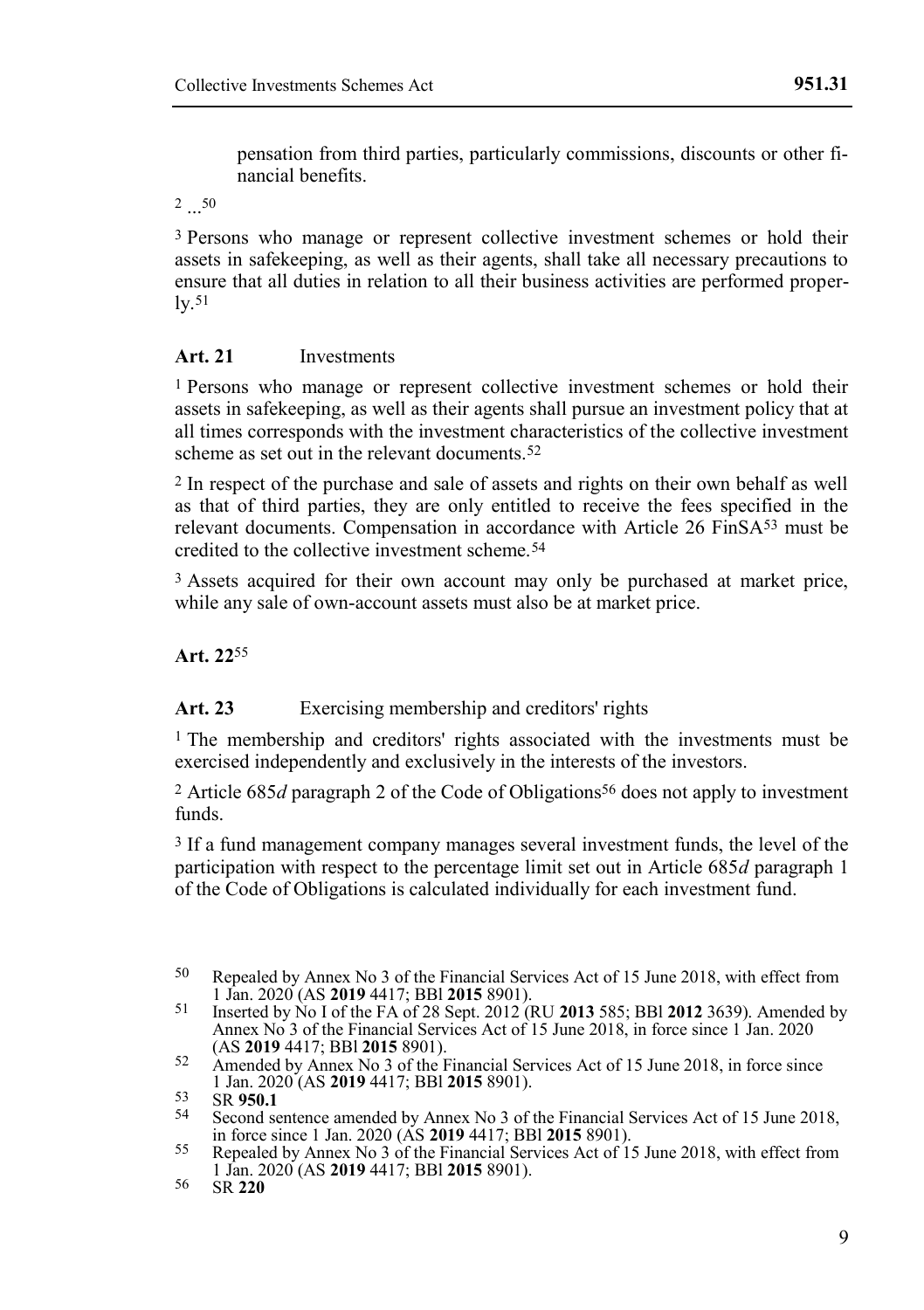pensation from third parties, particularly commissions, discounts or other financial benefits.

[2] ...[50]

[3] Persons who manage or represent collective investment schemes or hold their assets in safekeeping, as well as their agents, shall take all necessary precautions to ensure that all duties in relation to all their business activities are performed properly.[51]

**Art. 21** Investments

[1] Persons who manage or represent collective investment schemes or hold their assets in safekeeping, as well as their agents shall pursue an investment policy that at all times corresponds with the investment characteristics of the collective investment scheme as set out in the relevant documents.[52]

[2] In respect of the purchase and sale of assets and rights on their own behalf as well as that of third parties, they are only entitled to receive the fees specified in the relevant documents. Compensation in accordance with Article 26 FinSA[53] must be credited to the collective investment scheme.[54]

[3] Assets acquired for their own account may only be purchased at market price, while any sale of own-account assets must also be at market price.

**Art. 22**[55]

**Art. 23** Exercising membership and creditors' rights

[1] The membership and creditors' rights associated with the investments must be exercised independently and exclusively in the interests of the investors.

[2] Article 685*d* paragraph 2 of the Code of Obligations[56] does not apply to investment funds.

[3] If a fund management company manages several investment funds, the level of the participation with respect to the percentage limit set out in Article 685*d* paragraph 1 of the Code of Obligations is calculated individually for each investment fund.

---

50 Repealed by Annex No 3 of the Financial Services Act of 15 June 2018, with effect from 1 Jan. 2020 (AS **2019** 4417; BBl **2015** 8901).

51 Inserted by No I of the FA of 28 Sept. 2012 (RU **2013** 585; BBl **2012** 3639). Amended by Annex No 3 of the Financial Services Act of 15 June 2018, in force since 1 Jan. 2020 (AS **2019** 4417; BBl **2015** 8901).

52 Amended by Annex No 3 of the Financial Services Act of 15 June 2018, in force since 1 Jan. 2020 (AS **2019** 4417; BBl **2015** 8901).

53 SR **950.1**

54 Second sentence amended by Annex No 3 of the Financial Services Act of 15 June 2018, in force since 1 Jan. 2020 (AS **2019** 4417; BBl **2015** 8901).

55 Repealed by Annex No 3 of the Financial Services Act of 15 June 2018, with effect from 1 Jan. 2020 (AS **2019** 4417; BBl **2015** 8901).

56 SR **220**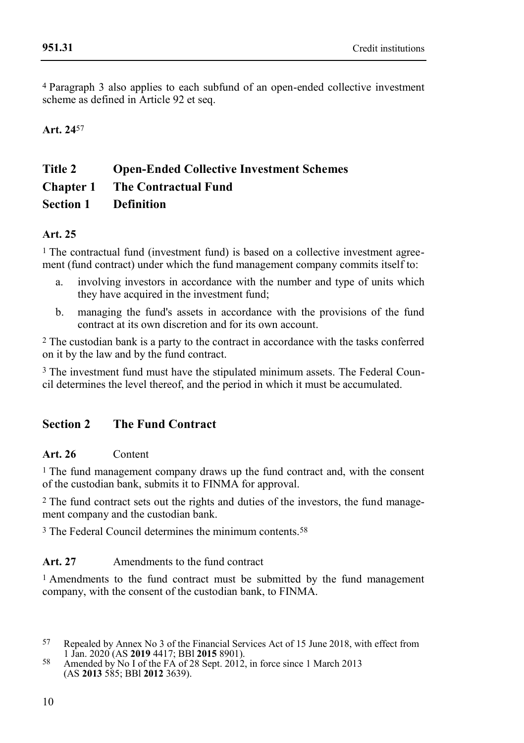[4] Paragraph 3 also applies to each subfund of an open-ended collective investment scheme as defined in Article 92 et seq.

**Art. 24**[57]

# Title 2 Open-Ended Collective Investment Schemes

## Chapter 1 The Contractual Fund

### Section 1 Definition

**Art. 25**

[1] The contractual fund (investment fund) is based on a collective investment agreement (fund contract) under which the fund management company commits itself to:

a. involving investors in accordance with the number and type of units which they have acquired in the investment fund;

b. managing the fund's assets in accordance with the provisions of the fund contract at its own discretion and for its own account.

[2] The custodian bank is a party to the contract in accordance with the tasks conferred on it by the law and by the fund contract.

[3] The investment fund must have the stipulated minimum assets. The Federal Council determines the level thereof, and the period in which it must be accumulated.

### Section 2 The Fund Contract

**Art. 26** Content

[1] The fund management company draws up the fund contract and, with the consent of the custodian bank, submits it to FINMA for approval.

[2] The fund contract sets out the rights and duties of the investors, the fund management company and the custodian bank.

[3] The Federal Council determines the minimum contents.[58]

**Art. 27** Amendments to the fund contract

[1] Amendments to the fund contract must be submitted by the fund management company, with the consent of the custodian bank, to FINMA.

---

[57] Repealed by Annex No 3 of the Financial Services Act of 15 June 2018, with effect from 1 Jan. 2020 (AS **2019** 4417; BBl **2015** 8901).

[58] Amended by No I of the FA of 28 Sept. 2012, in force since 1 March 2013 (AS **2013** 585; BBl **2012** 3639).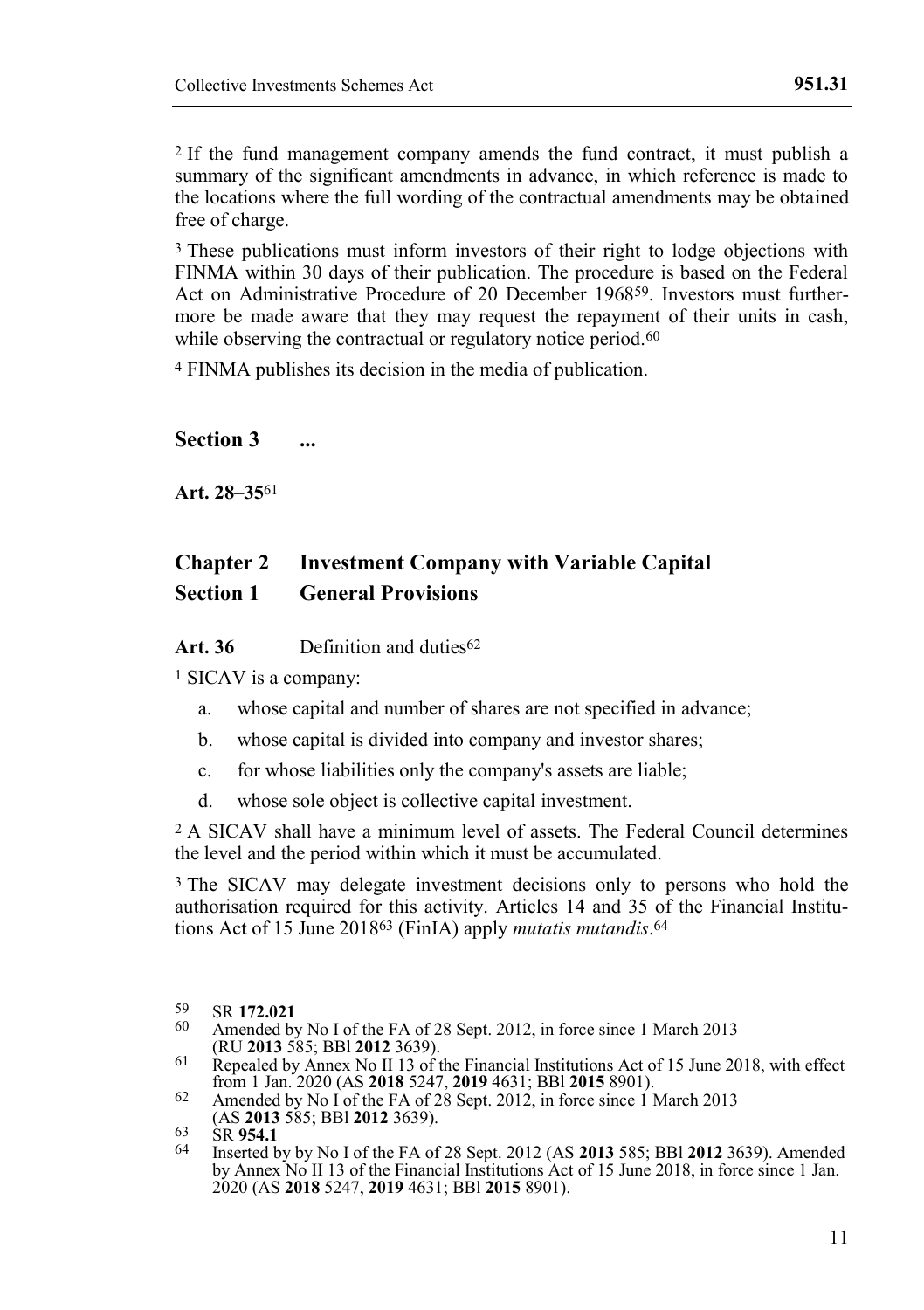[2] If the fund management company amends the fund contract, it must publish a summary of the significant amendments in advance, in which reference is made to the locations where the full wording of the contractual amendments may be obtained free of charge.

[3] These publications must inform investors of their right to lodge objections with FINMA within 30 days of their publication. The procedure is based on the Federal Act on Administrative Procedure of 20 December 1968[59]. Investors must furthermore be made aware that they may request the repayment of their units in cash, while observing the contractual or regulatory notice period.[60]

[4] FINMA publishes its decision in the media of publication.

## Section 3 ...

**Art. 28**–**35**[61]

## Chapter 2 Investment Company with Variable Capital

## Section 1 General Provisions

**Art. 36** Definition and duties[62]

[1] SICAV is a company:

a. whose capital and number of shares are not specified in advance;

b. whose capital is divided into company and investor shares;

c. for whose liabilities only the company's assets are liable;

d. whose sole object is collective capital investment.

[2] A SICAV shall have a minimum level of assets. The Federal Council determines the level and the period within which it must be accumulated.

[3] The SICAV may delegate investment decisions only to persons who hold the authorisation required for this activity. Articles 14 and 35 of the Financial Institutions Act of 15 June 2018[63] (FinIA) apply *mutatis mutandis*.[64]

---

59 SR **172.021**

60 Amended by No I of the FA of 28 Sept. 2012, in force since 1 March 2013 (RU **2013** 585; BBl **2012** 3639).

61 Repealed by Annex No II 13 of the Financial Institutions Act of 15 June 2018, with effect from 1 Jan. 2020 (AS **2018** 5247, **2019** 4631; BBl **2015** 8901).

62 Amended by No I of the FA of 28 Sept. 2012, in force since 1 March 2013 (AS **2013** 585; BBl **2012** 3639).

63 SR **954.1**

64 Inserted by by No I of the FA of 28 Sept. 2012 (AS **2013** 585; BBl **2012** 3639). Amended by Annex No II 13 of the Financial Institutions Act of 15 June 2018, in force since 1 Jan. 2020 (AS **2018** 5247, **2019** 4631; BBl **2015** 8901).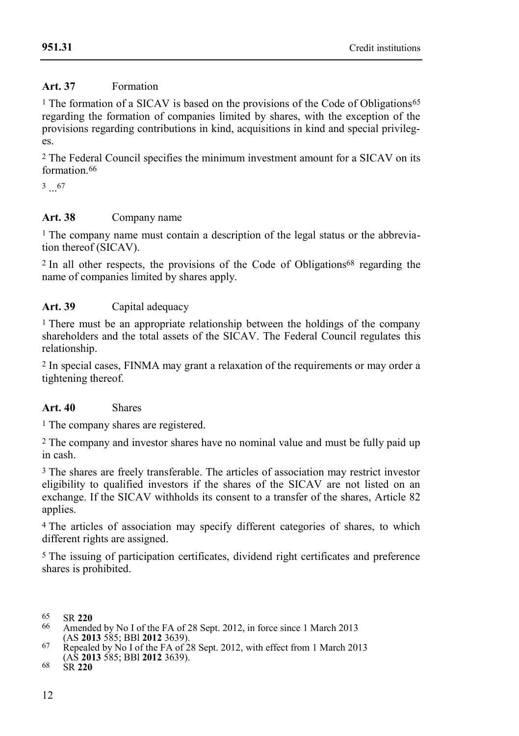**Art. 37** Formation

[1] The formation of a SICAV is based on the provisions of the Code of Obligations[65] regarding the formation of companies limited by shares, with the exception of the provisions regarding contributions in kind, acquisitions in kind and special privileges.

[2] The Federal Council specifies the minimum investment amount for a SICAV on its formation.[66]

[3] ...[67]

**Art. 38** Company name

[1] The company name must contain a description of the legal status or the abbreviation thereof (SICAV).

[2] In all other respects, the provisions of the Code of Obligations[68] regarding the name of companies limited by shares apply.

**Art. 39** Capital adequacy

[1] There must be an appropriate relationship between the holdings of the company shareholders and the total assets of the SICAV. The Federal Council regulates this relationship.

[2] In special cases, FINMA may grant a relaxation of the requirements or may order a tightening thereof.

**Art. 40** Shares

[1] The company shares are registered.

[2] The company and investor shares have no nominal value and must be fully paid up in cash.

[3] The shares are freely transferable. The articles of association may restrict investor eligibility to qualified investors if the shares of the SICAV are not listed on an exchange. If the SICAV withholds its consent to a transfer of the shares, Article 82 applies.

[4] The articles of association may specify different categories of shares, to which different rights are assigned.

[5] The issuing of participation certificates, dividend right certificates and preference shares is prohibited.

---

65 SR **220**

66 Amended by No I of the FA of 28 Sept. 2012, in force since 1 March 2013 (AS **2013** 585; BBl **2012** 3639).

67 Repealed by No I of the FA of 28 Sept. 2012, with effect from 1 March 2013 (AS **2013** 585; BBl **2012** 3639).

68 SR **220**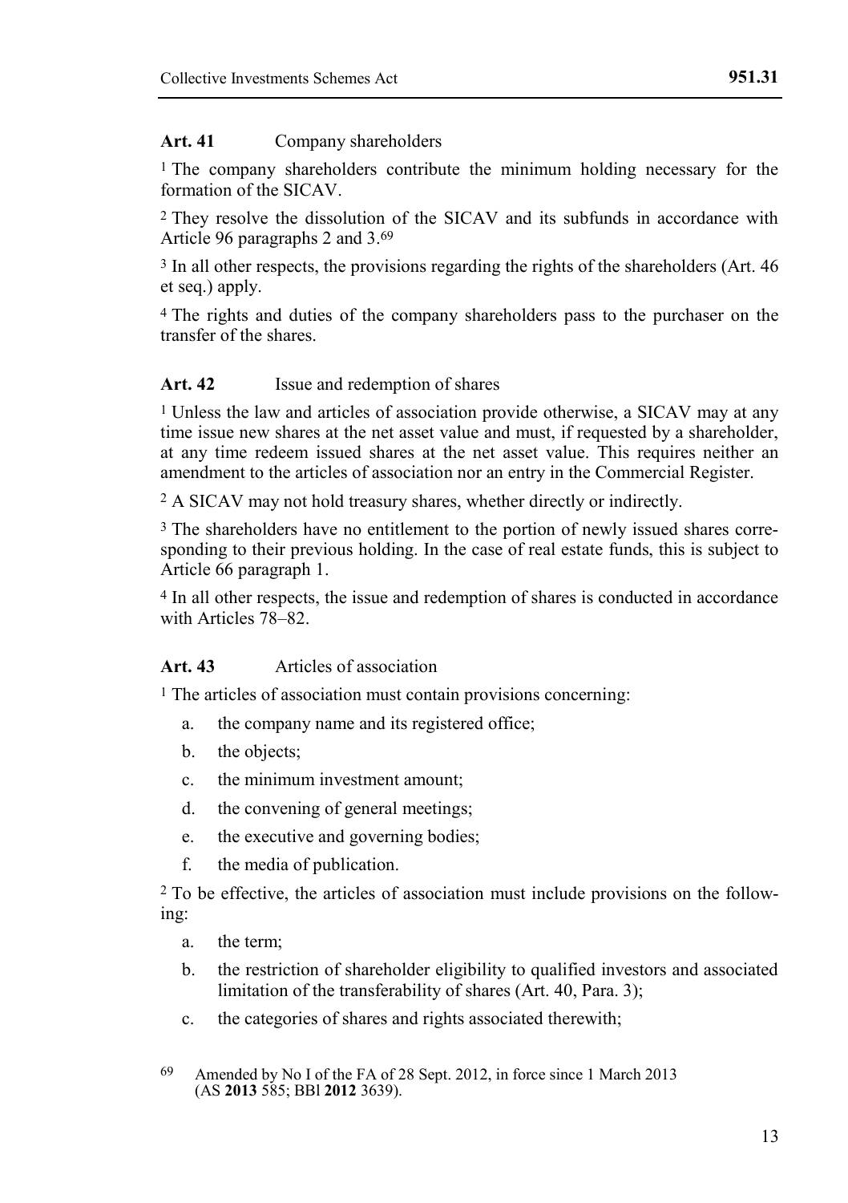**Art. 41** Company shareholders

[1] The company shareholders contribute the minimum holding necessary for the formation of the SICAV.

[2] They resolve the dissolution of the SICAV and its subfunds in accordance with Article 96 paragraphs 2 and 3.[69]

[3] In all other respects, the provisions regarding the rights of the shareholders (Art. 46 et seq.) apply.

[4] The rights and duties of the company shareholders pass to the purchaser on the transfer of the shares.

**Art. 42** Issue and redemption of shares

[1] Unless the law and articles of association provide otherwise, a SICAV may at any time issue new shares at the net asset value and must, if requested by a shareholder, at any time redeem issued shares at the net asset value. This requires neither an amendment to the articles of association nor an entry in the Commercial Register.

[2] A SICAV may not hold treasury shares, whether directly or indirectly.

[3] The shareholders have no entitlement to the portion of newly issued shares corresponding to their previous holding. In the case of real estate funds, this is subject to Article 66 paragraph 1.

[4] In all other respects, the issue and redemption of shares is conducted in accordance with Articles 78–82.

**Art. 43** Articles of association

[1] The articles of association must contain provisions concerning:

a. the company name and its registered office;
b. the objects;
c. the minimum investment amount;
d. the convening of general meetings;
e. the executive and governing bodies;
f. the media of publication.

[2] To be effective, the articles of association must include provisions on the following:

a. the term;
b. the restriction of shareholder eligibility to qualified investors and associated limitation of the transferability of shares (Art. 40, Para. 3);
c. the categories of shares and rights associated therewith;

[69] Amended by No I of the FA of 28 Sept. 2012, in force since 1 March 2013 (AS **2013** 585; BBl **2012** 3639).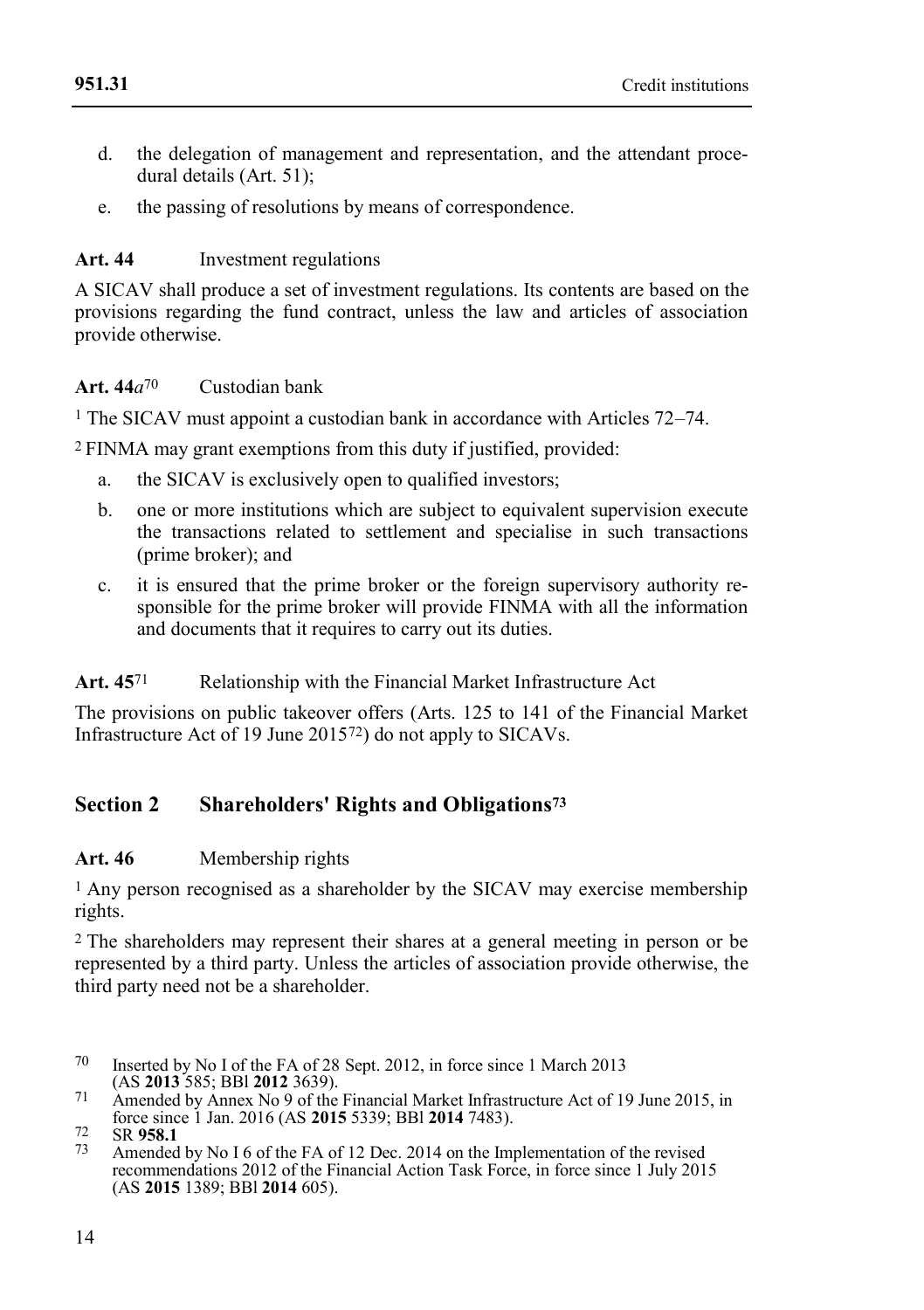d. the delegation of management and representation, and the attendant procedural details (Art. 51);

e. the passing of resolutions by means of correspondence.

**Art. 44** Investment regulations

A SICAV shall produce a set of investment regulations. Its contents are based on the provisions regarding the fund contract, unless the law and articles of association provide otherwise.

**Art. 44*a***[70] Custodian bank

[1] The SICAV must appoint a custodian bank in accordance with Articles 72–74.

[2] FINMA may grant exemptions from this duty if justified, provided:

a. the SICAV is exclusively open to qualified investors;

b. one or more institutions which are subject to equivalent supervision execute the transactions related to settlement and specialise in such transactions (prime broker); and

c. it is ensured that the prime broker or the foreign supervisory authority responsible for the prime broker will provide FINMA with all the information and documents that it requires to carry out its duties.

**Art. 45**[71] Relationship with the Financial Market Infrastructure Act

The provisions on public takeover offers (Arts. 125 to 141 of the Financial Market Infrastructure Act of 19 June 2015[72]) do not apply to SICAVs.

## Section 2 Shareholders' Rights and Obligations[73]

**Art. 46** Membership rights

[1] Any person recognised as a shareholder by the SICAV may exercise membership rights.

[2] The shareholders may represent their shares at a general meeting in person or be represented by a third party. Unless the articles of association provide otherwise, the third party need not be a shareholder.

---

70 Inserted by No I of the FA of 28 Sept. 2012, in force since 1 March 2013 (AS **2013** 585; BBl **2012** 3639).

71 Amended by Annex No 9 of the Financial Market Infrastructure Act of 19 June 2015, in force since 1 Jan. 2016 (AS **2015** 5339; BBl **2014** 7483).

72 SR **958.1**

73 Amended by No I 6 of the FA of 12 Dec. 2014 on the Implementation of the revised recommendations 2012 of the Financial Action Task Force, in force since 1 July 2015 (AS **2015** 1389; BBl **2014** 605).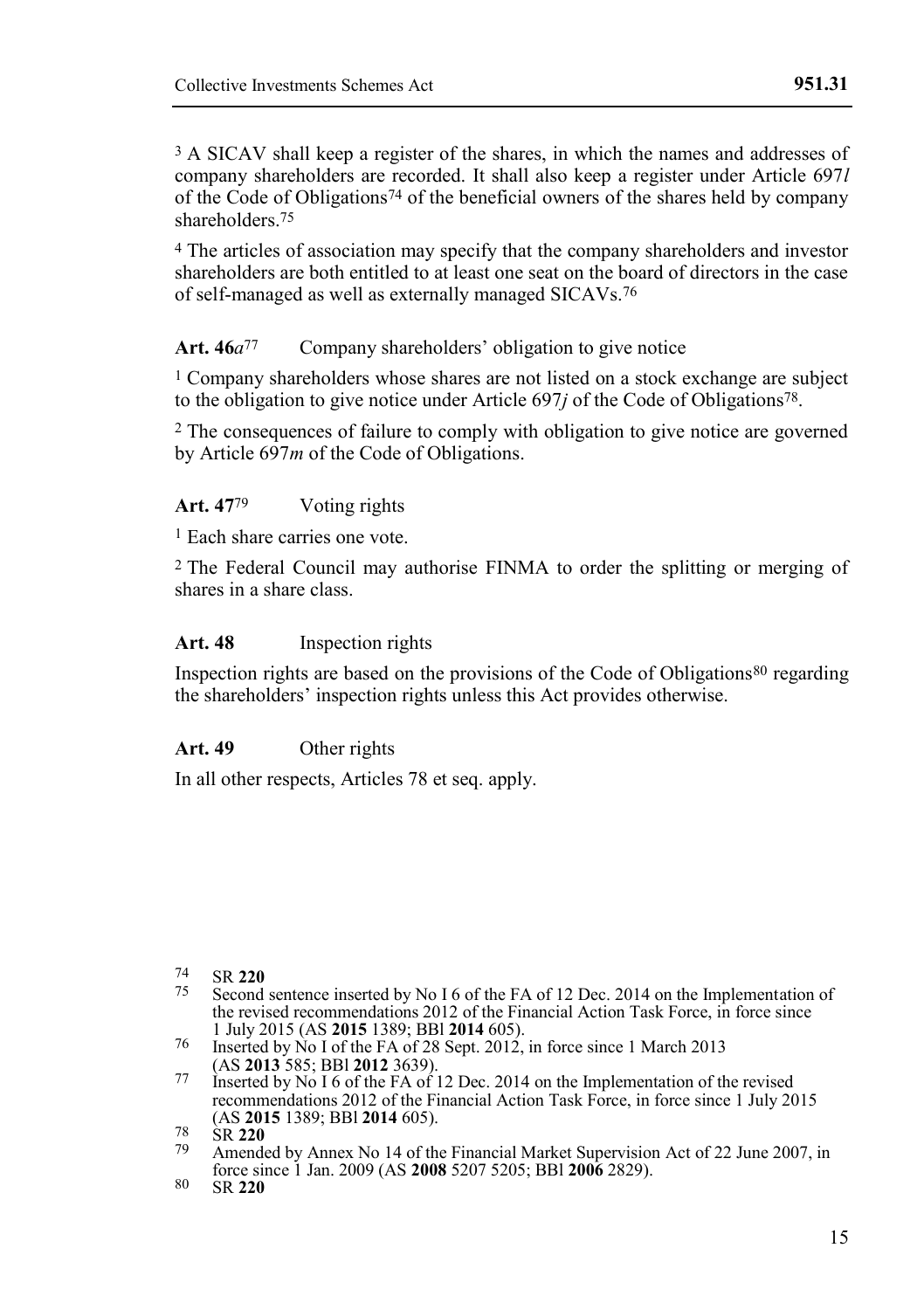[3] A SICAV shall keep a register of the shares, in which the names and addresses of company shareholders are recorded. It shall also keep a register under Article 697*l* of the Code of Obligations[74] of the beneficial owners of the shares held by company shareholders.[75]

[4] The articles of association may specify that the company shareholders and investor shareholders are both entitled to at least one seat on the board of directors in the case of self-managed as well as externally managed SICAVs.[76]

**Art. 46*a*[77]** Company shareholders' obligation to give notice

[1] Company shareholders whose shares are not listed on a stock exchange are subject to the obligation to give notice under Article 697*j* of the Code of Obligations[78].

[2] The consequences of failure to comply with obligation to give notice are governed by Article 697*m* of the Code of Obligations.

**Art. 47[79]** Voting rights

[1] Each share carries one vote.

[2] The Federal Council may authorise FINMA to order the splitting or merging of shares in a share class.

**Art. 48** Inspection rights

Inspection rights are based on the provisions of the Code of Obligations[80] regarding the shareholders' inspection rights unless this Act provides otherwise.

**Art. 49** Other rights

In all other respects, Articles 78 et seq. apply.

---

[74] SR **220**

[75] Second sentence inserted by No I 6 of the FA of 12 Dec. 2014 on the Implementation of the revised recommendations 2012 of the Financial Action Task Force, in force since 1 July 2015 (AS **2015** 1389; BBl **2014** 605).

[76] Inserted by No I of the FA of 28 Sept. 2012, in force since 1 March 2013 (AS **2013** 585; BBl **2012** 3639).

[77] Inserted by No I 6 of the FA of 12 Dec. 2014 on the Implementation of the revised recommendations 2012 of the Financial Action Task Force, in force since 1 July 2015 (AS **2015** 1389; BBl **2014** 605).

[78] SR **220**

[79] Amended by Annex No 14 of the Financial Market Supervision Act of 22 June 2007, in force since 1 Jan. 2009 (AS **2008** 5207 5205; BBl **2006** 2829).

[80] SR **220**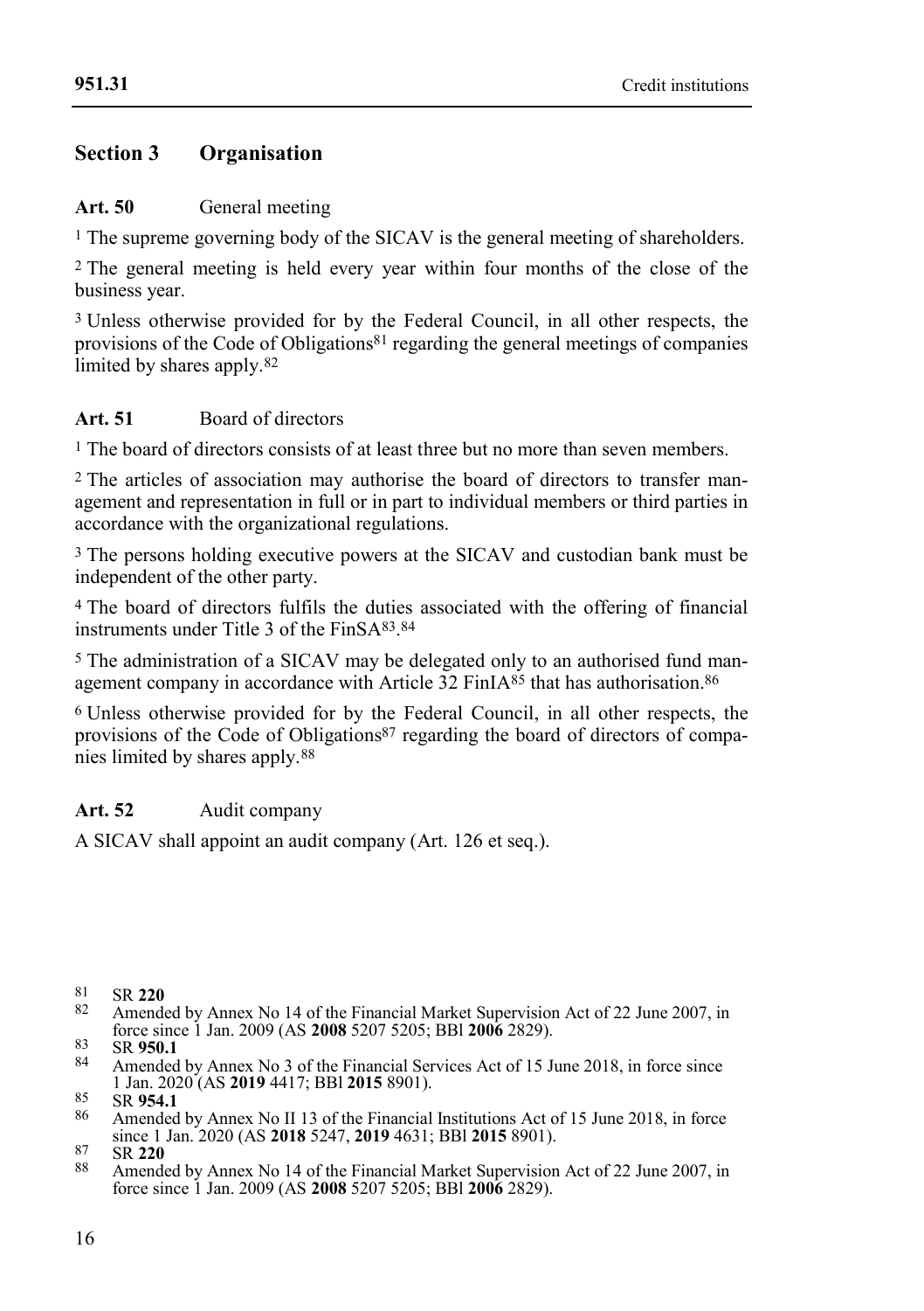## Section 3 Organisation

**Art. 50** General meeting

[1] The supreme governing body of the SICAV is the general meeting of shareholders.

[2] The general meeting is held every year within four months of the close of the business year.

[3] Unless otherwise provided for by the Federal Council, in all other respects, the provisions of the Code of Obligations[81] regarding the general meetings of companies limited by shares apply.[82]

**Art. 51** Board of directors

[1] The board of directors consists of at least three but no more than seven members.

[2] The articles of association may authorise the board of directors to transfer management and representation in full or in part to individual members or third parties in accordance with the organizational regulations.

[3] The persons holding executive powers at the SICAV and custodian bank must be independent of the other party.

[4] The board of directors fulfils the duties associated with the offering of financial instruments under Title 3 of the FinSA[83].[84]

[5] The administration of a SICAV may be delegated only to an authorised fund management company in accordance with Article 32 FinIA[85] that has authorisation.[86]

[6] Unless otherwise provided for by the Federal Council, in all other respects, the provisions of the Code of Obligations[87] regarding the board of directors of companies limited by shares apply.[88]

**Art. 52** Audit company

A SICAV shall appoint an audit company (Art. 126 et seq.).

---

81 SR **220**

82 Amended by Annex No 14 of the Financial Market Supervision Act of 22 June 2007, in force since 1 Jan. 2009 (AS **2008** 5207 5205; BBl **2006** 2829).

83 SR **950.1**

84 Amended by Annex No 3 of the Financial Services Act of 15 June 2018, in force since 1 Jan. 2020 (AS **2019** 4417; BBl **2015** 8901).

85 SR **954.1**

86 Amended by Annex No II 13 of the Financial Institutions Act of 15 June 2018, in force since 1 Jan. 2020 (AS **2018** 5247, **2019** 4631; BBl **2015** 8901).

87 SR **220**

88 Amended by Annex No 14 of the Financial Market Supervision Act of 22 June 2007, in force since 1 Jan. 2009 (AS **2008** 5207 5205; BBl **2006** 2829).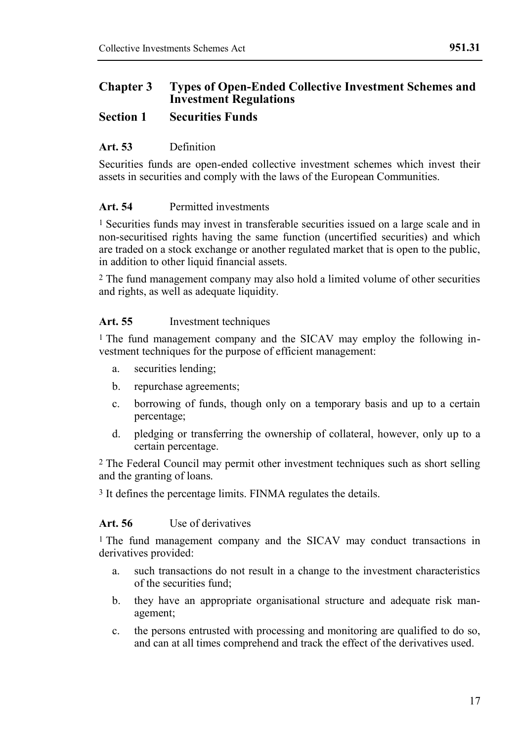## Chapter 3 Types of Open-Ended Collective Investment Schemes and Investment Regulations

### Section 1 Securities Funds

**Art. 53** Definition

Securities funds are open-ended collective investment schemes which invest their assets in securities and comply with the laws of the European Communities.

**Art. 54** Permitted investments

[1] Securities funds may invest in transferable securities issued on a large scale and in non-securitised rights having the same function (uncertified securities) and which are traded on a stock exchange or another regulated market that is open to the public, in addition to other liquid financial assets.

[2] The fund management company may also hold a limited volume of other securities and rights, as well as adequate liquidity.

**Art. 55** Investment techniques

[1] The fund management company and the SICAV may employ the following investment techniques for the purpose of efficient management:

a. securities lending;
b. repurchase agreements;
c. borrowing of funds, though only on a temporary basis and up to a certain percentage;
d. pledging or transferring the ownership of collateral, however, only up to a certain percentage.

[2] The Federal Council may permit other investment techniques such as short selling and the granting of loans.

[3] It defines the percentage limits. FINMA regulates the details.

**Art. 56** Use of derivatives

[1] The fund management company and the SICAV may conduct transactions in derivatives provided:

a. such transactions do not result in a change to the investment characteristics of the securities fund;
b. they have an appropriate organisational structure and adequate risk management;
c. the persons entrusted with processing and monitoring are qualified to do so, and can at all times comprehend and track the effect of the derivatives used.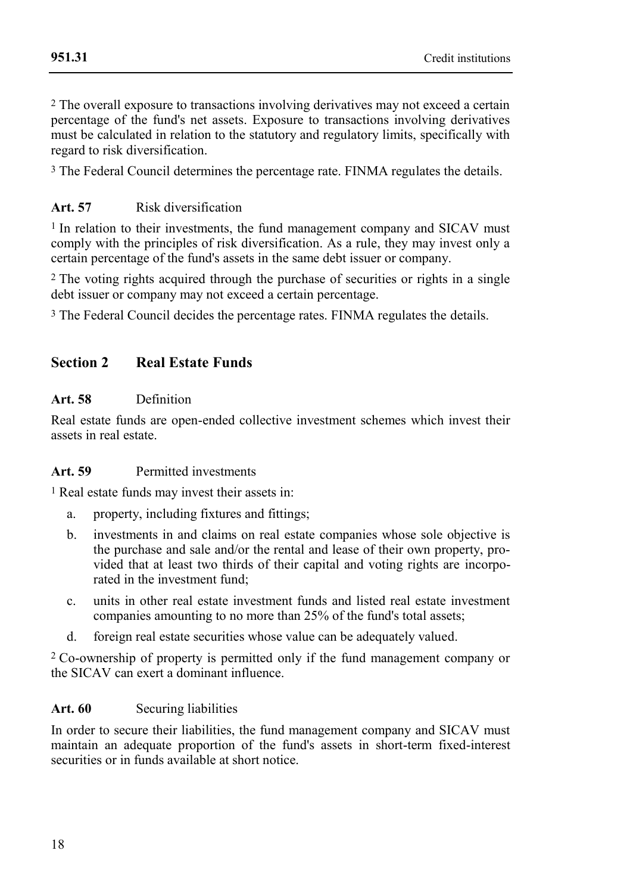[2] The overall exposure to transactions involving derivatives may not exceed a certain percentage of the fund's net assets. Exposure to transactions involving derivatives must be calculated in relation to the statutory and regulatory limits, specifically with regard to risk diversification.

[3] The Federal Council determines the percentage rate. FINMA regulates the details.

**Art. 57** Risk diversification

[1] In relation to their investments, the fund management company and SICAV must comply with the principles of risk diversification. As a rule, they may invest only a certain percentage of the fund's assets in the same debt issuer or company.

[2] The voting rights acquired through the purchase of securities or rights in a single debt issuer or company may not exceed a certain percentage.

[3] The Federal Council decides the percentage rates. FINMA regulates the details.

## Section 2 Real Estate Funds

**Art. 58** Definition

Real estate funds are open-ended collective investment schemes which invest their assets in real estate.

**Art. 59** Permitted investments

[1] Real estate funds may invest their assets in:

a. property, including fixtures and fittings;

b. investments in and claims on real estate companies whose sole objective is the purchase and sale and/or the rental and lease of their own property, provided that at least two thirds of their capital and voting rights are incorporated in the investment fund;

c. units in other real estate investment funds and listed real estate investment companies amounting to no more than 25% of the fund's total assets;

d. foreign real estate securities whose value can be adequately valued.

[2] Co-ownership of property is permitted only if the fund management company or the SICAV can exert a dominant influence.

**Art. 60** Securing liabilities

In order to secure their liabilities, the fund management company and SICAV must maintain an adequate proportion of the fund's assets in short-term fixed-interest securities or in funds available at short notice.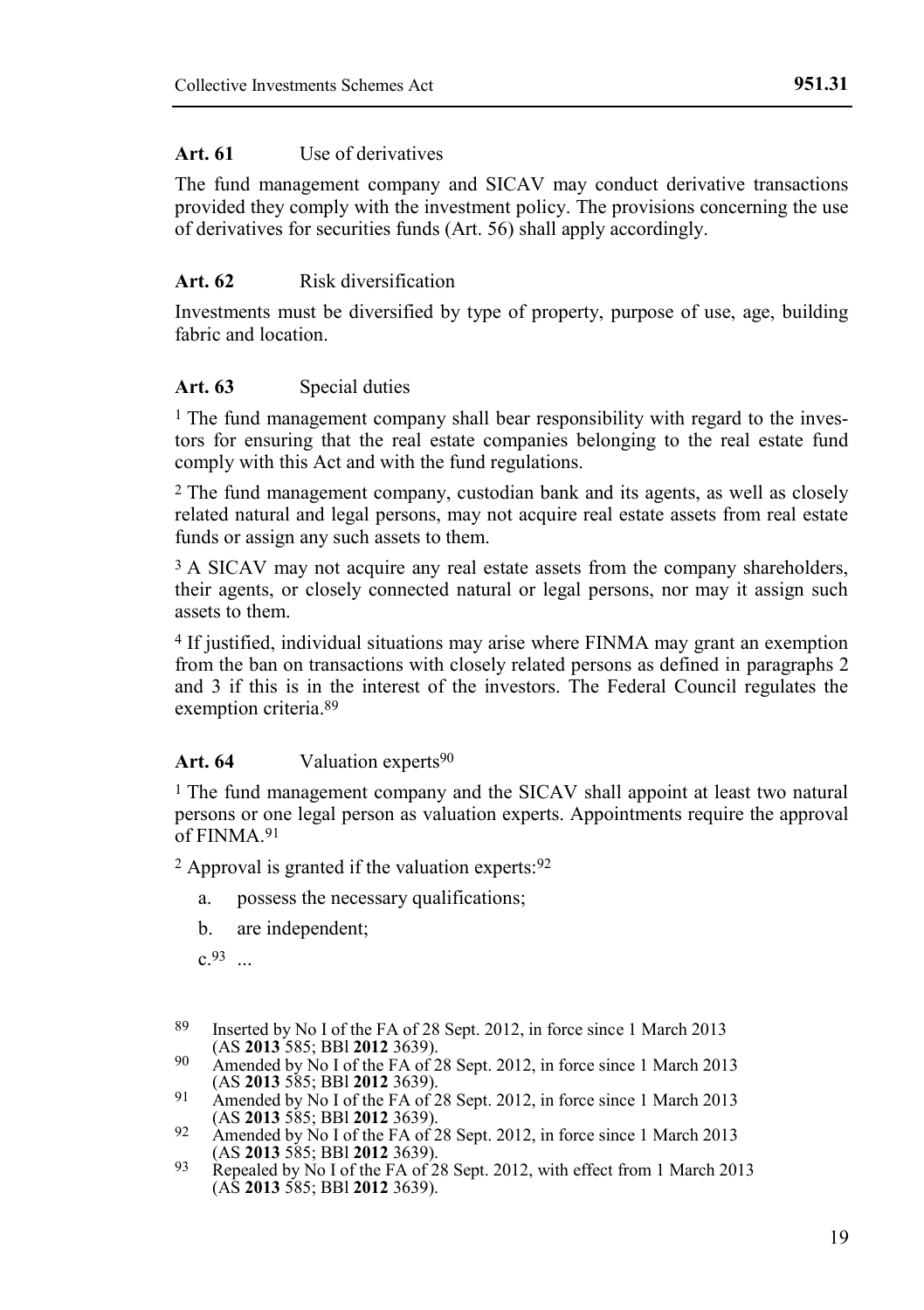**Art. 61** Use of derivatives

The fund management company and SICAV may conduct derivative transactions provided they comply with the investment policy. The provisions concerning the use of derivatives for securities funds (Art. 56) shall apply accordingly.

**Art. 62** Risk diversification

Investments must be diversified by type of property, purpose of use, age, building fabric and location.

**Art. 63** Special duties

[1] The fund management company shall bear responsibility with regard to the investors for ensuring that the real estate companies belonging to the real estate fund comply with this Act and with the fund regulations.

[2] The fund management company, custodian bank and its agents, as well as closely related natural and legal persons, may not acquire real estate assets from real estate funds or assign any such assets to them.

[3] A SICAV may not acquire any real estate assets from the company shareholders, their agents, or closely connected natural or legal persons, nor may it assign such assets to them.

[4] If justified, individual situations may arise where FINMA may grant an exemption from the ban on transactions with closely related persons as defined in paragraphs 2 and 3 if this is in the interest of the investors. The Federal Council regulates the exemption criteria.[89]

**Art. 64** Valuation experts[90]

[1] The fund management company and the SICAV shall appoint at least two natural persons or one legal person as valuation experts. Appointments require the approval of FINMA.[91]

[2] Approval is granted if the valuation experts:[92]

a. possess the necessary qualifications;

b. are independent;

c.[93] ...

---

[89] Inserted by No I of the FA of 28 Sept. 2012, in force since 1 March 2013 (AS **2013** 585; BBl **2012** 3639).

[90] Amended by No I of the FA of 28 Sept. 2012, in force since 1 March 2013 (AS **2013** 585; BBl **2012** 3639).

[91] Amended by No I of the FA of 28 Sept. 2012, in force since 1 March 2013 (AS **2013** 585; BBl **2012** 3639).

[92] Amended by No I of the FA of 28 Sept. 2012, in force since 1 March 2013 (AS **2013** 585; BBl **2012** 3639).

[93] Repealed by No I of the FA of 28 Sept. 2012, with effect from 1 March 2013 (AS **2013** 585; BBl **2012** 3639).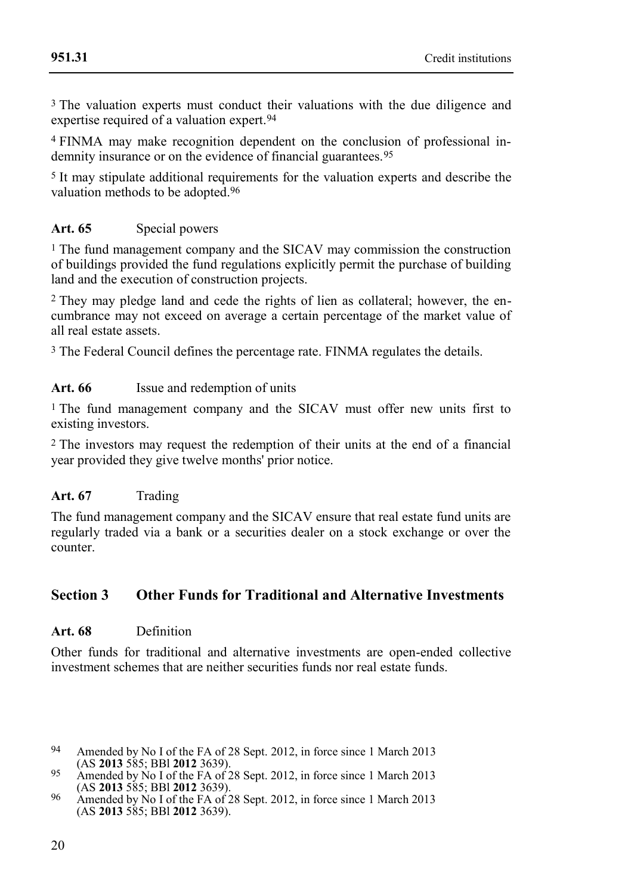[3] The valuation experts must conduct their valuations with the due diligence and expertise required of a valuation expert.[94]

[4] FINMA may make recognition dependent on the conclusion of professional indemnity insurance or on the evidence of financial guarantees.[95]

[5] It may stipulate additional requirements for the valuation experts and describe the valuation methods to be adopted.[96]

### Art. 65 Special powers

[1] The fund management company and the SICAV may commission the construction of buildings provided the fund regulations explicitly permit the purchase of building land and the execution of construction projects.

[2] They may pledge land and cede the rights of lien as collateral; however, the encumbrance may not exceed on average a certain percentage of the market value of all real estate assets.

[3] The Federal Council defines the percentage rate. FINMA regulates the details.

### Art. 66 Issue and redemption of units

[1] The fund management company and the SICAV must offer new units first to existing investors.

[2] The investors may request the redemption of their units at the end of a financial year provided they give twelve months' prior notice.

### Art. 67 Trading

The fund management company and the SICAV ensure that real estate fund units are regularly traded via a bank or a securities dealer on a stock exchange or over the counter.

## Section 3 Other Funds for Traditional and Alternative Investments

### Art. 68 Definition

Other funds for traditional and alternative investments are open-ended collective investment schemes that are neither securities funds nor real estate funds.

---

[94] Amended by No I of the FA of 28 Sept. 2012, in force since 1 March 2013 (AS **2013** 585; BBl **2012** 3639).

[95] Amended by No I of the FA of 28 Sept. 2012, in force since 1 March 2013 (AS **2013** 585; BBl **2012** 3639).

[96] Amended by No I of the FA of 28 Sept. 2012, in force since 1 March 2013 (AS **2013** 585; BBl **2012** 3639).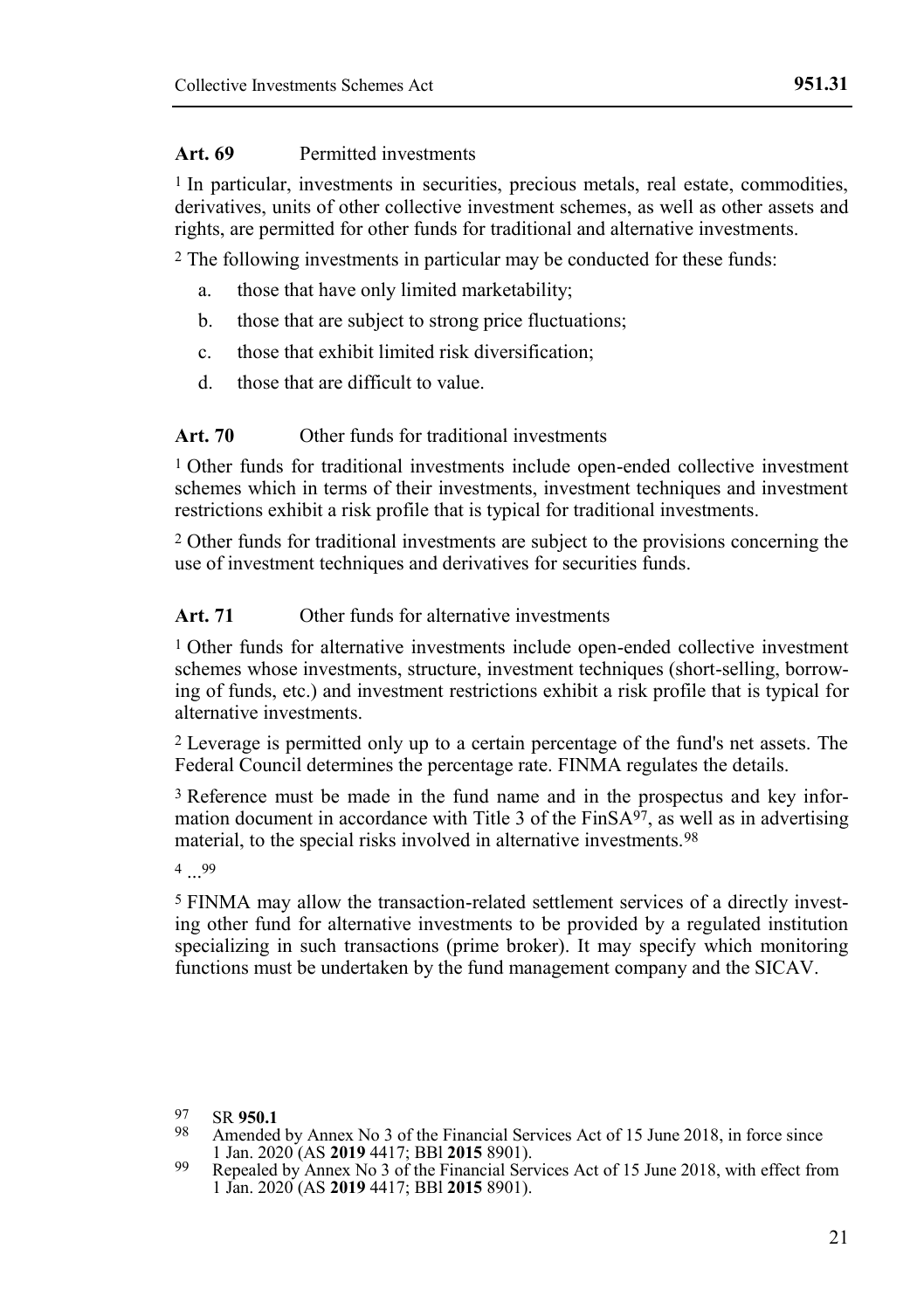### Art. 69 Permitted investments

[1] In particular, investments in securities, precious metals, real estate, commodities, derivatives, units of other collective investment schemes, as well as other assets and rights, are permitted for other funds for traditional and alternative investments.

[2] The following investments in particular may be conducted for these funds:

a. those that have only limited marketability;
b. those that are subject to strong price fluctuations;
c. those that exhibit limited risk diversification;
d. those that are difficult to value.

### Art. 70 Other funds for traditional investments

[1] Other funds for traditional investments include open-ended collective investment schemes which in terms of their investments, investment techniques and investment restrictions exhibit a risk profile that is typical for traditional investments.

[2] Other funds for traditional investments are subject to the provisions concerning the use of investment techniques and derivatives for securities funds.

### Art. 71 Other funds for alternative investments

[1] Other funds for alternative investments include open-ended collective investment schemes whose investments, structure, investment techniques (short-selling, borrowing of funds, etc.) and investment restrictions exhibit a risk profile that is typical for alternative investments.

[2] Leverage is permitted only up to a certain percentage of the fund's net assets. The Federal Council determines the percentage rate. FINMA regulates the details.

[3] Reference must be made in the fund name and in the prospectus and key information document in accordance with Title 3 of the FinSA[97], as well as in advertising material, to the special risks involved in alternative investments.[98]

[4] ...[99]

[5] FINMA may allow the transaction-related settlement services of a directly investing other fund for alternative investments to be provided by a regulated institution specializing in such transactions (prime broker). It may specify which monitoring functions must be undertaken by the fund management company and the SICAV.

---

[97] SR **950.1**

[98] Amended by Annex No 3 of the Financial Services Act of 15 June 2018, in force since 1 Jan. 2020 (AS **2019** 4417; BBl **2015** 8901).

[99] Repealed by Annex No 3 of the Financial Services Act of 15 June 2018, with effect from 1 Jan. 2020 (AS **2019** 4417; BBl **2015** 8901).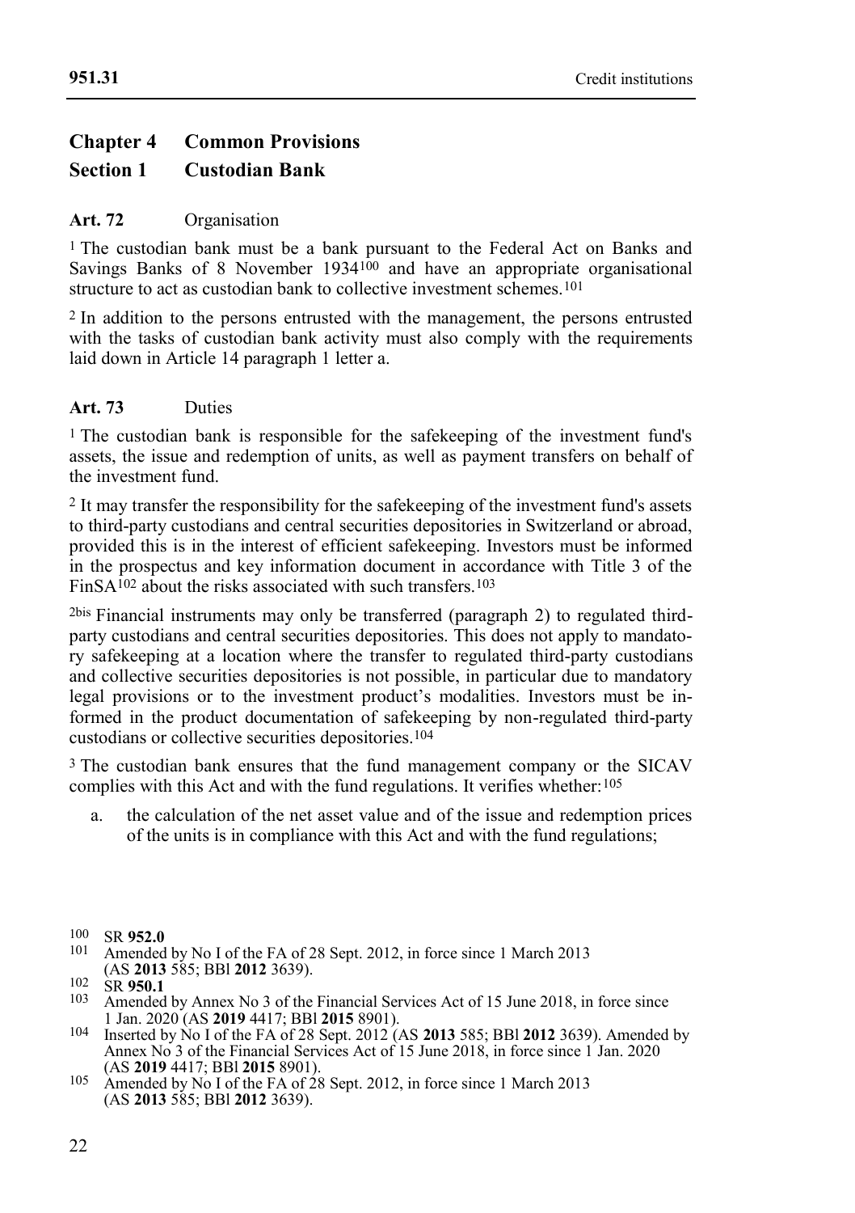## Chapter 4 Common Provisions

### Section 1 Custodian Bank

**Art. 72** Organisation

1 The custodian bank must be a bank pursuant to the Federal Act on Banks and Savings Banks of 8 November 1934[100] and have an appropriate organisational structure to act as custodian bank to collective investment schemes.[101]

2 In addition to the persons entrusted with the management, the persons entrusted with the tasks of custodian bank activity must also comply with the requirements laid down in Article 14 paragraph 1 letter a.

**Art. 73** Duties

1 The custodian bank is responsible for the safekeeping of the investment fund's assets, the issue and redemption of units, as well as payment transfers on behalf of the investment fund.

2 It may transfer the responsibility for the safekeeping of the investment fund's assets to third-party custodians and central securities depositories in Switzerland or abroad, provided this is in the interest of efficient safekeeping. Investors must be informed in the prospectus and key information document in accordance with Title 3 of the FinSA[102] about the risks associated with such transfers.[103]

2bis Financial instruments may only be transferred (paragraph 2) to regulated third-party custodians and central securities depositories. This does not apply to mandatory safekeeping at a location where the transfer to regulated third-party custodians and collective securities depositories is not possible, in particular due to mandatory legal provisions or to the investment product's modalities. Investors must be informed in the product documentation of safekeeping by non-regulated third-party custodians or collective securities depositories.[104]

3 The custodian bank ensures that the fund management company or the SICAV complies with this Act and with the fund regulations. It verifies whether:[105]

a. the calculation of the net asset value and of the issue and redemption prices of the units is in compliance with this Act and with the fund regulations;

---

100 SR **952.0**

101 Amended by No I of the FA of 28 Sept. 2012, in force since 1 March 2013 (AS **2013** 585; BBl **2012** 3639).

102 SR **950.1**

103 Amended by Annex No 3 of the Financial Services Act of 15 June 2018, in force since 1 Jan. 2020 (AS **2019** 4417; BBl **2015** 8901).

104 Inserted by No I of the FA of 28 Sept. 2012 (AS **2013** 585; BBl **2012** 3639). Amended by Annex No 3 of the Financial Services Act of 15 June 2018, in force since 1 Jan. 2020 (AS **2019** 4417; BBl **2015** 8901).

105 Amended by No I of the FA of 28 Sept. 2012, in force since 1 March 2013 (AS **2013** 585; BBl **2012** 3639).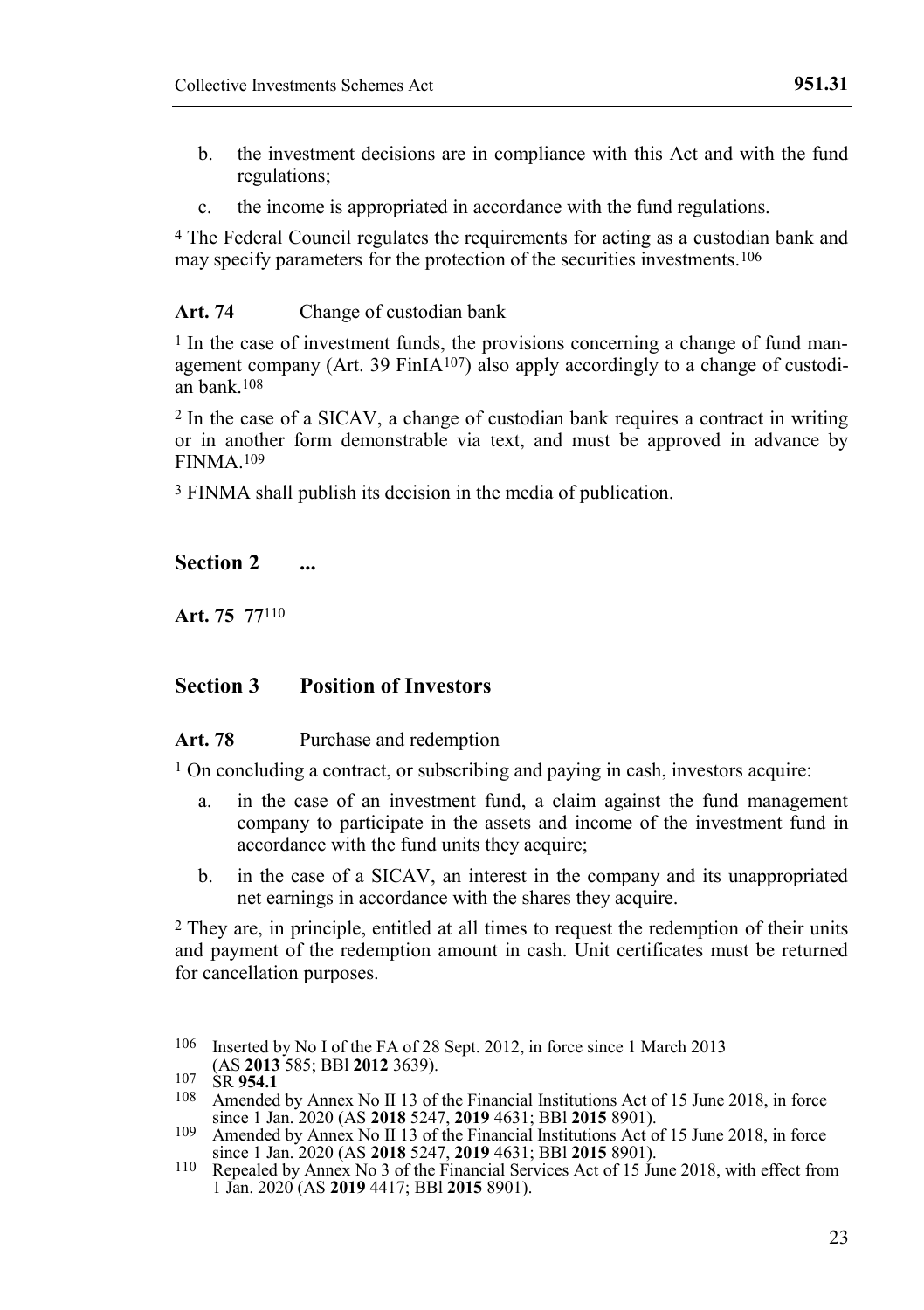b. the investment decisions are in compliance with this Act and with the fund regulations;

c. the income is appropriated in accordance with the fund regulations.

[4] The Federal Council regulates the requirements for acting as a custodian bank and may specify parameters for the protection of the securities investments.[106]

**Art. 74** Change of custodian bank

[1] In the case of investment funds, the provisions concerning a change of fund management company (Art. 39 FinIA[107]) also apply accordingly to a change of custodian bank.[108]

[2] In the case of a SICAV, a change of custodian bank requires a contract in writing or in another form demonstrable via text, and must be approved in advance by FINMA.[109]

[3] FINMA shall publish its decision in the media of publication.

## Section 2 ...

**Art. 75–77**[110]

## Section 3 Position of Investors

**Art. 78** Purchase and redemption

[1] On concluding a contract, or subscribing and paying in cash, investors acquire:

a. in the case of an investment fund, a claim against the fund management company to participate in the assets and income of the investment fund in accordance with the fund units they acquire;

b. in the case of a SICAV, an interest in the company and its unappropriated net earnings in accordance with the shares they acquire.

[2] They are, in principle, entitled at all times to request the redemption of their units and payment of the redemption amount in cash. Unit certificates must be returned for cancellation purposes.

---

[106] Inserted by No I of the FA of 28 Sept. 2012, in force since 1 March 2013 (AS **2013** 585; BBl **2012** 3639).

[107] SR **954.1**

[108] Amended by Annex No II 13 of the Financial Institutions Act of 15 June 2018, in force since 1 Jan. 2020 (AS **2018** 5247, **2019** 4631; BBl **2015** 8901).

[109] Amended by Annex No II 13 of the Financial Institutions Act of 15 June 2018, in force since 1 Jan. 2020 (AS **2018** 5247, **2019** 4631; BBl **2015** 8901).

[110] Repealed by Annex No 3 of the Financial Services Act of 15 June 2018, with effect from 1 Jan. 2020 (AS **2019** 4417; BBl **2015** 8901).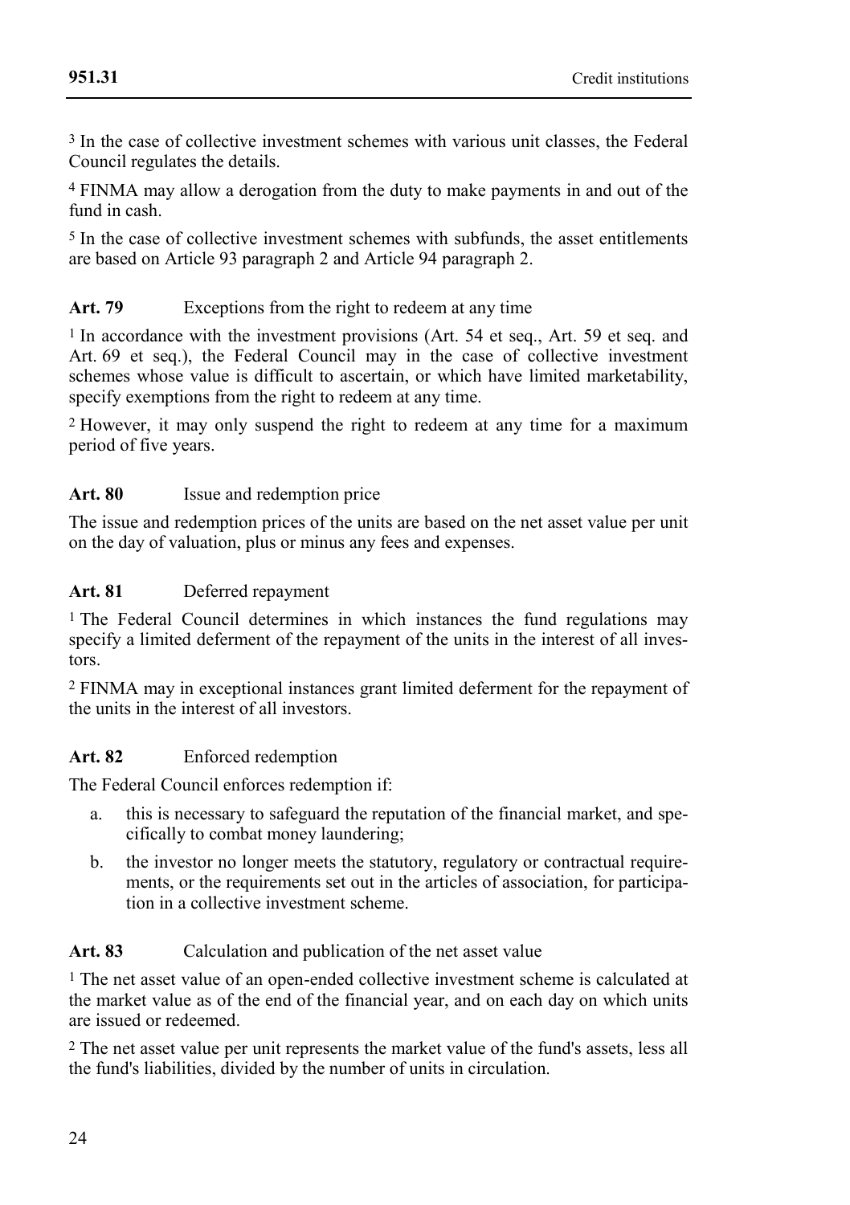[3] In the case of collective investment schemes with various unit classes, the Federal Council regulates the details.

[4] FINMA may allow a derogation from the duty to make payments in and out of the fund in cash.

[5] In the case of collective investment schemes with subfunds, the asset entitlements are based on Article 93 paragraph 2 and Article 94 paragraph 2.

**Art. 79** Exceptions from the right to redeem at any time

[1] In accordance with the investment provisions (Art. 54 et seq., Art. 59 et seq. and Art. 69 et seq.), the Federal Council may in the case of collective investment schemes whose value is difficult to ascertain, or which have limited marketability, specify exemptions from the right to redeem at any time.

[2] However, it may only suspend the right to redeem at any time for a maximum period of five years.

**Art. 80** Issue and redemption price

The issue and redemption prices of the units are based on the net asset value per unit on the day of valuation, plus or minus any fees and expenses.

**Art. 81** Deferred repayment

[1] The Federal Council determines in which instances the fund regulations may specify a limited deferment of the repayment of the units in the interest of all investors.

[2] FINMA may in exceptional instances grant limited deferment for the repayment of the units in the interest of all investors.

**Art. 82** Enforced redemption

The Federal Council enforces redemption if:

a. this is necessary to safeguard the reputation of the financial market, and specifically to combat money laundering;

b. the investor no longer meets the statutory, regulatory or contractual requirements, or the requirements set out in the articles of association, for participation in a collective investment scheme.

**Art. 83** Calculation and publication of the net asset value

[1] The net asset value of an open-ended collective investment scheme is calculated at the market value as of the end of the financial year, and on each day on which units are issued or redeemed.

[2] The net asset value per unit represents the market value of the fund's assets, less all the fund's liabilities, divided by the number of units in circulation.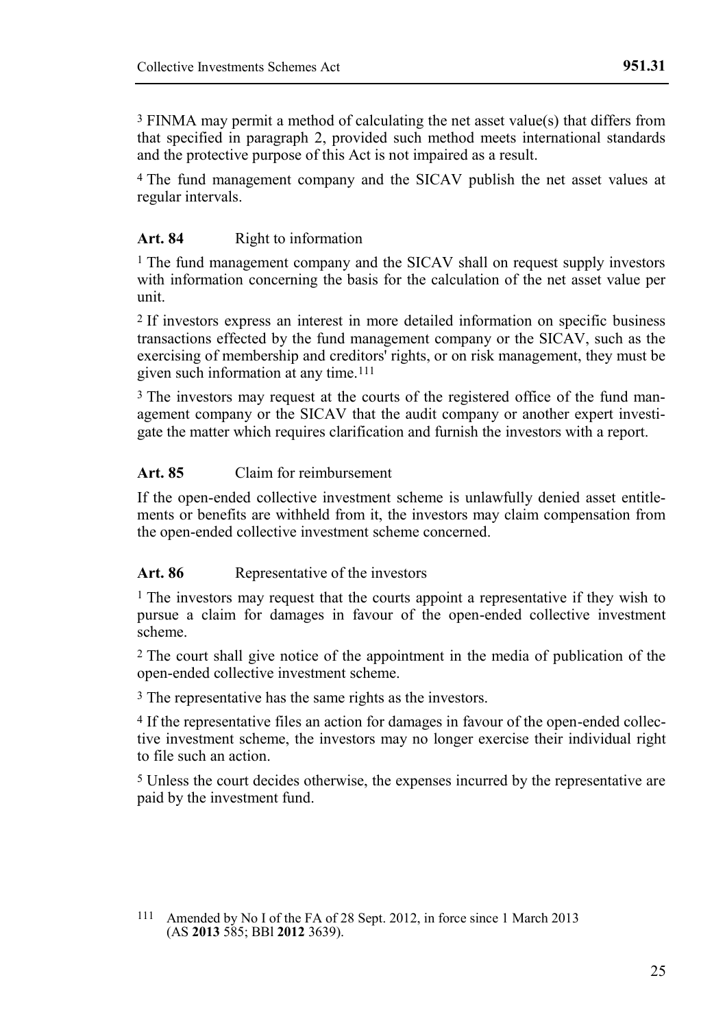[3] FINMA may permit a method of calculating the net asset value(s) that differs from that specified in paragraph 2, provided such method meets international standards and the protective purpose of this Act is not impaired as a result.

[4] The fund management company and the SICAV publish the net asset values at regular intervals.

### Art. 84 Right to information

[1] The fund management company and the SICAV shall on request supply investors with information concerning the basis for the calculation of the net asset value per unit.

[2] If investors express an interest in more detailed information on specific business transactions effected by the fund management company or the SICAV, such as the exercising of membership and creditors' rights, or on risk management, they must be given such information at any time.[111]

[3] The investors may request at the courts of the registered office of the fund management company or the SICAV that the audit company or another expert investigate the matter which requires clarification and furnish the investors with a report.

### Art. 85 Claim for reimbursement

If the open-ended collective investment scheme is unlawfully denied asset entitlements or benefits are withheld from it, the investors may claim compensation from the open-ended collective investment scheme concerned.

### Art. 86 Representative of the investors

[1] The investors may request that the courts appoint a representative if they wish to pursue a claim for damages in favour of the open-ended collective investment scheme.

[2] The court shall give notice of the appointment in the media of publication of the open-ended collective investment scheme.

[3] The representative has the same rights as the investors.

[4] If the representative files an action for damages in favour of the open-ended collective investment scheme, the investors may no longer exercise their individual right to file such an action.

[5] Unless the court decides otherwise, the expenses incurred by the representative are paid by the investment fund.

---

[111] Amended by No I of the FA of 28 Sept. 2012, in force since 1 March 2013 (AS **2013** 585; BBl **2012** 3639).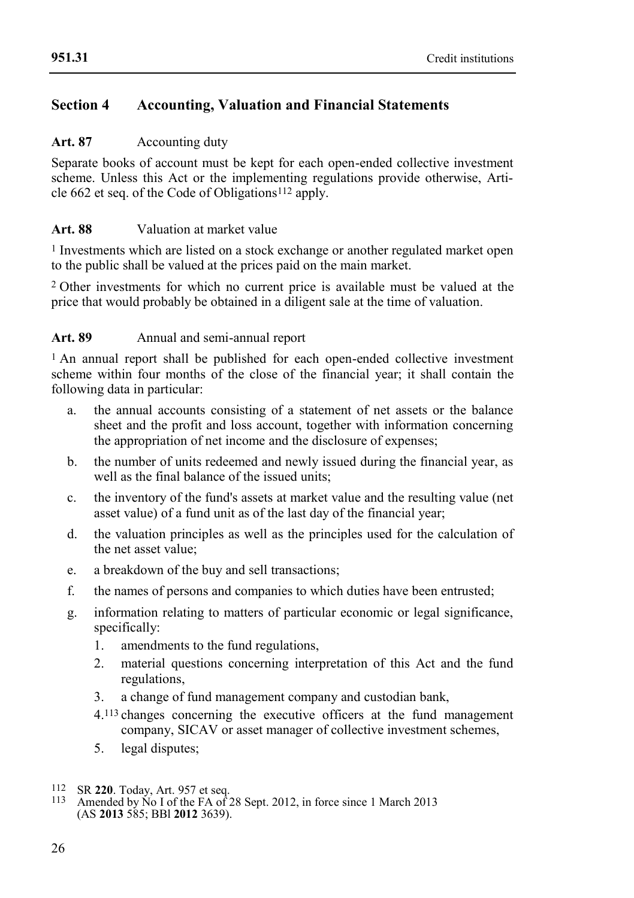## Section 4 Accounting, Valuation and Financial Statements

**Art. 87** Accounting duty

Separate books of account must be kept for each open-ended collective investment scheme. Unless this Act or the implementing regulations provide otherwise, Article 662 et seq. of the Code of Obligations[112] apply.

**Art. 88** Valuation at market value

[1] Investments which are listed on a stock exchange or another regulated market open to the public shall be valued at the prices paid on the main market.

[2] Other investments for which no current price is available must be valued at the price that would probably be obtained in a diligent sale at the time of valuation.

**Art. 89** Annual and semi-annual report

[1] An annual report shall be published for each open-ended collective investment scheme within four months of the close of the financial year; it shall contain the following data in particular:

a. the annual accounts consisting of a statement of net assets or the balance sheet and the profit and loss account, together with information concerning the appropriation of net income and the disclosure of expenses;

b. the number of units redeemed and newly issued during the financial year, as well as the final balance of the issued units;

c. the inventory of the fund's assets at market value and the resulting value (net asset value) of a fund unit as of the last day of the financial year;

d. the valuation principles as well as the principles used for the calculation of the net asset value;

e. a breakdown of the buy and sell transactions;

f. the names of persons and companies to which duties have been entrusted;

g. information relating to matters of particular economic or legal significance, specifically:

1. amendments to the fund regulations,
2. material questions concerning interpretation of this Act and the fund regulations,
3. a change of fund management company and custodian bank,
4.[113] changes concerning the executive officers at the fund management company, SICAV or asset manager of collective investment schemes,
5. legal disputes;

---

[112] SR **220**. Today, Art. 957 et seq.

[113] Amended by No I of the FA of 28 Sept. 2012, in force since 1 March 2013 (AS **2013** 585; BBl **2012** 3639).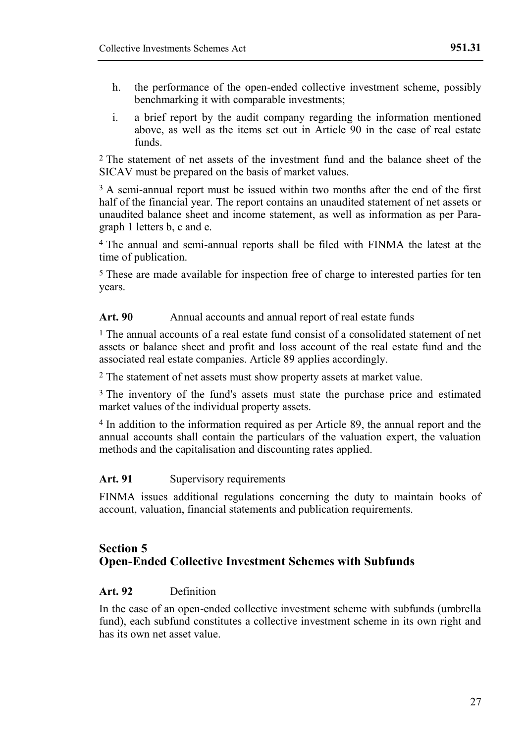h. the performance of the open-ended collective investment scheme, possibly benchmarking it with comparable investments;

i. a brief report by the audit company regarding the information mentioned above, as well as the items set out in Article 90 in the case of real estate funds.

[2] The statement of net assets of the investment fund and the balance sheet of the SICAV must be prepared on the basis of market values.

[3] A semi-annual report must be issued within two months after the end of the first half of the financial year. The report contains an unaudited statement of net assets or unaudited balance sheet and income statement, as well as information as per Paragraph 1 letters b, c and e.

[4] The annual and semi-annual reports shall be filed with FINMA the latest at the time of publication.

[5] These are made available for inspection free of charge to interested parties for ten years.

**Art. 90** Annual accounts and annual report of real estate funds

[1] The annual accounts of a real estate fund consist of a consolidated statement of net assets or balance sheet and profit and loss account of the real estate fund and the associated real estate companies. Article 89 applies accordingly.

[2] The statement of net assets must show property assets at market value.

[3] The inventory of the fund's assets must state the purchase price and estimated market values of the individual property assets.

[4] In addition to the information required as per Article 89, the annual report and the annual accounts shall contain the particulars of the valuation expert, the valuation methods and the capitalisation and discounting rates applied.

**Art. 91** Supervisory requirements

FINMA issues additional regulations concerning the duty to maintain books of account, valuation, financial statements and publication requirements.

## Section 5
## Open-Ended Collective Investment Schemes with Subfunds

**Art. 92** Definition

In the case of an open-ended collective investment scheme with subfunds (umbrella fund), each subfund constitutes a collective investment scheme in its own right and has its own net asset value.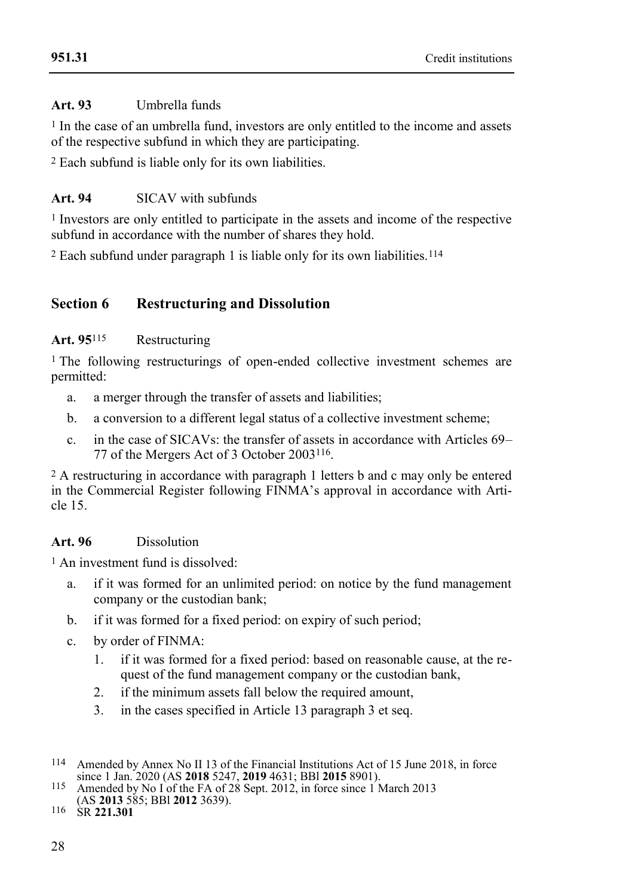**Art. 93** Umbrella funds

[1] In the case of an umbrella fund, investors are only entitled to the income and assets of the respective subfund in which they are participating.

[2] Each subfund is liable only for its own liabilities.

**Art. 94** SICAV with subfunds

[1] Investors are only entitled to participate in the assets and income of the respective subfund in accordance with the number of shares they hold.

[2] Each subfund under paragraph 1 is liable only for its own liabilities.[114]

## Section 6 Restructuring and Dissolution

**Art. 95**[115] Restructuring

[1] The following restructurings of open-ended collective investment schemes are permitted:

a. a merger through the transfer of assets and liabilities;

b. a conversion to a different legal status of a collective investment scheme;

c. in the case of SICAVs: the transfer of assets in accordance with Articles 69–77 of the Mergers Act of 3 October 2003[116].

[2] A restructuring in accordance with paragraph 1 letters b and c may only be entered in the Commercial Register following FINMA's approval in accordance with Article 15.

**Art. 96** Dissolution

[1] An investment fund is dissolved:

a. if it was formed for an unlimited period: on notice by the fund management company or the custodian bank;

b. if it was formed for a fixed period: on expiry of such period;

c. by order of FINMA:

1. if it was formed for a fixed period: based on reasonable cause, at the request of the fund management company or the custodian bank,
2. if the minimum assets fall below the required amount,
3. in the cases specified in Article 13 paragraph 3 et seq.

---

114 Amended by Annex No II 13 of the Financial Institutions Act of 15 June 2018, in force since 1 Jan. 2020 (AS **2018** 5247, **2019** 4631; BBl **2015** 8901).

115 Amended by No I of the FA of 28 Sept. 2012, in force since 1 March 2013 (AS **2013** 585; BBl **2012** 3639).

116 SR **221.301**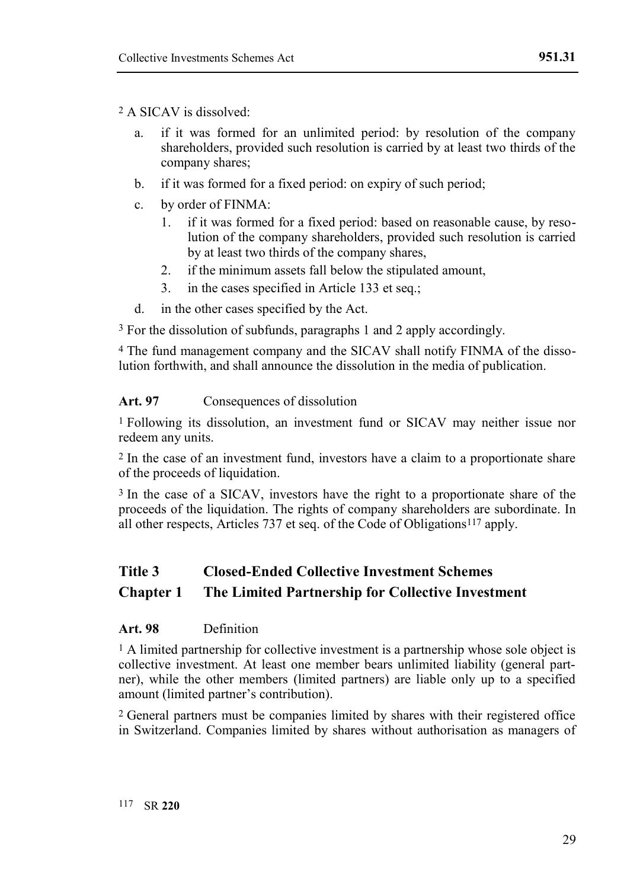[2] A SICAV is dissolved:

a. if it was formed for an unlimited period: by resolution of the company shareholders, provided such resolution is carried by at least two thirds of the company shares;

b. if it was formed for a fixed period: on expiry of such period;

c. by order of FINMA:

   1. if it was formed for a fixed period: based on reasonable cause, by resolution of the company shareholders, provided such resolution is carried by at least two thirds of the company shares,

   2. if the minimum assets fall below the stipulated amount,

   3. in the cases specified in Article 133 et seq.;

d. in the other cases specified by the Act.

[3] For the dissolution of subfunds, paragraphs 1 and 2 apply accordingly.

[4] The fund management company and the SICAV shall notify FINMA of the dissolution forthwith, and shall announce the dissolution in the media of publication.

**Art. 97** Consequences of dissolution

[1] Following its dissolution, an investment fund or SICAV may neither issue nor redeem any units.

[2] In the case of an investment fund, investors have a claim to a proportionate share of the proceeds of liquidation.

[3] In the case of a SICAV, investors have the right to a proportionate share of the proceeds of the liquidation. The rights of company shareholders are subordinate. In all other respects, Articles 737 et seq. of the Code of Obligations[117] apply.

## Title 3 Closed-Ended Collective Investment Schemes

## Chapter 1 The Limited Partnership for Collective Investment

**Art. 98** Definition

[1] A limited partnership for collective investment is a partnership whose sole object is collective investment. At least one member bears unlimited liability (general partner), while the other members (limited partners) are liable only up to a specified amount (limited partner's contribution).

[2] General partners must be companies limited by shares with their registered office in Switzerland. Companies limited by shares without authorisation as managers of

[117] SR **220**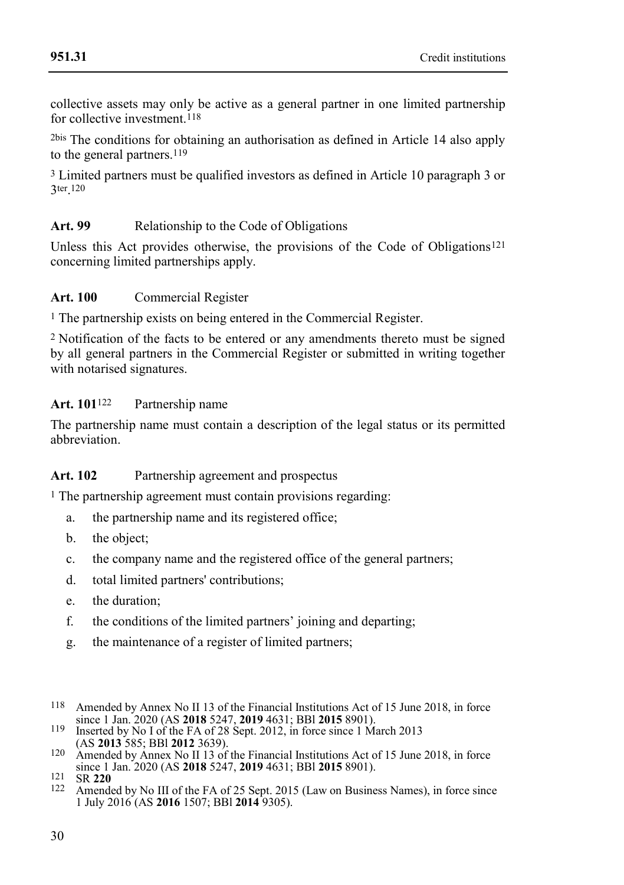collective assets may only be active as a general partner in one limited partnership for collective investment.[118]

2bis The conditions for obtaining an authorisation as defined in Article 14 also apply to the general partners.[119]

3 Limited partners must be qualified investors as defined in Article 10 paragraph 3 or 3ter.[120]

**Art. 99** Relationship to the Code of Obligations

Unless this Act provides otherwise, the provisions of the Code of Obligations[121] concerning limited partnerships apply.

**Art. 100** Commercial Register

1 The partnership exists on being entered in the Commercial Register.

2 Notification of the facts to be entered or any amendments thereto must be signed by all general partners in the Commercial Register or submitted in writing together with notarised signatures.

**Art. 101**[122] Partnership name

The partnership name must contain a description of the legal status or its permitted abbreviation.

**Art. 102** Partnership agreement and prospectus

1 The partnership agreement must contain provisions regarding:

a. the partnership name and its registered office;

b. the object;

c. the company name and the registered office of the general partners;

d. total limited partners' contributions;

e. the duration;

f. the conditions of the limited partners' joining and departing;

g. the maintenance of a register of limited partners;

---

118 Amended by Annex No II 13 of the Financial Institutions Act of 15 June 2018, in force since 1 Jan. 2020 (AS **2018** 5247, **2019** 4631; BBl **2015** 8901).

119 Inserted by No I of the FA of 28 Sept. 2012, in force since 1 March 2013 (AS **2013** 585; BBl **2012** 3639).

120 Amended by Annex No II 13 of the Financial Institutions Act of 15 June 2018, in force since 1 Jan. 2020 (AS **2018** 5247, **2019** 4631; BBl **2015** 8901).

121 SR **220**

122 Amended by No III of the FA of 25 Sept. 2015 (Law on Business Names), in force since 1 July 2016 (AS **2016** 1507; BBl **2014** 9305).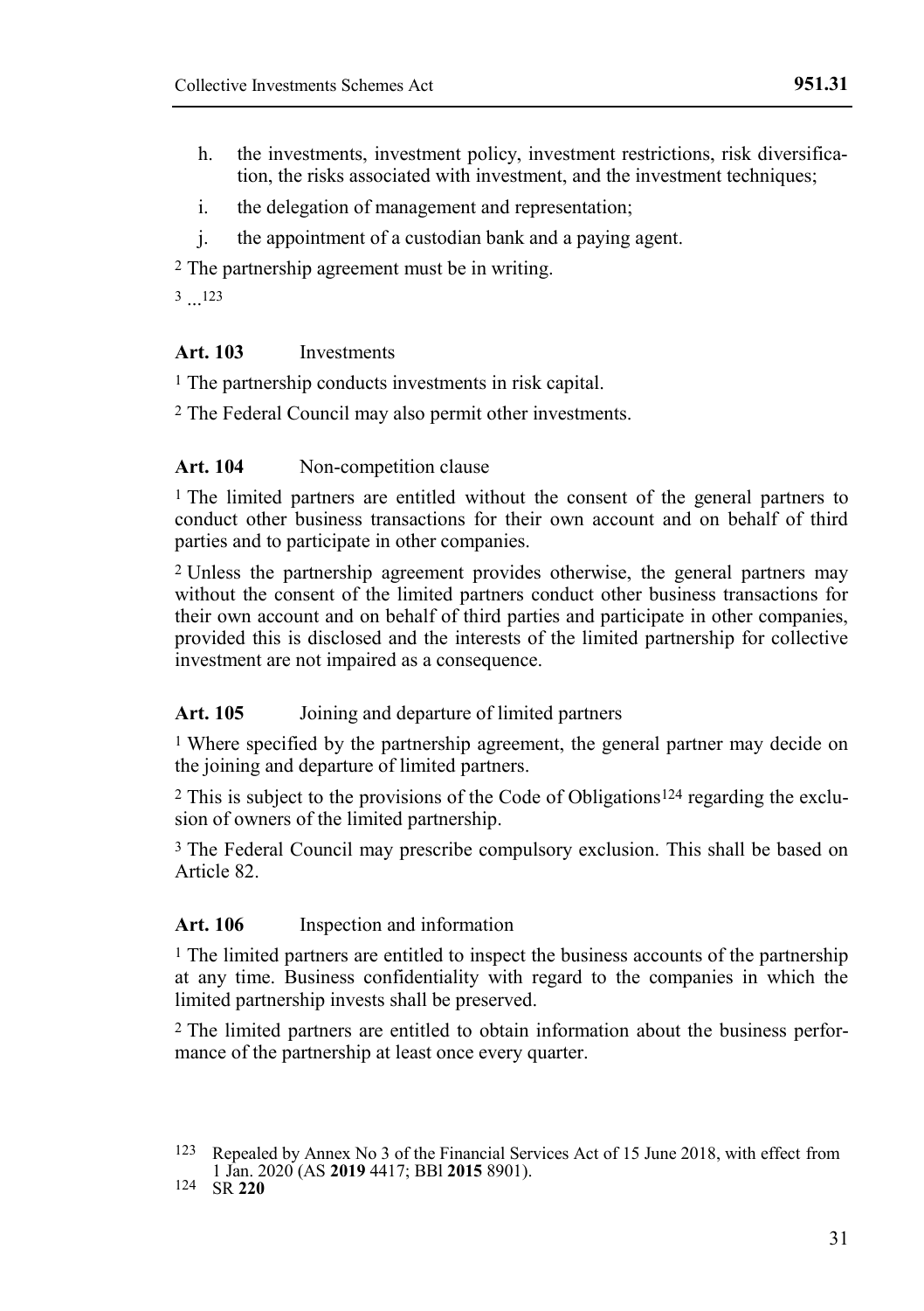h. the investments, investment policy, investment restrictions, risk diversification, the risks associated with investment, and the investment techniques;

i. the delegation of management and representation;

j. the appointment of a custodian bank and a paying agent.

[2] The partnership agreement must be in writing.

[3] ...[123]

**Art. 103** Investments

[1] The partnership conducts investments in risk capital.

[2] The Federal Council may also permit other investments.

**Art. 104** Non-competition clause

[1] The limited partners are entitled without the consent of the general partners to conduct other business transactions for their own account and on behalf of third parties and to participate in other companies.

[2] Unless the partnership agreement provides otherwise, the general partners may without the consent of the limited partners conduct other business transactions for their own account and on behalf of third parties and participate in other companies, provided this is disclosed and the interests of the limited partnership for collective investment are not impaired as a consequence.

**Art. 105** Joining and departure of limited partners

[1] Where specified by the partnership agreement, the general partner may decide on the joining and departure of limited partners.

[2] This is subject to the provisions of the Code of Obligations[124] regarding the exclusion of owners of the limited partnership.

[3] The Federal Council may prescribe compulsory exclusion. This shall be based on Article 82.

**Art. 106** Inspection and information

[1] The limited partners are entitled to inspect the business accounts of the partnership at any time. Business confidentiality with regard to the companies in which the limited partnership invests shall be preserved.

[2] The limited partners are entitled to obtain information about the business performance of the partnership at least once every quarter.

---

123 Repealed by Annex No 3 of the Financial Services Act of 15 June 2018, with effect from 1 Jan. 2020 (AS **2019** 4417; BBl **2015** 8901).

124 SR **220**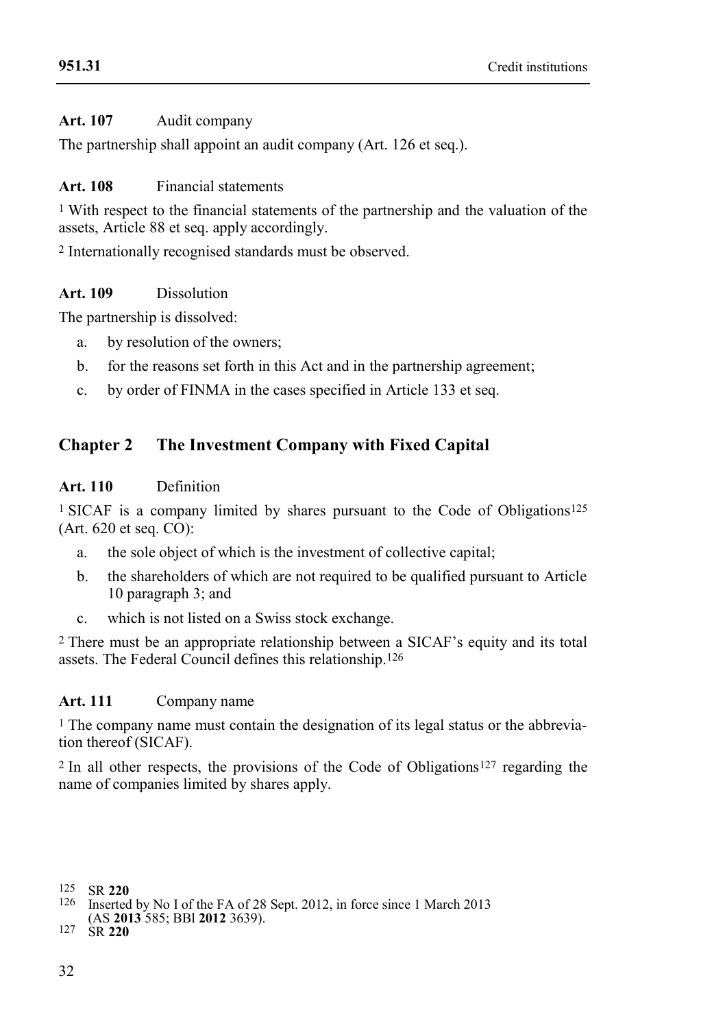**Art. 107** Audit company

The partnership shall appoint an audit company (Art. 126 et seq.).

**Art. 108** Financial statements

1 With respect to the financial statements of the partnership and the valuation of the assets, Article 88 et seq. apply accordingly.

2 Internationally recognised standards must be observed.

**Art. 109** Dissolution

The partnership is dissolved:

a. by resolution of the owners;

b. for the reasons set forth in this Act and in the partnership agreement;

c. by order of FINMA in the cases specified in Article 133 et seq.

## Chapter 2 The Investment Company with Fixed Capital

**Art. 110** Definition

1 SICAF is a company limited by shares pursuant to the Code of Obligations[125] (Art. 620 et seq. CO):

a. the sole object of which is the investment of collective capital;

b. the shareholders of which are not required to be qualified pursuant to Article 10 paragraph 3; and

c. which is not listed on a Swiss stock exchange.

2 There must be an appropriate relationship between a SICAF's equity and its total assets. The Federal Council defines this relationship.[126]

**Art. 111** Company name

1 The company name must contain the designation of its legal status or the abbreviation thereof (SICAF).

2 In all other respects, the provisions of the Code of Obligations[127] regarding the name of companies limited by shares apply.

---

125 SR **220**

126 Inserted by No I of the FA of 28 Sept. 2012, in force since 1 March 2013 (AS **2013** 585; BBl **2012** 3639).

127 SR **220**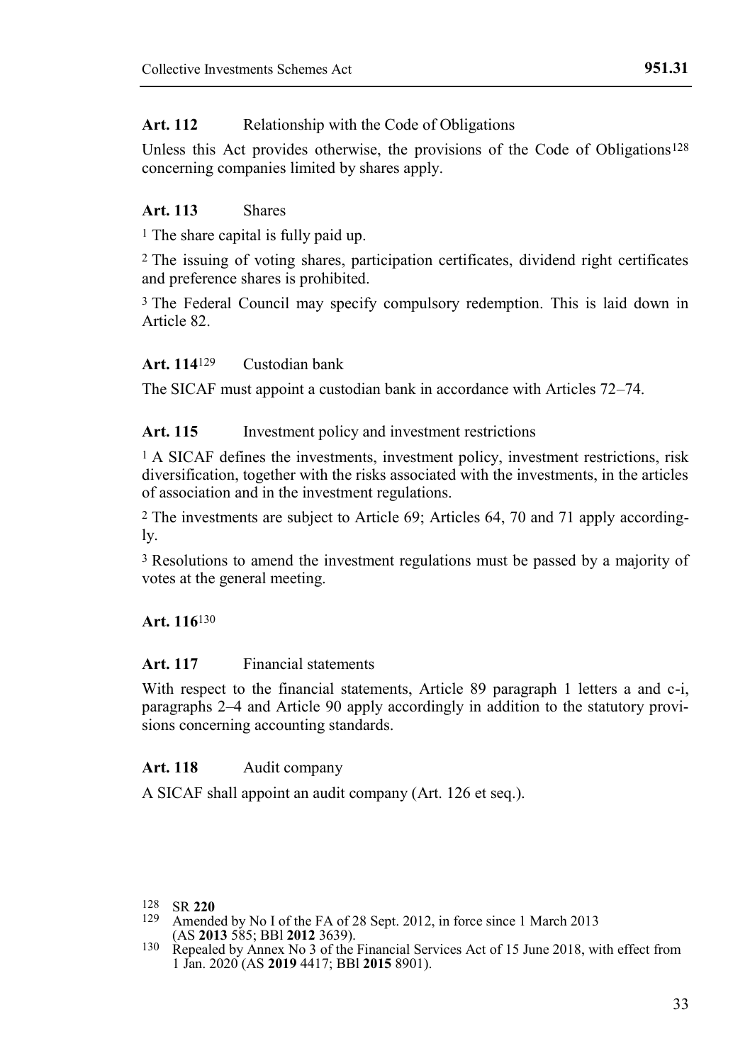**Art. 112** Relationship with the Code of Obligations

Unless this Act provides otherwise, the provisions of the Code of Obligations[128] concerning companies limited by shares apply.

**Art. 113** Shares

[1] The share capital is fully paid up.

[2] The issuing of voting shares, participation certificates, dividend right certificates and preference shares is prohibited.

[3] The Federal Council may specify compulsory redemption. This is laid down in Article 82.

**Art. 114**[129] Custodian bank

The SICAF must appoint a custodian bank in accordance with Articles 72–74.

**Art. 115** Investment policy and investment restrictions

[1] A SICAF defines the investments, investment policy, investment restrictions, risk diversification, together with the risks associated with the investments, in the articles of association and in the investment regulations.

[2] The investments are subject to Article 69; Articles 64, 70 and 71 apply accordingly.

[3] Resolutions to amend the investment regulations must be passed by a majority of votes at the general meeting.

**Art. 116**[130]

**Art. 117** Financial statements

With respect to the financial statements, Article 89 paragraph 1 letters a and c-i, paragraphs 2–4 and Article 90 apply accordingly in addition to the statutory provisions concerning accounting standards.

**Art. 118** Audit company

A SICAF shall appoint an audit company (Art. 126 et seq.).

---

[128] SR **220**

[129] Amended by No I of the FA of 28 Sept. 2012, in force since 1 March 2013 (AS **2013** 585; BBl **2012** 3639).

[130] Repealed by Annex No 3 of the Financial Services Act of 15 June 2018, with effect from 1 Jan. 2020 (AS **2019** 4417; BBl **2015** 8901).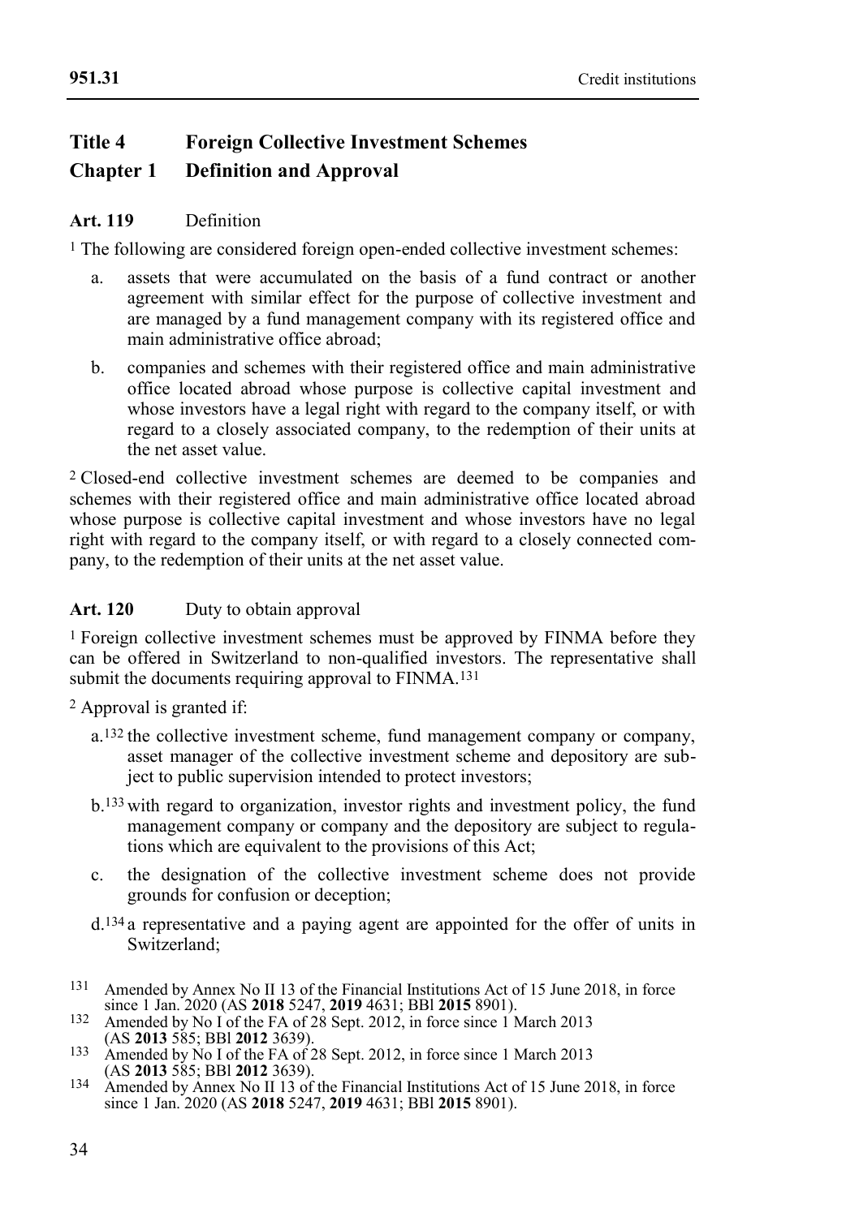## Title 4 Foreign Collective Investment Schemes

## Chapter 1 Definition and Approval

**Art. 119** Definition

[1] The following are considered foreign open-ended collective investment schemes:

a. assets that were accumulated on the basis of a fund contract or another agreement with similar effect for the purpose of collective investment and are managed by a fund management company with its registered office and main administrative office abroad;

b. companies and schemes with their registered office and main administrative office located abroad whose purpose is collective capital investment and whose investors have a legal right with regard to the company itself, or with regard to a closely associated company, to the redemption of their units at the net asset value.

[2] Closed-end collective investment schemes are deemed to be companies and schemes with their registered office and main administrative office located abroad whose purpose is collective capital investment and whose investors have no legal right with regard to the company itself, or with regard to a closely connected company, to the redemption of their units at the net asset value.

**Art. 120** Duty to obtain approval

[1] Foreign collective investment schemes must be approved by FINMA before they can be offered in Switzerland to non-qualified investors. The representative shall submit the documents requiring approval to FINMA.[131]

[2] Approval is granted if:

a.[132] the collective investment scheme, fund management company or company, asset manager of the collective investment scheme and depository are subject to public supervision intended to protect investors;

b.[133] with regard to organization, investor rights and investment policy, the fund management company or company and the depository are subject to regulations which are equivalent to the provisions of this Act;

c. the designation of the collective investment scheme does not provide grounds for confusion or deception;

d.[134] a representative and a paying agent are appointed for the offer of units in Switzerland;

---

131 Amended by Annex No II 13 of the Financial Institutions Act of 15 June 2018, in force since 1 Jan. 2020 (AS **2018** 5247, **2019** 4631; BBl **2015** 8901).

132 Amended by No I of the FA of 28 Sept. 2012, in force since 1 March 2013 (AS **2013** 585; BBl **2012** 3639).

133 Amended by No I of the FA of 28 Sept. 2012, in force since 1 March 2013 (AS **2013** 585; BBl **2012** 3639).

134 Amended by Annex No II 13 of the Financial Institutions Act of 15 June 2018, in force since 1 Jan. 2020 (AS **2018** 5247, **2019** 4631; BBl **2015** 8901).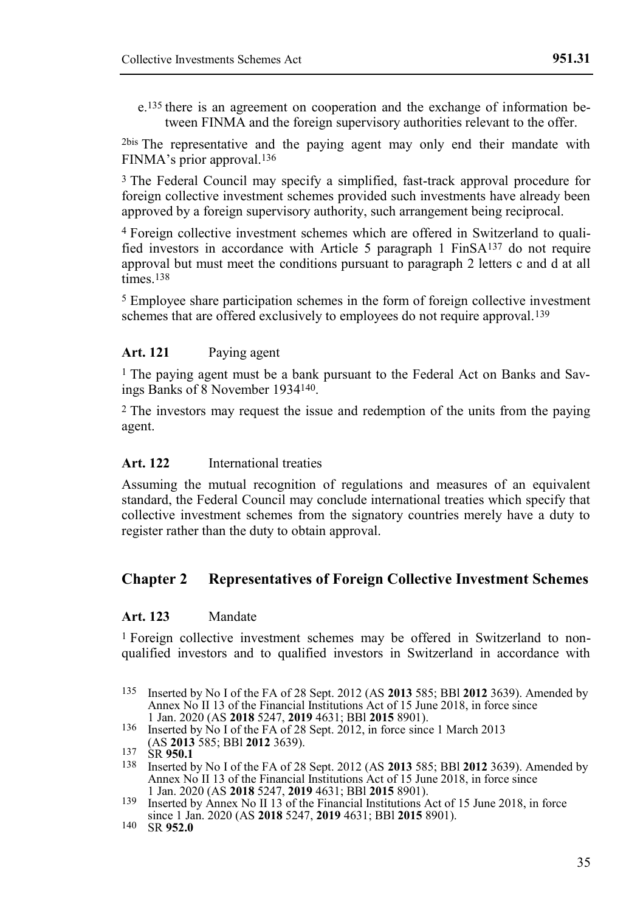e.[135] there is an agreement on cooperation and the exchange of information between FINMA and the foreign supervisory authorities relevant to the offer.

2bis The representative and the paying agent may only end their mandate with FINMA's prior approval.[136]

3 The Federal Council may specify a simplified, fast-track approval procedure for foreign collective investment schemes provided such investments have already been approved by a foreign supervisory authority, such arrangement being reciprocal.

4 Foreign collective investment schemes which are offered in Switzerland to qualified investors in accordance with Article 5 paragraph 1 FinSA[137] do not require approval but must meet the conditions pursuant to paragraph 2 letters c and d at all times.[138]

5 Employee share participation schemes in the form of foreign collective investment schemes that are offered exclusively to employees do not require approval.[139]

### Art. 121 Paying agent

1 The paying agent must be a bank pursuant to the Federal Act on Banks and Savings Banks of 8 November 1934[140].

2 The investors may request the issue and redemption of the units from the paying agent.

### Art. 122 International treaties

Assuming the mutual recognition of regulations and measures of an equivalent standard, the Federal Council may conclude international treaties which specify that collective investment schemes from the signatory countries merely have a duty to register rather than the duty to obtain approval.

## Chapter 2 Representatives of Foreign Collective Investment Schemes

### Art. 123 Mandate

1 Foreign collective investment schemes may be offered in Switzerland to non-qualified investors and to qualified investors in Switzerland in accordance with

---

135 Inserted by No I of the FA of 28 Sept. 2012 (AS **2013** 585; BBl **2012** 3639). Amended by Annex No II 13 of the Financial Institutions Act of 15 June 2018, in force since 1 Jan. 2020 (AS **2018** 5247, **2019** 4631; BBl **2015** 8901).

136 Inserted by No I of the FA of 28 Sept. 2012, in force since 1 March 2013 (AS **2013** 585; BBl **2012** 3639).

137 SR **950.1**

138 Inserted by No I of the FA of 28 Sept. 2012 (AS **2013** 585; BBl **2012** 3639). Amended by Annex No II 13 of the Financial Institutions Act of 15 June 2018, in force since 1 Jan. 2020 (AS **2018** 5247, **2019** 4631; BBl **2015** 8901).

139 Inserted by Annex No II 13 of the Financial Institutions Act of 15 June 2018, in force since 1 Jan. 2020 (AS **2018** 5247, **2019** 4631; BBl **2015** 8901).

140 SR **952.0**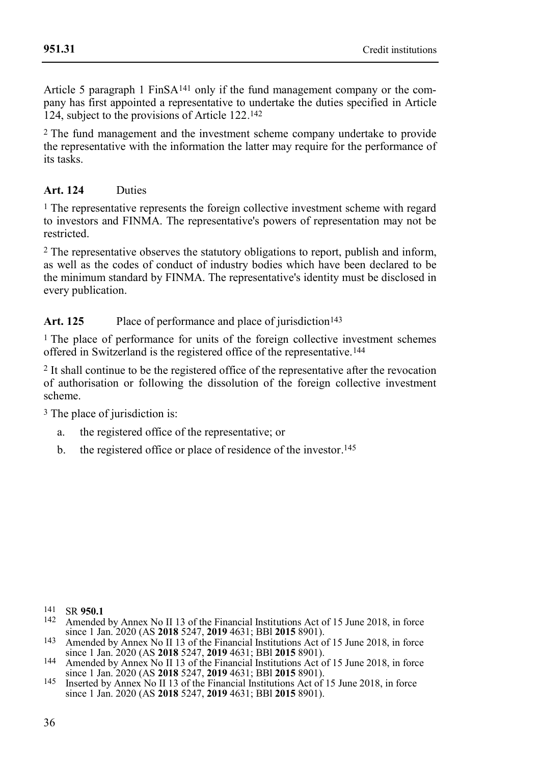Article 5 paragraph 1 FinSA[141] only if the fund management company or the company has first appointed a representative to undertake the duties specified in Article 124, subject to the provisions of Article 122.[142]

[2] The fund management and the investment scheme company undertake to provide the representative with the information the latter may require for the performance of its tasks.

### Art. 124 Duties

[1] The representative represents the foreign collective investment scheme with regard to investors and FINMA. The representative's powers of representation may not be restricted.

[2] The representative observes the statutory obligations to report, publish and inform, as well as the codes of conduct of industry bodies which have been declared to be the minimum standard by FINMA. The representative's identity must be disclosed in every publication.

### Art. 125 Place of performance and place of jurisdiction[143]

[1] The place of performance for units of the foreign collective investment schemes offered in Switzerland is the registered office of the representative.[144]

[2] It shall continue to be the registered office of the representative after the revocation of authorisation or following the dissolution of the foreign collective investment scheme.

[3] The place of jurisdiction is:

a. the registered office of the representative; or

b. the registered office or place of residence of the investor.[145]

---

[141] SR **950.1**

[142] Amended by Annex No II 13 of the Financial Institutions Act of 15 June 2018, in force since 1 Jan. 2020 (AS **2018** 5247, **2019** 4631; BBl **2015** 8901).

[143] Amended by Annex No II 13 of the Financial Institutions Act of 15 June 2018, in force since 1 Jan. 2020 (AS **2018** 5247, **2019** 4631; BBl **2015** 8901).

[144] Amended by Annex No II 13 of the Financial Institutions Act of 15 June 2018, in force since 1 Jan. 2020 (AS **2018** 5247, **2019** 4631; BBl **2015** 8901).

[145] Inserted by Annex No II 13 of the Financial Institutions Act of 15 June 2018, in force since 1 Jan. 2020 (AS **2018** 5247, **2019** 4631; BBl **2015** 8901).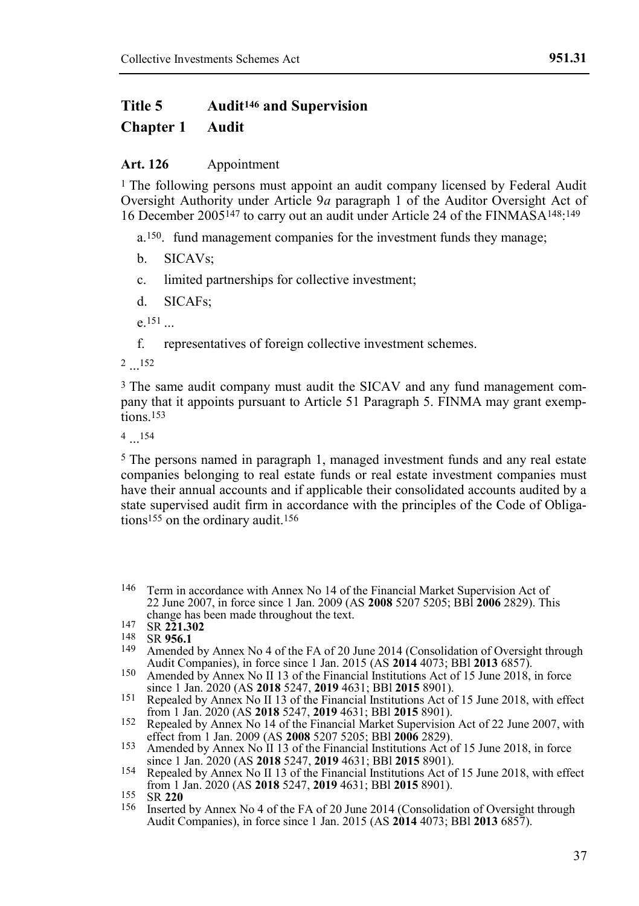# Title 5 Audit[146] and Supervision

## Chapter 1 Audit

**Art. 126** Appointment

[1] The following persons must appoint an audit company licensed by Federal Audit Oversight Authority under Article 9*a* paragraph 1 of the Auditor Oversight Act of 16 December 2005[147] to carry out an audit under Article 24 of the FINMASA[148]:[149]

a.[150]. fund management companies for the investment funds they manage;

b. SICAVs;

c. limited partnerships for collective investment;

d. SICAFs;

e.[151] ...

f. representatives of foreign collective investment schemes.

[2] ...[152]

[3] The same audit company must audit the SICAV and any fund management company that it appoints pursuant to Article 51 Paragraph 5. FINMA may grant exemptions.[153]

[4] ...[154]

[5] The persons named in paragraph 1, managed investment funds and any real estate companies belonging to real estate funds or real estate investment companies must have their annual accounts and if applicable their consolidated accounts audited by a state supervised audit firm in accordance with the principles of the Code of Obligations[155] on the ordinary audit.[156]

---

[146] Term in accordance with Annex No 14 of the Financial Market Supervision Act of 22 June 2007, in force since 1 Jan. 2009 (AS **2008** 5207 5205; BBl **2006** 2829). This change has been made throughout the text.

[147] SR **221.302**

[148] SR **956.1**

[149] Amended by Annex No 4 of the FA of 20 June 2014 (Consolidation of Oversight through Audit Companies), in force since 1 Jan. 2015 (AS **2014** 4073; BBl **2013** 6857).

[150] Amended by Annex No II 13 of the Financial Institutions Act of 15 June 2018, in force since 1 Jan. 2020 (AS **2018** 5247, **2019** 4631; BBl **2015** 8901).

[151] Repealed by Annex No II 13 of the Financial Institutions Act of 15 June 2018, with effect from 1 Jan. 2020 (AS **2018** 5247, **2019** 4631; BBl **2015** 8901).

[152] Repealed by Annex No 14 of the Financial Market Supervision Act of 22 June 2007, with effect from 1 Jan. 2009 (AS **2008** 5207 5205; BBl **2006** 2829).

[153] Amended by Annex No II 13 of the Financial Institutions Act of 15 June 2018, in force since 1 Jan. 2020 (AS **2018** 5247, **2019** 4631; BBl **2015** 8901).

[154] Repealed by Annex No II 13 of the Financial Institutions Act of 15 June 2018, with effect from 1 Jan. 2020 (AS **2018** 5247, **2019** 4631; BBl **2015** 8901).

[155] SR **220**

[156] Inserted by Annex No 4 of the FA of 20 June 2014 (Consolidation of Oversight through Audit Companies), in force since 1 Jan. 2015 (AS **2014** 4073; BBl **2013** 6857).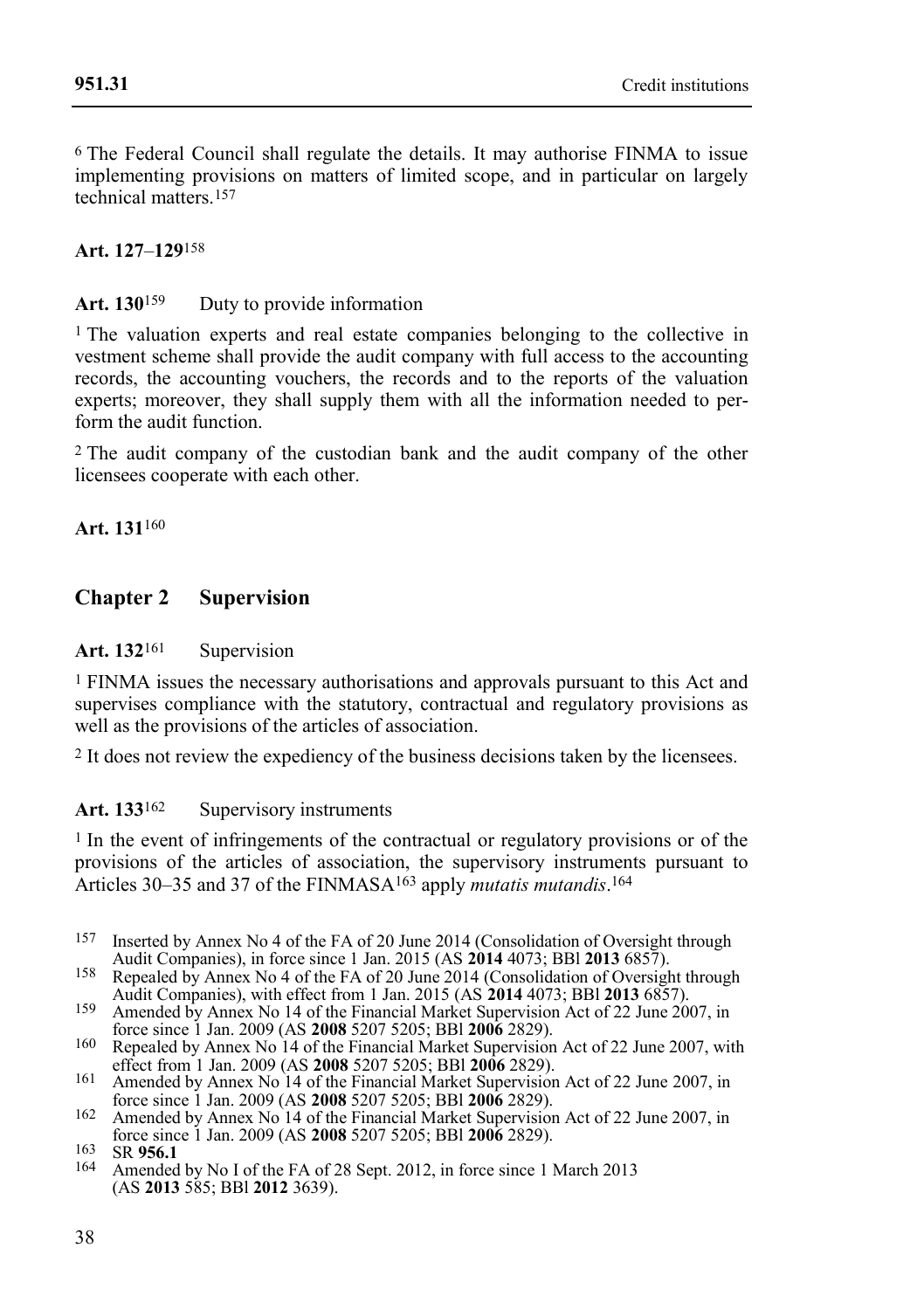[6] The Federal Council shall regulate the details. It may authorise FINMA to issue implementing provisions on matters of limited scope, and in particular on largely technical matters.[157]

**Art. 127**–**129**[158]

**Art. 130**[159] Duty to provide information

[1] The valuation experts and real estate companies belonging to the collective investment scheme shall provide the audit company with full access to the accounting records, the accounting vouchers, the records and to the reports of the valuation experts; moreover, they shall supply them with all the information needed to perform the audit function.

[2] The audit company of the custodian bank and the audit company of the other licensees cooperate with each other.

**Art. 131**[160]

## Chapter 2 Supervision

**Art. 132**[161] Supervision

[1] FINMA issues the necessary authorisations and approvals pursuant to this Act and supervises compliance with the statutory, contractual and regulatory provisions as well as the provisions of the articles of association.

[2] It does not review the expediency of the business decisions taken by the licensees.

**Art. 133**[162] Supervisory instruments

[1] In the event of infringements of the contractual or regulatory provisions or of the provisions of the articles of association, the supervisory instruments pursuant to Articles 30–35 and 37 of the FINMASA[163] apply *mutatis mutandis*.[164]

---

157 Inserted by Annex No 4 of the FA of 20 June 2014 (Consolidation of Oversight through Audit Companies), in force since 1 Jan. 2015 (AS **2014** 4073; BBl **2013** 6857).

158 Repealed by Annex No 4 of the FA of 20 June 2014 (Consolidation of Oversight through Audit Companies), with effect from 1 Jan. 2015 (AS **2014** 4073; BBl **2013** 6857).

159 Amended by Annex No 14 of the Financial Market Supervision Act of 22 June 2007, in force since 1 Jan. 2009 (AS **2008** 5207 5205; BBl **2006** 2829).

160 Repealed by Annex No 14 of the Financial Market Supervision Act of 22 June 2007, with effect from 1 Jan. 2009 (AS **2008** 5207 5205; BBl **2006** 2829).

161 Amended by Annex No 14 of the Financial Market Supervision Act of 22 June 2007, in force since 1 Jan. 2009 (AS **2008** 5207 5205; BBl **2006** 2829).

162 Amended by Annex No 14 of the Financial Market Supervision Act of 22 June 2007, in force since 1 Jan. 2009 (AS **2008** 5207 5205; BBl **2006** 2829).

163 SR **956.1**

164 Amended by No I of the FA of 28 Sept. 2012, in force since 1 March 2013 (AS **2013** 585; BBl **2012** 3639).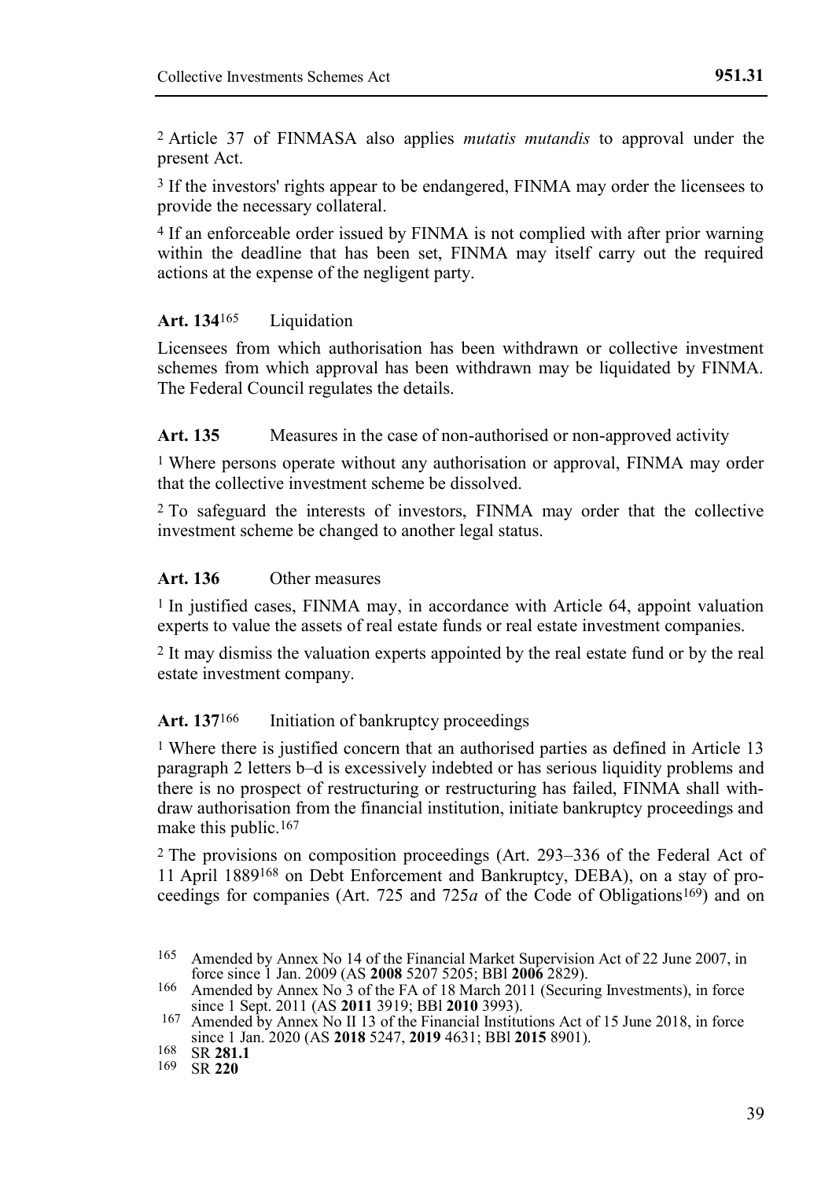[2] Article 37 of FINMASA also applies *mutatis mutandis* to approval under the present Act.

[3] If the investors' rights appear to be endangered, FINMA may order the licensees to provide the necessary collateral.

[4] If an enforceable order issued by FINMA is not complied with after prior warning within the deadline that has been set, FINMA may itself carry out the required actions at the expense of the negligent party.

**Art. 134**[165] Liquidation

Licensees from which authorisation has been withdrawn or collective investment schemes from which approval has been withdrawn may be liquidated by FINMA. The Federal Council regulates the details.

**Art. 135** Measures in the case of non-authorised or non-approved activity

[1] Where persons operate without any authorisation or approval, FINMA may order that the collective investment scheme be dissolved.

[2] To safeguard the interests of investors, FINMA may order that the collective investment scheme be changed to another legal status.

**Art. 136** Other measures

[1] In justified cases, FINMA may, in accordance with Article 64, appoint valuation experts to value the assets of real estate funds or real estate investment companies.

[2] It may dismiss the valuation experts appointed by the real estate fund or by the real estate investment company.

**Art. 137**[166] Initiation of bankruptcy proceedings

[1] Where there is justified concern that an authorised parties as defined in Article 13 paragraph 2 letters b–d is excessively indebted or has serious liquidity problems and there is no prospect of restructuring or restructuring has failed, FINMA shall withdraw authorisation from the financial institution, initiate bankruptcy proceedings and make this public.[167]

[2] The provisions on composition proceedings (Art. 293–336 of the Federal Act of 11 April 1889[168] on Debt Enforcement and Bankruptcy, DEBA), on a stay of proceedings for companies (Art. 725 and 725*a* of the Code of Obligations[169]) and on

---

[165] Amended by Annex No 14 of the Financial Market Supervision Act of 22 June 2007, in force since 1 Jan. 2009 (AS **2008** 5207 5205; BBl **2006** 2829).

[166] Amended by Annex No 3 of the FA of 18 March 2011 (Securing Investments), in force since 1 Sept. 2011 (AS **2011** 3919; BBl **2010** 3993).

[167] Amended by Annex No II 13 of the Financial Institutions Act of 15 June 2018, in force since 1 Jan. 2020 (AS **2018** 5247, **2019** 4631; BBl **2015** 8901).

[168] SR **281.1**

[169] SR **220**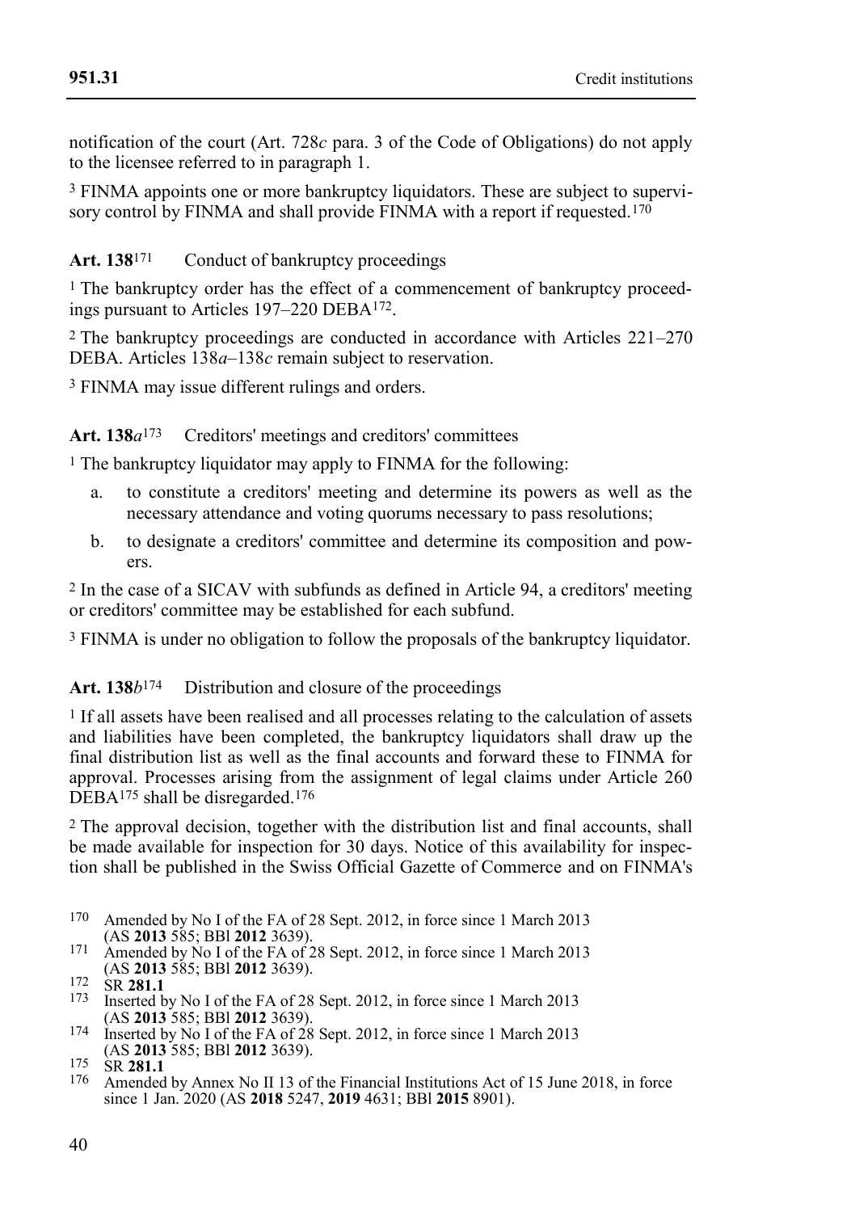notification of the court (Art. 728*c* para. 3 of the Code of Obligations) do not apply to the licensee referred to in paragraph 1.

[3] FINMA appoints one or more bankruptcy liquidators. These are subject to supervisory control by FINMA and shall provide FINMA with a report if requested.[170]

**Art. 138**[171] Conduct of bankruptcy proceedings

[1] The bankruptcy order has the effect of a commencement of bankruptcy proceedings pursuant to Articles 197–220 DEBA[172].

[2] The bankruptcy proceedings are conducted in accordance with Articles 221–270 DEBA. Articles 138*a*–138*c* remain subject to reservation.

[3] FINMA may issue different rulings and orders.

**Art. 138*a***[173] Creditors' meetings and creditors' committees

[1] The bankruptcy liquidator may apply to FINMA for the following:

a. to constitute a creditors' meeting and determine its powers as well as the necessary attendance and voting quorums necessary to pass resolutions;

b. to designate a creditors' committee and determine its composition and powers.

[2] In the case of a SICAV with subfunds as defined in Article 94, a creditors' meeting or creditors' committee may be established for each subfund.

[3] FINMA is under no obligation to follow the proposals of the bankruptcy liquidator.

**Art. 138*b***[174] Distribution and closure of the proceedings

[1] If all assets have been realised and all processes relating to the calculation of assets and liabilities have been completed, the bankruptcy liquidators shall draw up the final distribution list as well as the final accounts and forward these to FINMA for approval. Processes arising from the assignment of legal claims under Article 260 DEBA[175] shall be disregarded.[176]

[2] The approval decision, together with the distribution list and final accounts, shall be made available for inspection for 30 days. Notice of this availability for inspection shall be published in the Swiss Official Gazette of Commerce and on FINMA's

---

[170] Amended by No I of the FA of 28 Sept. 2012, in force since 1 March 2013 (AS **2013** 585; BBl **2012** 3639).

[171] Amended by No I of the FA of 28 Sept. 2012, in force since 1 March 2013 (AS **2013** 585; BBl **2012** 3639).

[172] SR **281.1**

[173] Inserted by No I of the FA of 28 Sept. 2012, in force since 1 March 2013 (AS **2013** 585; BBl **2012** 3639).

[174] Inserted by No I of the FA of 28 Sept. 2012, in force since 1 March 2013 (AS **2013** 585; BBl **2012** 3639).

[175] SR **281.1**

[176] Amended by Annex No II 13 of the Financial Institutions Act of 15 June 2018, in force since 1 Jan. 2020 (AS **2018** 5247, **2019** 4631; BBl **2015** 8901).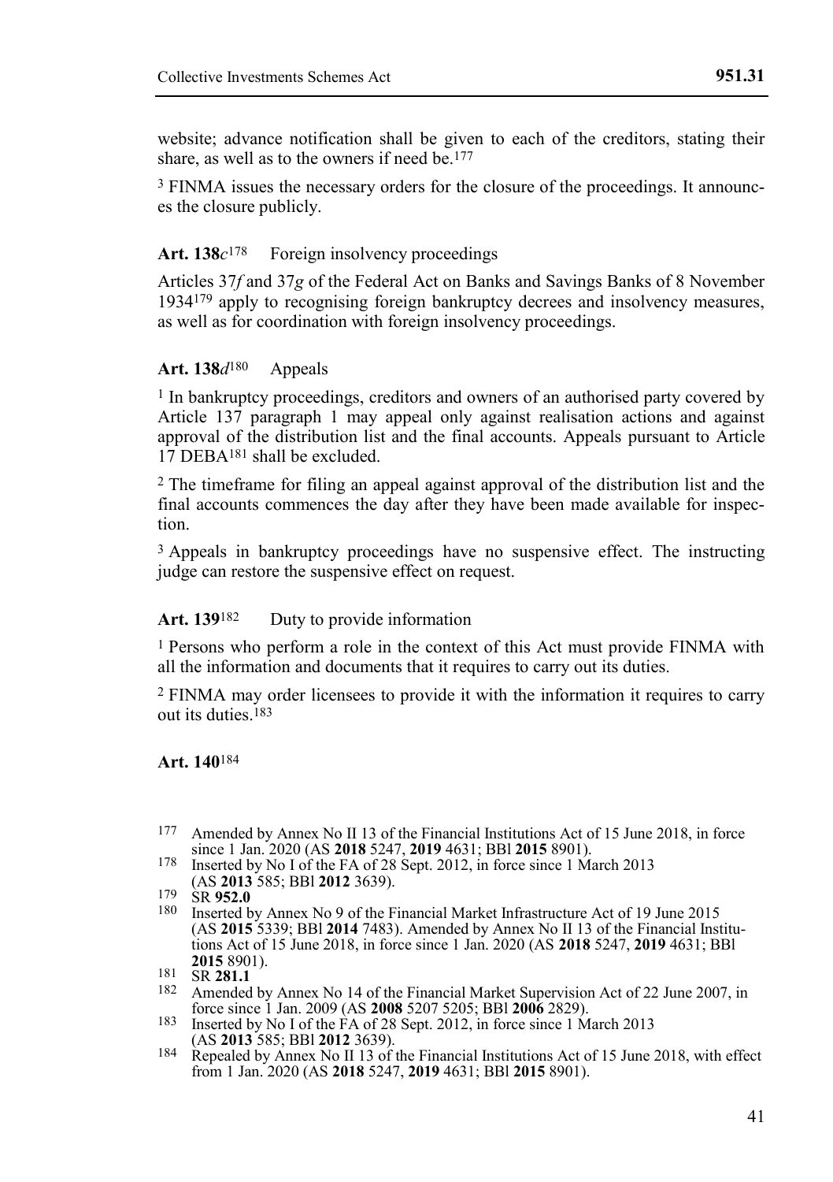website; advance notification shall be given to each of the creditors, stating their share, as well as to the owners if need be.[177]

[3] FINMA issues the necessary orders for the closure of the proceedings. It announces the closure publicly.

**Art. 138*c*[178]** Foreign insolvency proceedings

Articles 37*f* and 37*g* of the Federal Act on Banks and Savings Banks of 8 November 1934[179] apply to recognising foreign bankruptcy decrees and insolvency measures, as well as for coordination with foreign insolvency proceedings.

**Art. 138*d*[180]** Appeals

[1] In bankruptcy proceedings, creditors and owners of an authorised party covered by Article 137 paragraph 1 may appeal only against realisation actions and against approval of the distribution list and the final accounts. Appeals pursuant to Article 17 DEBA[181] shall be excluded.

[2] The timeframe for filing an appeal against approval of the distribution list and the final accounts commences the day after they have been made available for inspection.

[3] Appeals in bankruptcy proceedings have no suspensive effect. The instructing judge can restore the suspensive effect on request.

**Art. 139[182]** Duty to provide information

[1] Persons who perform a role in the context of this Act must provide FINMA with all the information and documents that it requires to carry out its duties.

[2] FINMA may order licensees to provide it with the information it requires to carry out its duties.[183]

**Art. 140[184]**

---

177 Amended by Annex No II 13 of the Financial Institutions Act of 15 June 2018, in force since 1 Jan. 2020 (AS **2018** 5247, **2019** 4631; BBl **2015** 8901).

178 Inserted by No I of the FA of 28 Sept. 2012, in force since 1 March 2013 (AS **2013** 585; BBl **2012** 3639).

179 SR **952.0**

180 Inserted by Annex No 9 of the Financial Market Infrastructure Act of 19 June 2015 (AS **2015** 5339; BBl **2014** 7483). Amended by Annex No II 13 of the Financial Institutions Act of 15 June 2018, in force since 1 Jan. 2020 (AS **2018** 5247, **2019** 4631; BBl **2015** 8901).

181 SR **281.1**

182 Amended by Annex No 14 of the Financial Market Supervision Act of 22 June 2007, in force since 1 Jan. 2009 (AS **2008** 5207 5205; BBl **2006** 2829).

183 Inserted by No I of the FA of 28 Sept. 2012, in force since 1 March 2013 (AS **2013** 585; BBl **2012** 3639).

184 Repealed by Annex No II 13 of the Financial Institutions Act of 15 June 2018, with effect from 1 Jan. 2020 (AS **2018** 5247, **2019** 4631; BBl **2015** 8901).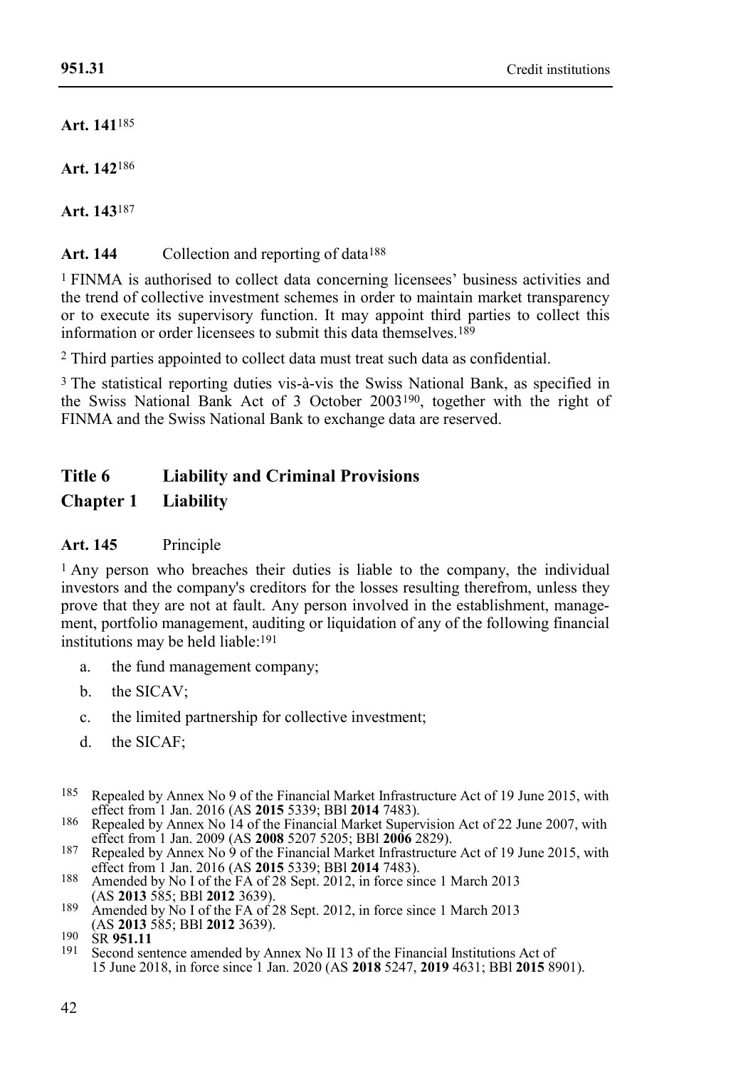**Art. 141**[185]

**Art. 142**[186]

**Art. 143**[187]

**Art. 144** Collection and reporting of data[188]

[1] FINMA is authorised to collect data concerning licensees' business activities and the trend of collective investment schemes in order to maintain market transparency or to execute its supervisory function. It may appoint third parties to collect this information or order licensees to submit this data themselves.[189]

[2] Third parties appointed to collect data must treat such data as confidential.

[3] The statistical reporting duties vis-à-vis the Swiss National Bank, as specified in the Swiss National Bank Act of 3 October 2003[190], together with the right of FINMA and the Swiss National Bank to exchange data are reserved.

## Title 6 Liability and Criminal Provisions

## Chapter 1 Liability

**Art. 145** Principle

[1] Any person who breaches their duties is liable to the company, the individual investors and the company's creditors for the losses resulting therefrom, unless they prove that they are not at fault. Any person involved in the establishment, management, portfolio management, auditing or liquidation of any of the following financial institutions may be held liable:[191]

a. the fund management company;

b. the SICAV;

c. the limited partnership for collective investment;

d. the SICAF;

---

185 Repealed by Annex No 9 of the Financial Market Infrastructure Act of 19 June 2015, with effect from 1 Jan. 2016 (AS **2015** 5339; BBl **2014** 7483).

186 Repealed by Annex No 14 of the Financial Market Supervision Act of 22 June 2007, with effect from 1 Jan. 2009 (AS **2008** 5207 5205; BBl **2006** 2829).

187 Repealed by Annex No 9 of the Financial Market Infrastructure Act of 19 June 2015, with effect from 1 Jan. 2016 (AS **2015** 5339; BBl **2014** 7483).

188 Amended by No I of the FA of 28 Sept. 2012, in force since 1 March 2013 (AS **2013** 585; BBl **2012** 3639).

189 Amended by No I of the FA of 28 Sept. 2012, in force since 1 March 2013 (AS **2013** 585; BBl **2012** 3639).

190 SR **951.11**

191 Second sentence amended by Annex No II 13 of the Financial Institutions Act of 15 June 2018, in force since 1 Jan. 2020 (AS **2018** 5247, **2019** 4631; BBl **2015** 8901).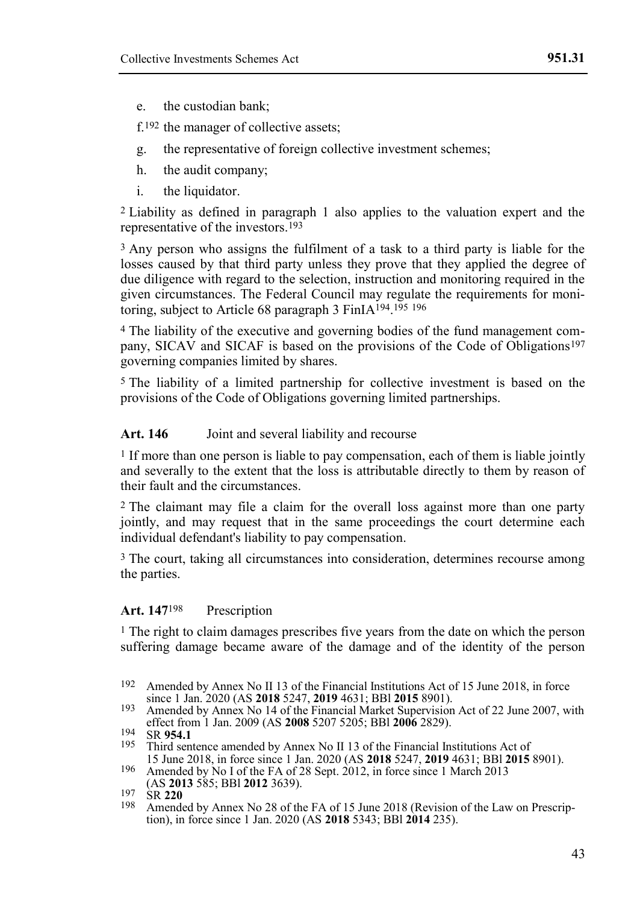e. the custodian bank;

f.[192] the manager of collective assets;

g. the representative of foreign collective investment schemes;

h. the audit company;

i. the liquidator.

[2] Liability as defined in paragraph 1 also applies to the valuation expert and the representative of the investors.[193]

[3] Any person who assigns the fulfilment of a task to a third party is liable for the losses caused by that third party unless they prove that they applied the degree of due diligence with regard to the selection, instruction and monitoring required in the given circumstances. The Federal Council may regulate the requirements for monitoring, subject to Article 68 paragraph 3 FinIA[194].[195] [196]

[4] The liability of the executive and governing bodies of the fund management company, SICAV and SICAF is based on the provisions of the Code of Obligations[197] governing companies limited by shares.

[5] The liability of a limited partnership for collective investment is based on the provisions of the Code of Obligations governing limited partnerships.

#### Art. 146 Joint and several liability and recourse

[1] If more than one person is liable to pay compensation, each of them is liable jointly and severally to the extent that the loss is attributable directly to them by reason of their fault and the circumstances.

[2] The claimant may file a claim for the overall loss against more than one party jointly, and may request that in the same proceedings the court determine each individual defendant's liability to pay compensation.

[3] The court, taking all circumstances into consideration, determines recourse among the parties.

#### Art. 147[198] Prescription

[1] The right to claim damages prescribes five years from the date on which the person suffering damage became aware of the damage and of the identity of the person

---

192 Amended by Annex No II 13 of the Financial Institutions Act of 15 June 2018, in force since 1 Jan. 2020 (AS **2018** 5247, **2019** 4631; BBl **2015** 8901).

193 Amended by Annex No 14 of the Financial Market Supervision Act of 22 June 2007, with effect from 1 Jan. 2009 (AS **2008** 5207 5205; BBl **2006** 2829).

194 SR **954.1**

195 Third sentence amended by Annex No II 13 of the Financial Institutions Act of 15 June 2018, in force since 1 Jan. 2020 (AS **2018** 5247, **2019** 4631; BBl **2015** 8901).

196 Amended by No I of the FA of 28 Sept. 2012, in force since 1 March 2013 (AS **2013** 585; BBl **2012** 3639).

197 SR **220**

198 Amended by Annex No 28 of the FA of 15 June 2018 (Revision of the Law on Prescription), in force since 1 Jan. 2020 (AS **2018** 5343; BBl **2014** 235).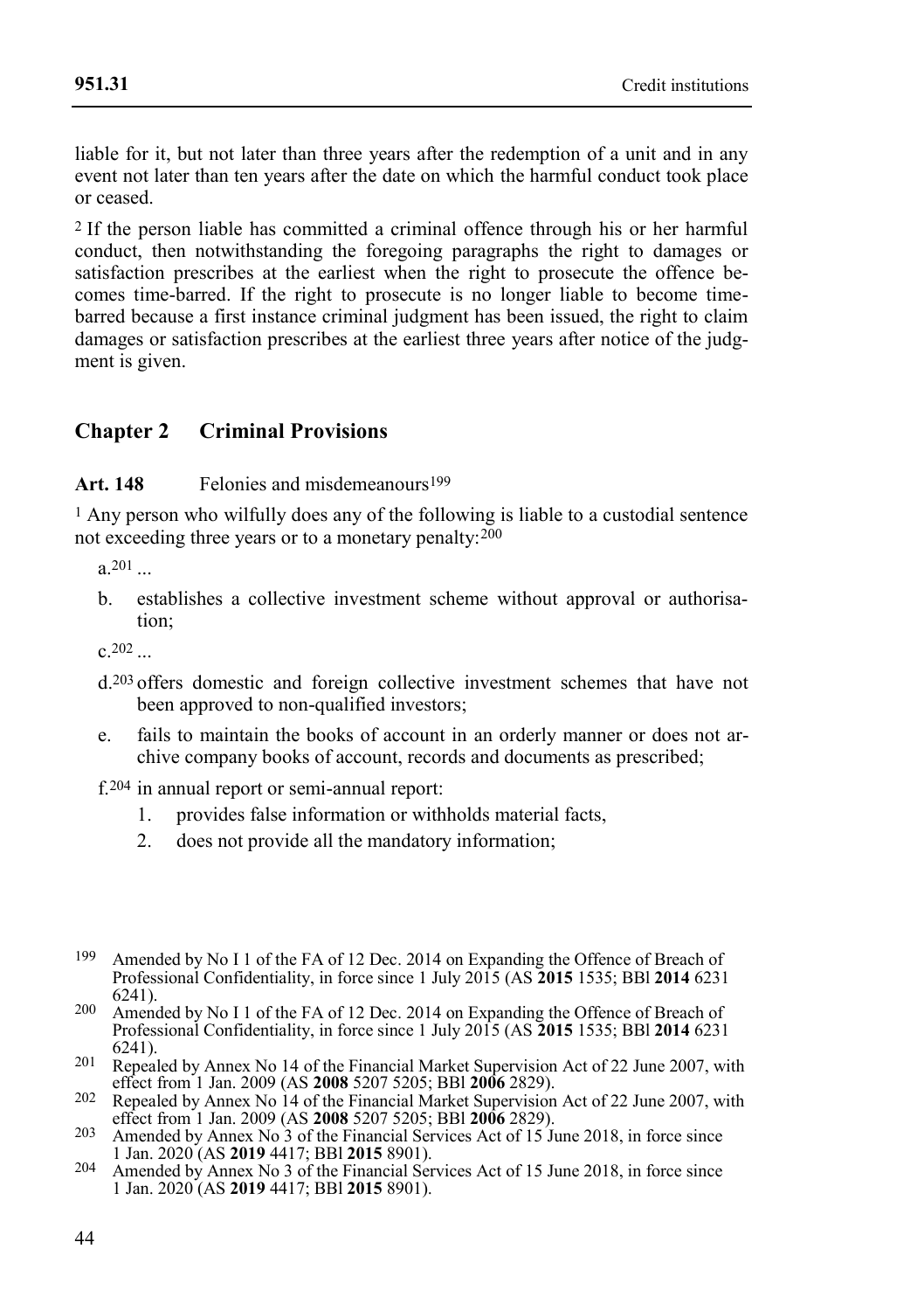liable for it, but not later than three years after the redemption of a unit and in any event not later than ten years after the date on which the harmful conduct took place or ceased.

[2] If the person liable has committed a criminal offence through his or her harmful conduct, then notwithstanding the foregoing paragraphs the right to damages or satisfaction prescribes at the earliest when the right to prosecute the offence becomes time-barred. If the right to prosecute is no longer liable to become time-barred because a first instance criminal judgment has been issued, the right to claim damages or satisfaction prescribes at the earliest three years after notice of the judgment is given.

## Chapter 2 Criminal Provisions

**Art. 148** Felonies and misdemeanours[199]

[1] Any person who wilfully does any of the following is liable to a custodial sentence not exceeding three years or to a monetary penalty:[200]

a.[201] ...

b. establishes a collective investment scheme without approval or authorisation;

c.[202] ...

d.[203] offers domestic and foreign collective investment schemes that have not been approved to non-qualified investors;

e. fails to maintain the books of account in an orderly manner or does not archive company books of account, records and documents as prescribed;

f.[204] in annual report or semi-annual report:

1. provides false information or withholds material facts,
2. does not provide all the mandatory information;

---

[199] Amended by No I 1 of the FA of 12 Dec. 2014 on Expanding the Offence of Breach of Professional Confidentiality, in force since 1 July 2015 (AS **2015** 1535; BBl **2014** 6231 6241).

[200] Amended by No I 1 of the FA of 12 Dec. 2014 on Expanding the Offence of Breach of Professional Confidentiality, in force since 1 July 2015 (AS **2015** 1535; BBl **2014** 6231 6241).

[201] Repealed by Annex No 14 of the Financial Market Supervision Act of 22 June 2007, with effect from 1 Jan. 2009 (AS **2008** 5207 5205; BBl **2006** 2829).

[202] Repealed by Annex No 14 of the Financial Market Supervision Act of 22 June 2007, with effect from 1 Jan. 2009 (AS **2008** 5207 5205; BBl **2006** 2829).

[203] Amended by Annex No 3 of the Financial Services Act of 15 June 2018, in force since 1 Jan. 2020 (AS **2019** 4417; BBl **2015** 8901).

[204] Amended by Annex No 3 of the Financial Services Act of 15 June 2018, in force since 1 Jan. 2020 (AS **2019** 4417; BBl **2015** 8901).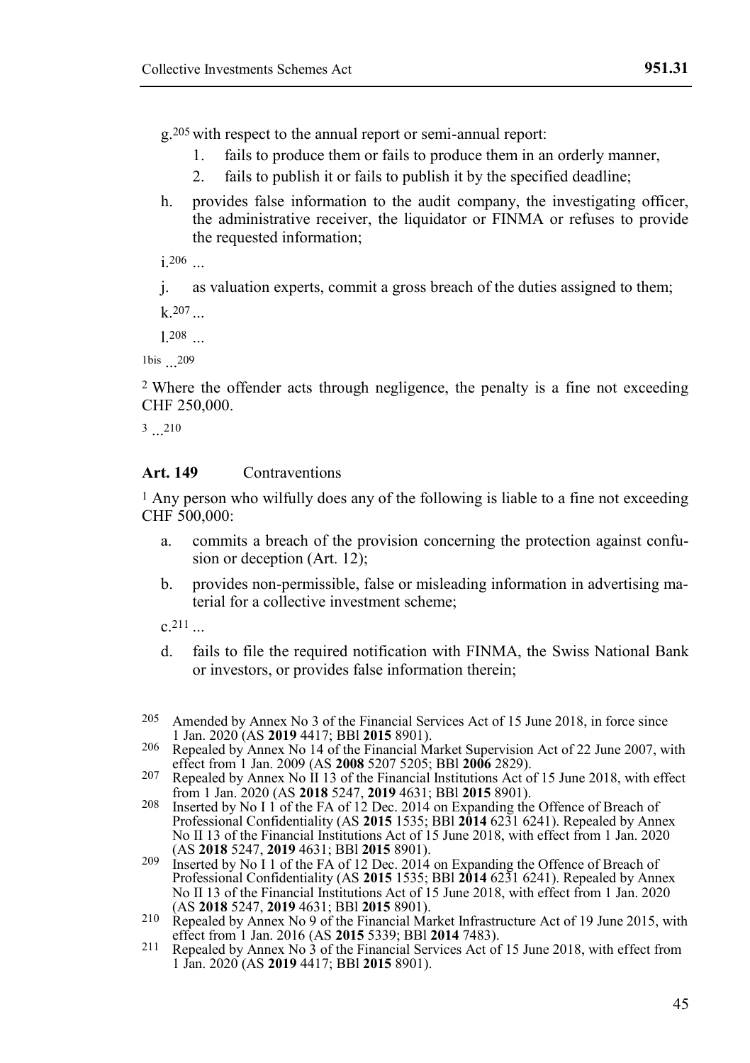g.[205] with respect to the annual report or semi-annual report:

1. fails to produce them or fails to produce them in an orderly manner,
2. fails to publish it or fails to publish it by the specified deadline;

h. provides false information to the audit company, the investigating officer, the administrative receiver, the liquidator or FINMA or refuses to provide the requested information;

i.[206] ...

j. as valuation experts, commit a gross breach of the duties assigned to them;

k.[207] ...

l.[208] ...

1bis ...[209]

2 Where the offender acts through negligence, the penalty is a fine not exceeding CHF 250,000.

3 ...[210]

### Art. 149 Contraventions

1 Any person who wilfully does any of the following is liable to a fine not exceeding CHF 500,000:

a. commits a breach of the provision concerning the protection against confusion or deception (Art. 12);

b. provides non-permissible, false or misleading information in advertising material for a collective investment scheme;

c.[211] ...

d. fails to file the required notification with FINMA, the Swiss National Bank or investors, or provides false information therein;

---

205 Amended by Annex No 3 of the Financial Services Act of 15 June 2018, in force since 1 Jan. 2020 (AS **2019** 4417; BBl **2015** 8901).

206 Repealed by Annex No 14 of the Financial Market Supervision Act of 22 June 2007, with effect from 1 Jan. 2009 (AS **2008** 5207 5205; BBl **2006** 2829).

207 Repealed by Annex No II 13 of the Financial Institutions Act of 15 June 2018, with effect from 1 Jan. 2020 (AS **2018** 5247, **2019** 4631; BBl **2015** 8901).

208 Inserted by No I 1 of the FA of 12 Dec. 2014 on Expanding the Offence of Breach of Professional Confidentiality (AS **2015** 1535; BBl **2014** 6231 6241). Repealed by Annex No II 13 of the Financial Institutions Act of 15 June 2018, with effect from 1 Jan. 2020 (AS **2018** 5247, **2019** 4631; BBl **2015** 8901).

209 Inserted by No I 1 of the FA of 12 Dec. 2014 on Expanding the Offence of Breach of Professional Confidentiality (AS **2015** 1535; BBl **2014** 6231 6241). Repealed by Annex No II 13 of the Financial Institutions Act of 15 June 2018, with effect from 1 Jan. 2020 (AS **2018** 5247, **2019** 4631; BBl **2015** 8901).

210 Repealed by Annex No 9 of the Financial Market Infrastructure Act of 19 June 2015, with effect from 1 Jan. 2016 (AS **2015** 5339; BBl **2014** 7483).

211 Repealed by Annex No 3 of the Financial Services Act of 15 June 2018, with effect from 1 Jan. 2020 (AS **2019** 4417; BBl **2015** 8901).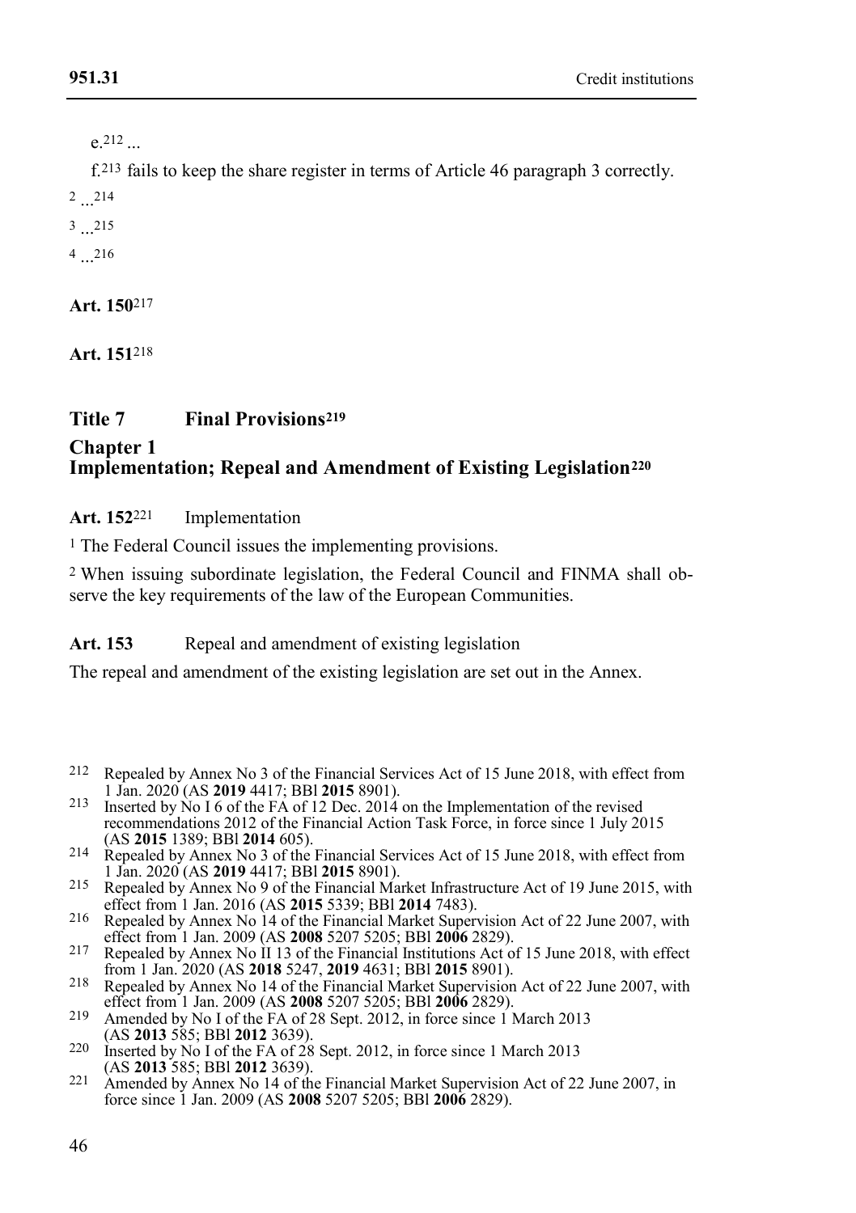e.[212] ...

f.[213] fails to keep the share register in terms of Article 46 paragraph 3 correctly.

[2] ...[214]

[3] ...[215]

[4] ...[216]

**Art. 150**[217]

**Art. 151**[218]

## Title 7 Final Provisions[219]

### Chapter 1 Implementation; Repeal and Amendment of Existing Legislation[220]

**Art. 152**[221] Implementation

[1] The Federal Council issues the implementing provisions.

[2] When issuing subordinate legislation, the Federal Council and FINMA shall observe the key requirements of the law of the European Communities.

**Art. 153** Repeal and amendment of existing legislation

The repeal and amendment of the existing legislation are set out in the Annex.

---

212 Repealed by Annex No 3 of the Financial Services Act of 15 June 2018, with effect from 1 Jan. 2020 (AS **2019** 4417; BBl **2015** 8901).

213 Inserted by No I 6 of the FA of 12 Dec. 2014 on the Implementation of the revised recommendations 2012 of the Financial Action Task Force, in force since 1 July 2015 (AS **2015** 1389; BBl **2014** 605).

214 Repealed by Annex No 3 of the Financial Services Act of 15 June 2018, with effect from 1 Jan. 2020 (AS **2019** 4417; BBl **2015** 8901).

215 Repealed by Annex No 9 of the Financial Market Infrastructure Act of 19 June 2015, with effect from 1 Jan. 2016 (AS **2015** 5339; BBl **2014** 7483).

216 Repealed by Annex No 14 of the Financial Market Supervision Act of 22 June 2007, with effect from 1 Jan. 2009 (AS **2008** 5207 5205; BBl **2006** 2829).

217 Repealed by Annex No II 13 of the Financial Institutions Act of 15 June 2018, with effect from 1 Jan. 2020 (AS **2018** 5247, **2019** 4631; BBl **2015** 8901).

218 Repealed by Annex No 14 of the Financial Market Supervision Act of 22 June 2007, with effect from 1 Jan. 2009 (AS **2008** 5207 5205; BBl **2006** 2829).

219 Amended by No I of the FA of 28 Sept. 2012, in force since 1 March 2013 (AS **2013** 585; BBl **2012** 3639).

220 Inserted by No I of the FA of 28 Sept. 2012, in force since 1 March 2013 (AS **2013** 585; BBl **2012** 3639).

221 Amended by Annex No 14 of the Financial Market Supervision Act of 22 June 2007, in force since 1 Jan. 2009 (AS **2008** 5207 5205; BBl **2006** 2829).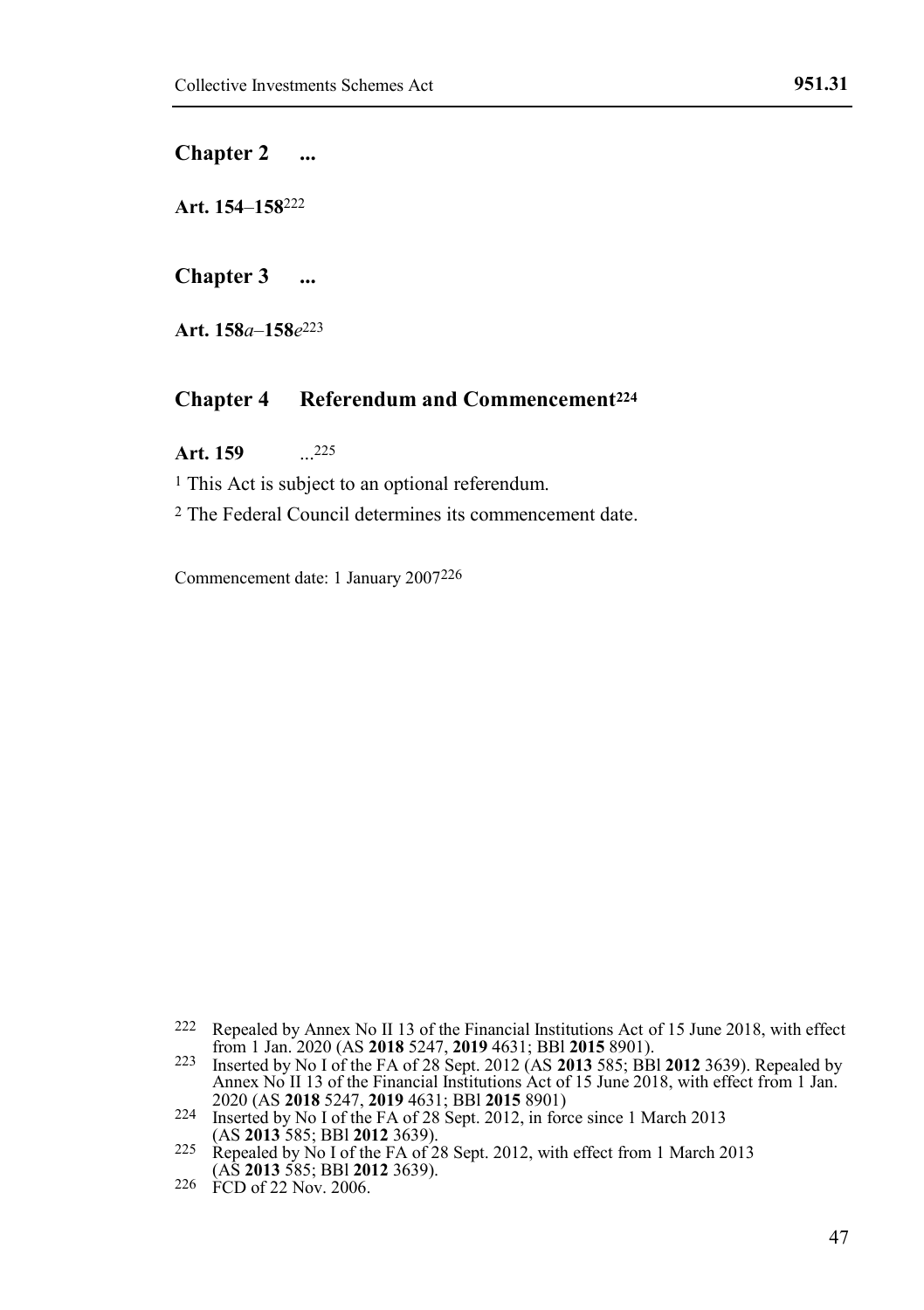## Chapter 2 ...

**Art. 154–158**[222]

## Chapter 3 ...

**Art. *158a*–*158e***[223]

## Chapter 4 Referendum and Commencement[224]

**Art. 159** ...[225]

[1] This Act is subject to an optional referendum.

[2] The Federal Council determines its commencement date.

Commencement date: 1 January 2007[226]

---

222 Repealed by Annex No II 13 of the Financial Institutions Act of 15 June 2018, with effect from 1 Jan. 2020 (AS **2018** 5247, **2019** 4631; BBl **2015** 8901).

223 Inserted by No I of the FA of 28 Sept. 2012 (AS **2013** 585; BBl **2012** 3639). Repealed by Annex No II 13 of the Financial Institutions Act of 15 June 2018, with effect from 1 Jan. 2020 (AS **2018** 5247, **2019** 4631; BBl **2015** 8901)

224 Inserted by No I of the FA of 28 Sept. 2012, in force since 1 March 2013 (AS **2013** 585; BBl **2012** 3639).

225 Repealed by No I of the FA of 28 Sept. 2012, with effect from 1 March 2013 (AS **2013** 585; BBl **2012** 3639).

226 FCD of 22 Nov. 2006.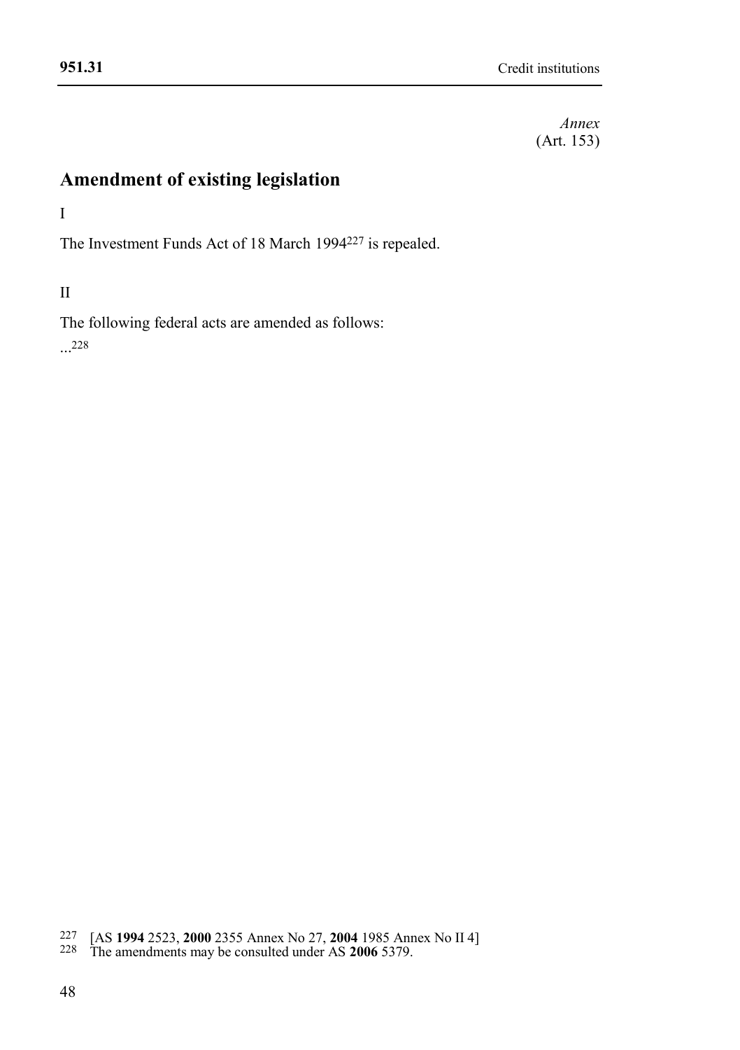*Annex*
(Art. 153)

## Amendment of existing legislation

I

The Investment Funds Act of 18 March 1994[227] is repealed.

II

The following federal acts are amended as follows:

...[228]

[227] [AS **1994** 2523, **2000** 2355 Annex No 27, **2004** 1985 Annex No II 4]

[228] The amendments may be consulted under AS **2006** 5379.